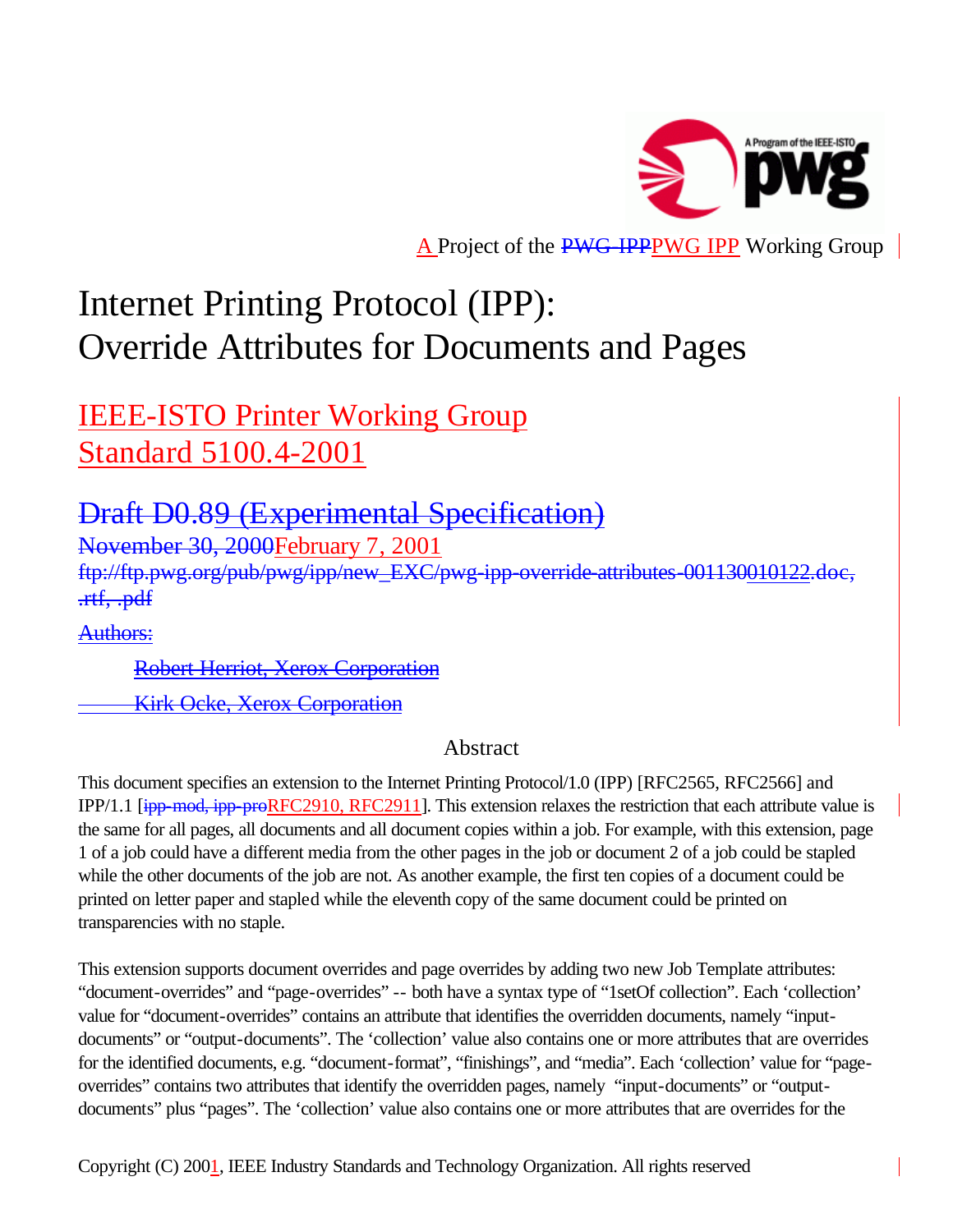A Project of the PWG-IPPPWG IPP Working Group

# Internet Printing Protocol (IPP): Override Attributes for Documents and Pages

## IEEE-ISTO Printer Working Group Standard 5100.4-2001

## Draft D0.89 (Experimental Specification)

November 30, 2000February 7, 2001

ftp://ftp.pwg.org/pub/pwg/ipp/new_EXC/pwg-ipp-override-attributes-001130010122.doc, .rtf, .pdf

Authors:

Robert Herriot, Xerox Corporation

Kirk Ocke, Xerox Corporation

### Abstract

This document specifies an extension to the Internet Printing Protocol/1.0 (IPP) [RFC2565, RFC2566] and IPP/1.1 [ipp-mod, ipp-proRFC2910, RFC2911]. This extension relaxes the restriction that each attribute value is the same for all pages, all documents and all document copies within a job. For example, with this extension, page 1 of a job could have a different media from the other pages in the job or document 2 of a job could be stapled while the other documents of the job are not. As another example, the first ten copies of a document could be printed on letter paper and stapled while the eleventh copy of the same document could be printed on transparencies with no staple.

This extension supports document overrides and page overrides by adding two new Job Template attributes: "document-overrides" and "page-overrides" -- both have a syntax type of "1setOf collection". Each 'collection' value for "document-overrides" contains an attribute that identifies the overridden documents, namely "input-documents" or "output-documents". The 'collection' value also contains one or more attributes that are overrides for the identified documents, e.g. "document-format", "finishings", and "media". Each 'collection' value for "page-overrides" contains two attributes that identify the overridden pages, namely "input-documents" or "output-documents" plus "pages". The 'collection' value also contains one or more attributes that are overrides for the

Copyright (C) 2001, IEEE Industry Standards and Technology Organization. All rights reserved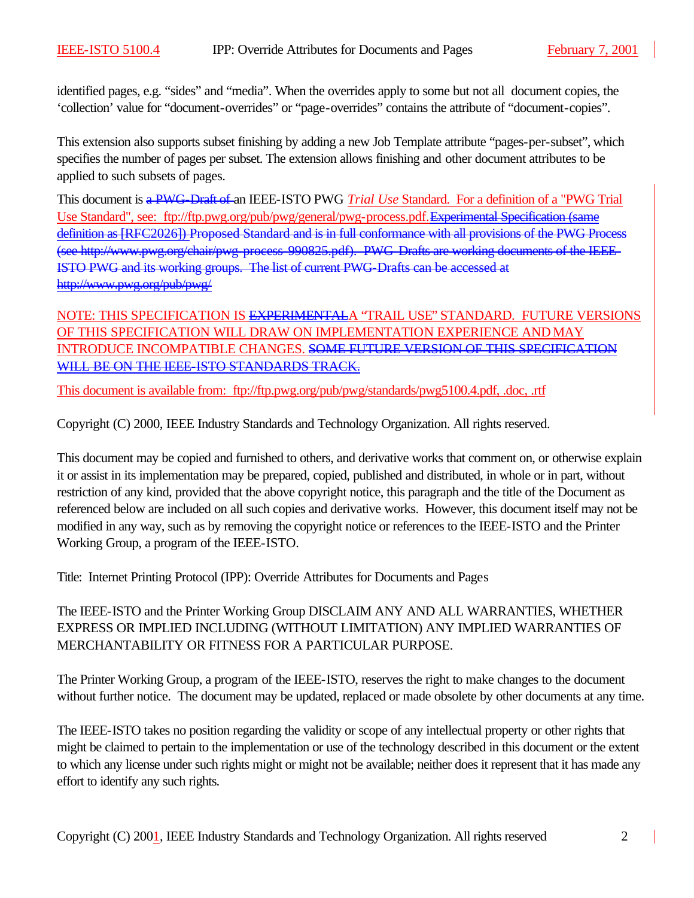identified pages, e.g. "sides" and "media". When the overrides apply to some but not all document copies, the 'collection' value for "document-overrides" or "page-overrides" contains the attribute of "document-copies".

This extension also supports subset finishing by adding a new Job Template attribute "pages-per-subset", which specifies the number of pages per subset. The extension allows finishing and other document attributes to be applied to such subsets of pages.

This document is ~~a PWG-Draft of~~ an IEEE-ISTO PWG *Trial Use* Standard. For a definition of a "PWG Trial Use Standard", see: ftp://ftp.pwg.org/pub/pwg/general/pwg-process.pdf.~~Experimental Specification (same definition as [RFC2026]) Proposed Standard and is in full conformance with all provisions of the PWG Process (see http://www.pwg.org/chair/pwg-process-990825.pdf). PWG-Drafts are working documents of the IEEE-ISTO PWG and its working groups. The list of current PWG-Drafts can be accessed at http://www.pwg.org/pub/pwg/~~

NOTE: THIS SPECIFICATION IS ~~EXPERIMENTAL~~A "TRAIL USE" STANDARD. FUTURE VERSIONS OF THIS SPECIFICATION WILL DRAW ON IMPLEMENTATION EXPERIENCE AND MAY INTRODUCE INCOMPATIBLE CHANGES. ~~SOME FUTURE VERSION OF THIS SPECIFICATION WILL BE ON THE IEEE-ISTO STANDARDS TRACK.~~

This document is available from: ftp://ftp.pwg.org/pub/pwg/standards/pwg5100.4.pdf, .doc, .rtf

Copyright (C) 2000, IEEE Industry Standards and Technology Organization. All rights reserved.

This document may be copied and furnished to others, and derivative works that comment on, or otherwise explain it or assist in its implementation may be prepared, copied, published and distributed, in whole or in part, without restriction of any kind, provided that the above copyright notice, this paragraph and the title of the Document as referenced below are included on all such copies and derivative works. However, this document itself may not be modified in any way, such as by removing the copyright notice or references to the IEEE-ISTO and the Printer Working Group, a program of the IEEE-ISTO.

Title: Internet Printing Protocol (IPP): Override Attributes for Documents and Pages

The IEEE-ISTO and the Printer Working Group DISCLAIM ANY AND ALL WARRANTIES, WHETHER EXPRESS OR IMPLIED INCLUDING (WITHOUT LIMITATION) ANY IMPLIED WARRANTIES OF MERCHANTABILITY OR FITNESS FOR A PARTICULAR PURPOSE.

The Printer Working Group, a program of the IEEE-ISTO, reserves the right to make changes to the document without further notice. The document may be updated, replaced or made obsolete by other documents at any time.

The IEEE-ISTO takes no position regarding the validity or scope of any intellectual property or other rights that might be claimed to pertain to the implementation or use of the technology described in this document or the extent to which any license under such rights might or might not be available; neither does it represent that it has made any effort to identify any such rights.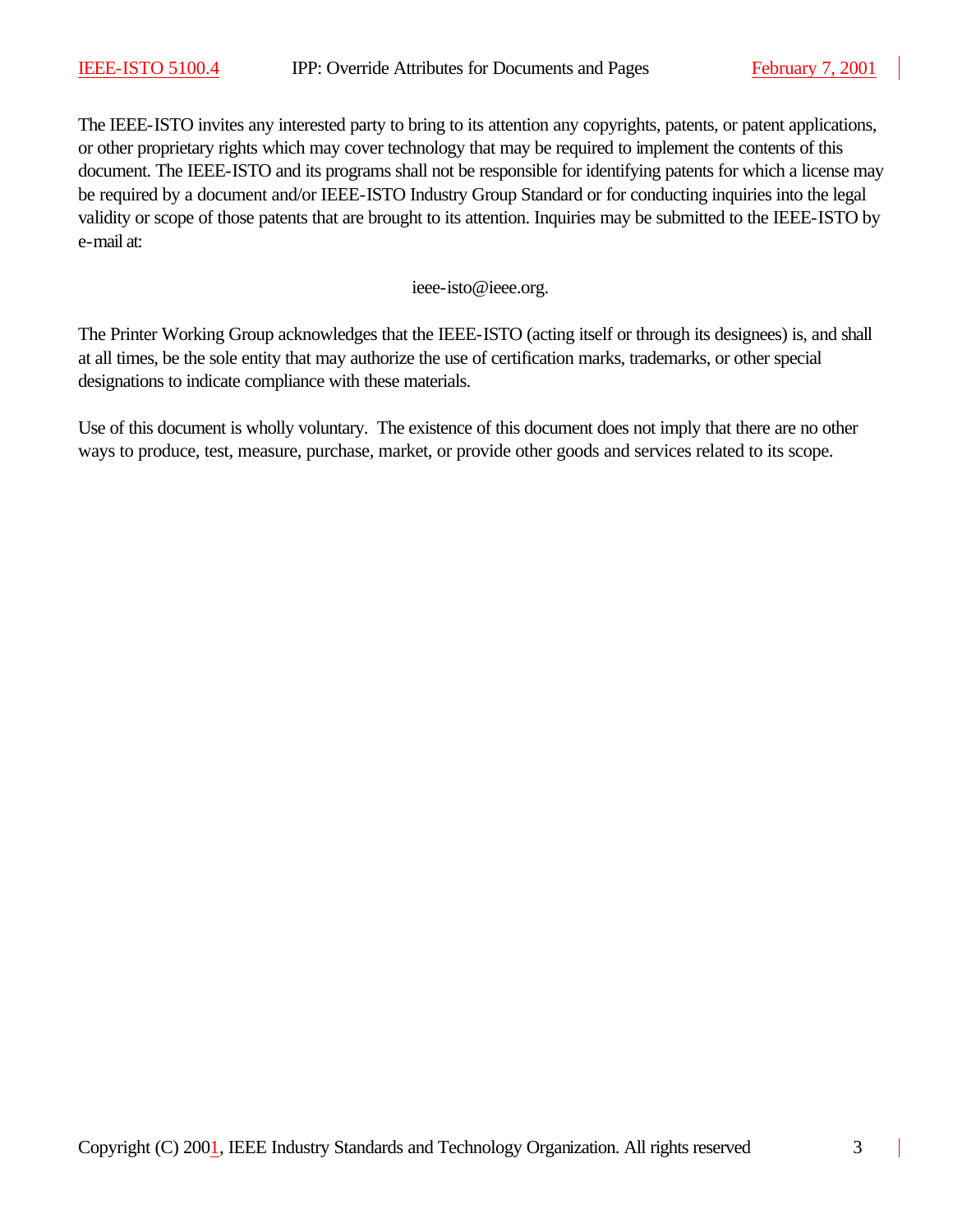The IEEE-ISTO invites any interested party to bring to its attention any copyrights, patents, or patent applications, or other proprietary rights which may cover technology that may be required to implement the contents of this document. The IEEE-ISTO and its programs shall not be responsible for identifying patents for which a license may be required by a document and/or IEEE-ISTO Industry Group Standard or for conducting inquiries into the legal validity or scope of those patents that are brought to its attention. Inquiries may be submitted to the IEEE-ISTO by e-mail at:

ieee-isto@ieee.org.

The Printer Working Group acknowledges that the IEEE-ISTO (acting itself or through its designees) is, and shall at all times, be the sole entity that may authorize the use of certification marks, trademarks, or other special designations to indicate compliance with these materials.

Use of this document is wholly voluntary. The existence of this document does not imply that there are no other ways to produce, test, measure, purchase, market, or provide other goods and services related to its scope.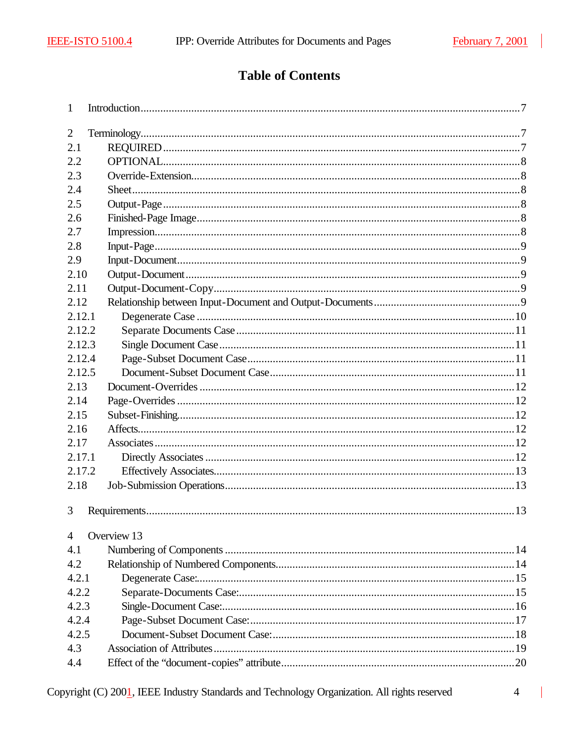# Table of Contents

1 Introduction....7

2 Terminology....7
- 2.1 REQUIRED....7
- 2.2 OPTIONAL....8
- 2.3 Override-Extension....8
- 2.4 Sheet....8
- 2.5 Output-Page....8
- 2.6 Finished-Page Image....8
- 2.7 Impression....8
- 2.8 Input-Page....9
- 2.9 Input-Document....9
- 2.10 Output-Document....9
- 2.11 Output-Document-Copy....9
- 2.12 Relationship between Input-Document and Output-Documents....9
  - 2.12.1 Degenerate Case....10
  - 2.12.2 Separate Documents Case....11
  - 2.12.3 Single Document Case....11
  - 2.12.4 Page-Subset Document Case....11
  - 2.12.5 Document-Subset Document Case....11
- 2.13 Document-Overrides....12
- 2.14 Page-Overrides....12
- 2.15 Subset-Finishing....12
- 2.16 Affects....12
- 2.17 Associates....12
  - 2.17.1 Directly Associates....12
  - 2.17.2 Effectively Associates....13
- 2.18 Job-Submission Operations....13

3 Requirements....13

4 Overview 13
- 4.1 Numbering of Components....14
- 4.2 Relationship of Numbered Components....14
  - 4.2.1 Degenerate Case:....15
  - 4.2.2 Separate-Documents Case:....15
  - 4.2.3 Single-Document Case:....16
  - 4.2.4 Page-Subset Document Case:....17
  - 4.2.5 Document-Subset Document Case:....18
- 4.3 Association of Attributes....19
- 4.4 Effect of the “document-copies” attribute....20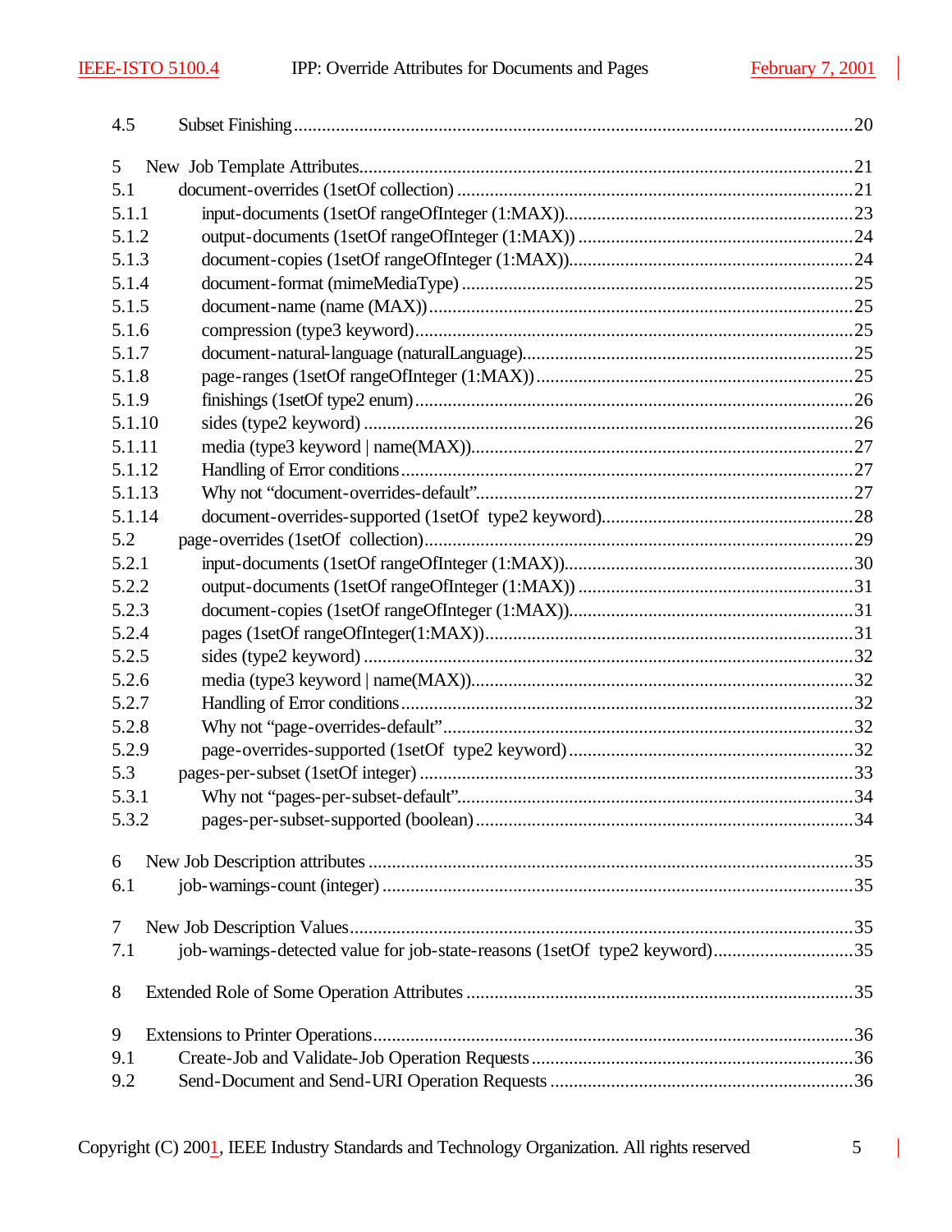4.5 Subset Finishing ......................................................................................................................20

5 New Job Template Attributes.........................................................................................................21
5.1 document-overrides (1setOf collection) ....................................................................................21
5.1.1 input-documents (1setOf rangeOfInteger (1:MAX))...............................................................23
5.1.2 output-documents (1setOf rangeOfInteger (1:MAX)) .............................................................24
5.1.3 document-copies (1setOf rangeOfInteger (1:MAX))...............................................................24
5.1.4 document-format (mimeMediaType) .....................................................................................25
5.1.5 document-name (name (MAX))...........................................................................................25
5.1.6 compression (type3 keyword)..............................................................................................25
5.1.7 document-natural-language (naturalLanguage).......................................................................25
5.1.8 page-ranges (1setOf rangeOfInteger (1:MAX)) ....................................................................25
5.1.9 finishings (1setOf type2 enum).............................................................................................26
5.1.10 sides (type2 keyword) ........................................................................................................26
5.1.11 media (type3 keyword | name(MAX))..................................................................................27
5.1.12 Handling of Error conditions.................................................................................................27
5.1.13 Why not "document-overrides-default"..................................................................................27
5.1.14 document-overrides-supported (1setOf type2 keyword).......................................................28
5.2 page-overrides (1setOf collection)............................................................................................29
5.2.1 input-documents (1setOf rangeOfInteger (1:MAX))...............................................................30
5.2.2 output-documents (1setOf rangeOfInteger (1:MAX)) .............................................................31
5.2.3 document-copies (1setOf rangeOfInteger (1:MAX))...............................................................31
5.2.4 pages (1setOf rangeOfInteger(1:MAX))................................................................................31
5.2.5 sides (type2 keyword) ........................................................................................................32
5.2.6 media (type3 keyword | name(MAX))..................................................................................32
5.2.7 Handling of Error conditions.................................................................................................32
5.2.8 Why not "page-overrides-default".........................................................................................32
5.2.9 page-overrides-supported (1setOf type2 keyword) ..............................................................32
5.3 pages-per-subset (1setOf integer) .............................................................................................33
5.3.1 Why not "pages-per-subset-default"......................................................................................34
5.3.2 pages-per-subset-supported (boolean)..................................................................................34

6 New Job Description attributes .......................................................................................................35
6.1 job-warnings-count (integer) .....................................................................................................35

7 New Job Description Values............................................................................................................35
7.1 job-warnings-detected value for job-state-reasons (1setOf type2 keyword)..............................35

8 Extended Role of Some Operation Attributes ...................................................................................35

9 Extensions to Printer Operations......................................................................................................36
9.1 Create-Job and Validate-Job Operation Requests.....................................................................36
9.2 Send-Document and Send-URI Operation Requests .................................................................36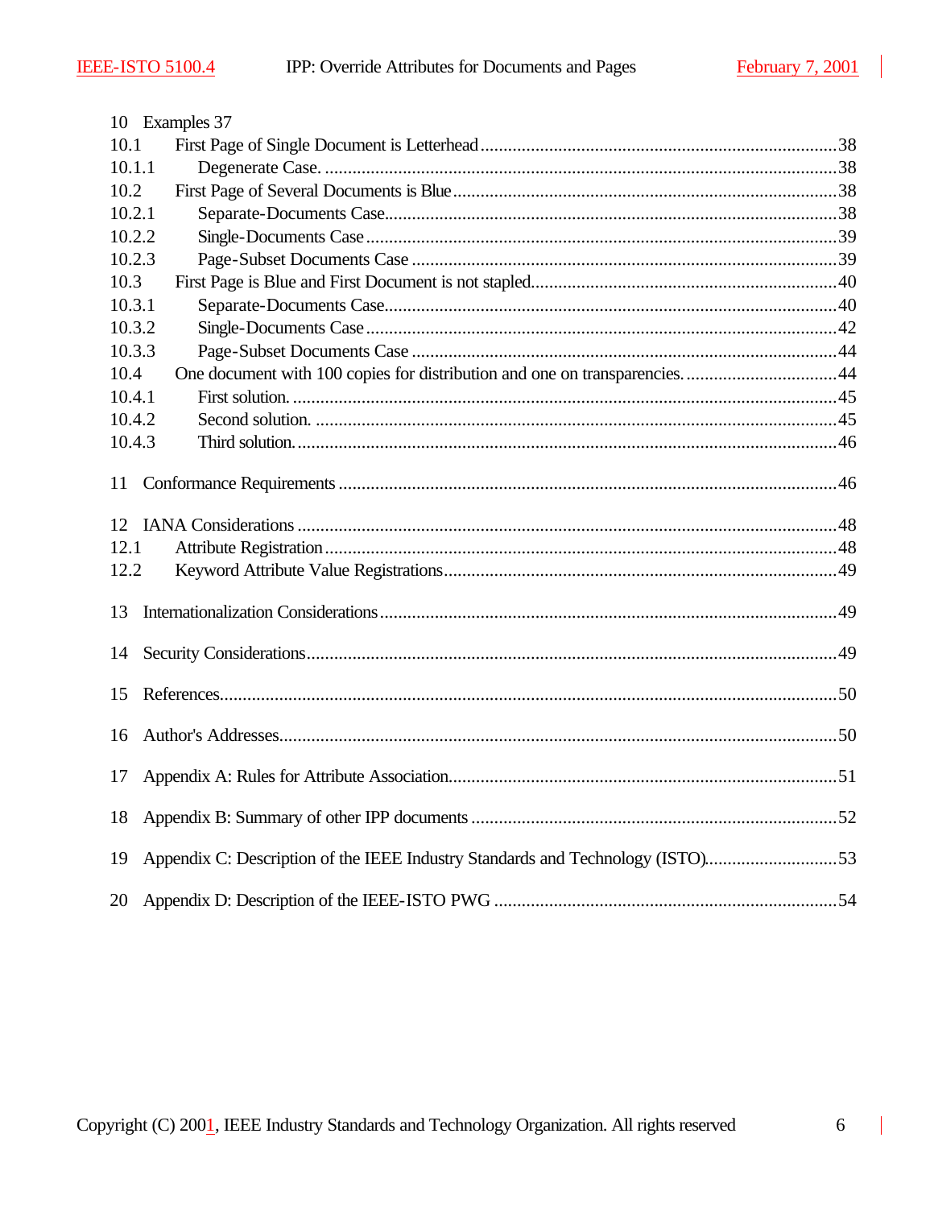10 Examples 37
10.1 First Page of Single Document is Letterhead ....................................................38
10.1.1 Degenerate Case. ....................................................38
10.2 First Page of Several Documents is Blue ....................................................38
10.2.1 Separate-Documents Case ....................................................38
10.2.2 Single-Documents Case ....................................................39
10.2.3 Page-Subset Documents Case ....................................................39
10.3 First Page is Blue and First Document is not stapled ....................................................40
10.3.1 Separate-Documents Case ....................................................40
10.3.2 Single-Documents Case ....................................................42
10.3.3 Page-Subset Documents Case ....................................................44
10.4 One document with 100 copies for distribution and one on transparencies. ....................................................44
10.4.1 First solution. ....................................................45
10.4.2 Second solution. ....................................................45
10.4.3 Third solution. ....................................................46

11 Conformance Requirements ....................................................46

12 IANA Considerations ....................................................48
12.1 Attribute Registration ....................................................48
12.2 Keyword Attribute Value Registrations ....................................................49

13 Internationalization Considerations ....................................................49

14 Security Considerations ....................................................49

15 References ....................................................50

16 Author's Addresses ....................................................50

17 Appendix A: Rules for Attribute Association ....................................................51

18 Appendix B: Summary of other IPP documents ....................................................52

19 Appendix C: Description of the IEEE Industry Standards and Technology (ISTO) ....................................................53

20 Appendix D: Description of the IEEE-ISTO PWG ....................................................54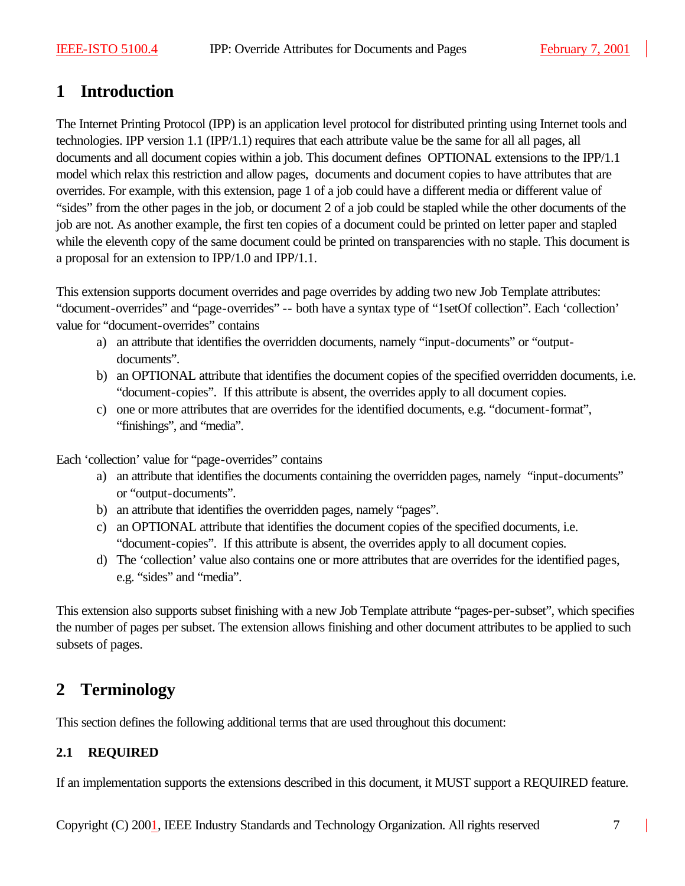# 1 Introduction

The Internet Printing Protocol (IPP) is an application level protocol for distributed printing using Internet tools and technologies. IPP version 1.1 (IPP/1.1) requires that each attribute value be the same for all all pages, all documents and all document copies within a job. This document defines OPTIONAL extensions to the IPP/1.1 model which relax this restriction and allow pages, documents and document copies to have attributes that are overrides. For example, with this extension, page 1 of a job could have a different media or different value of “sides” from the other pages in the job, or document 2 of a job could be stapled while the other documents of the job are not. As another example, the first ten copies of a document could be printed on letter paper and stapled while the eleventh copy of the same document could be printed on transparencies with no staple. This document is a proposal for an extension to IPP/1.0 and IPP/1.1.

This extension supports document overrides and page overrides by adding two new Job Template attributes: “document-overrides” and “page-overrides” -- both have a syntax type of “1setOf collection”. Each ‘collection’ value for “document-overrides” contains

a) an attribute that identifies the overridden documents, namely “input-documents” or “output-documents”.
b) an OPTIONAL attribute that identifies the document copies of the specified overridden documents, i.e. “document-copies”. If this attribute is absent, the overrides apply to all document copies.
c) one or more attributes that are overrides for the identified documents, e.g. “document-format”, “finishings”, and “media”.

Each ‘collection’ value for “page-overrides” contains

a) an attribute that identifies the documents containing the overridden pages, namely “input-documents” or “output-documents”.
b) an attribute that identifies the overridden pages, namely “pages”.
c) an OPTIONAL attribute that identifies the document copies of the specified documents, i.e. “document-copies”. If this attribute is absent, the overrides apply to all document copies.
d) The ‘collection’ value also contains one or more attributes that are overrides for the identified pages, e.g. “sides” and “media”.

This extension also supports subset finishing with a new Job Template attribute “pages-per-subset”, which specifies the number of pages per subset. The extension allows finishing and other document attributes to be applied to such subsets of pages.

# 2 Terminology

This section defines the following additional terms that are used throughout this document:

### 2.1 REQUIRED

If an implementation supports the extensions described in this document, it MUST support a REQUIRED feature.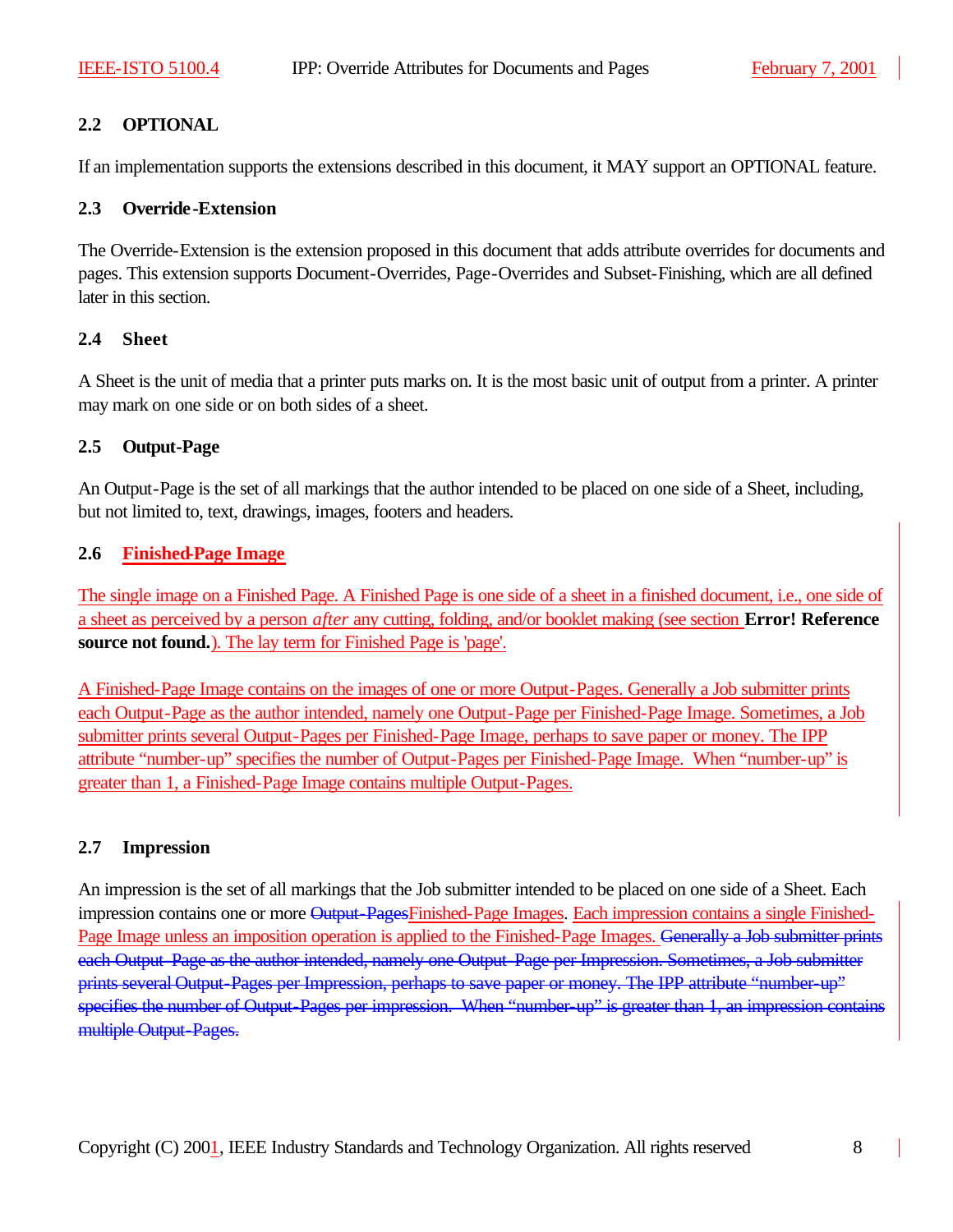## 2.2 OPTIONAL

If an implementation supports the extensions described in this document, it MAY support an OPTIONAL feature.

## 2.3 Override-Extension

The Override-Extension is the extension proposed in this document that adds attribute overrides for documents and pages. This extension supports Document-Overrides, Page-Overrides and Subset-Finishing, which are all defined later in this section.

## 2.4 Sheet

A Sheet is the unit of media that a printer puts marks on. It is the most basic unit of output from a printer. A printer may mark on one side or on both sides of a sheet.

## 2.5 Output-Page

An Output-Page is the set of all markings that the author intended to be placed on one side of a Sheet, including, but not limited to, text, drawings, images, footers and headers.

## 2.6 Finished-Page Image

The single image on a Finished Page. A Finished Page is one side of a sheet in a finished document, i.e., one side of a sheet as perceived by a person *after* any cutting, folding, and/or booklet making (see section **Error! Reference source not found.**). The lay term for Finished Page is 'page'.

A Finished-Page Image contains on the images of one or more Output-Pages. Generally a Job submitter prints each Output-Page as the author intended, namely one Output-Page per Finished-Page Image. Sometimes, a Job submitter prints several Output-Pages per Finished-Page Image, perhaps to save paper or money. The IPP attribute "number-up" specifies the number of Output-Pages per Finished-Page Image. When "number-up" is greater than 1, a Finished-Page Image contains multiple Output-Pages.

## 2.7 Impression

An impression is the set of all markings that the Job submitter intended to be placed on one side of a Sheet. Each impression contains one or more ~~Output-Pages~~Finished-Page Images. Each impression contains a single Finished-Page Image unless an imposition operation is applied to the Finished-Page Images. ~~Generally a Job submitter prints each Output-Page as the author intended, namely one Output-Page per Impression. Sometimes, a Job submitter prints several Output-Pages per Impression, perhaps to save paper or money. The IPP attribute "number-up" specifies the number of Output-Pages per impression. When "number-up" is greater than 1, an impression contains multiple Output-Pages.~~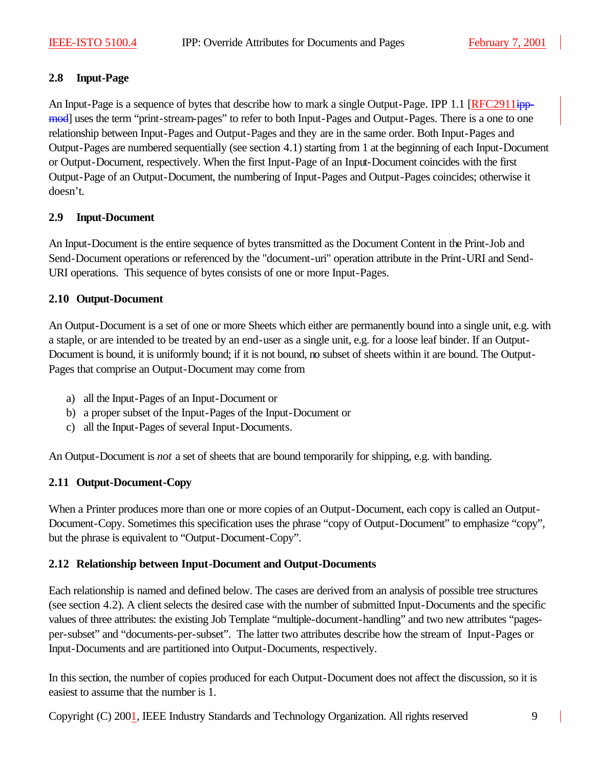### 2.8 Input-Page

An Input-Page is a sequence of bytes that describe how to mark a single Output-Page. IPP 1.1 [RFC2911ipp-mod] uses the term "print-stream-pages" to refer to both Input-Pages and Output-Pages. There is a one to one relationship between Input-Pages and Output-Pages and they are in the same order. Both Input-Pages and Output-Pages are numbered sequentially (see section 4.1) starting from 1 at the beginning of each Input-Document or Output-Document, respectively. When the first Input-Page of an Input-Document coincides with the first Output-Page of an Output-Document, the numbering of Input-Pages and Output-Pages coincides; otherwise it doesn't.

### 2.9 Input-Document

An Input-Document is the entire sequence of bytes transmitted as the Document Content in the Print-Job and Send-Document operations or referenced by the "document-uri" operation attribute in the Print-URI and Send-URI operations. This sequence of bytes consists of one or more Input-Pages.

### 2.10 Output-Document

An Output-Document is a set of one or more Sheets which either are permanently bound into a single unit, e.g. with a staple, or are intended to be treated by an end-user as a single unit, e.g. for a loose leaf binder. If an Output-Document is bound, it is uniformly bound; if it is not bound, no subset of sheets within it are bound. The Output-Pages that comprise an Output-Document may come from

a) all the Input-Pages of an Input-Document or
b) a proper subset of the Input-Pages of the Input-Document or
c) all the Input-Pages of several Input-Documents.

An Output-Document is *not* a set of sheets that are bound temporarily for shipping, e.g. with banding.

### 2.11 Output-Document-Copy

When a Printer produces more than one or more copies of an Output-Document, each copy is called an Output-Document-Copy. Sometimes this specification uses the phrase "copy of Output-Document" to emphasize "copy", but the phrase is equivalent to "Output-Document-Copy".

### 2.12 Relationship between Input-Document and Output-Documents

Each relationship is named and defined below. The cases are derived from an analysis of possible tree structures (see section 4.2). A client selects the desired case with the number of submitted Input-Documents and the specific values of three attributes: the existing Job Template "multiple-document-handling" and two new attributes "pages-per-subset" and "documents-per-subset". The latter two attributes describe how the stream of Input-Pages or Input-Documents and are partitioned into Output-Documents, respectively.

In this section, the number of copies produced for each Output-Document does not affect the discussion, so it is easiest to assume that the number is 1.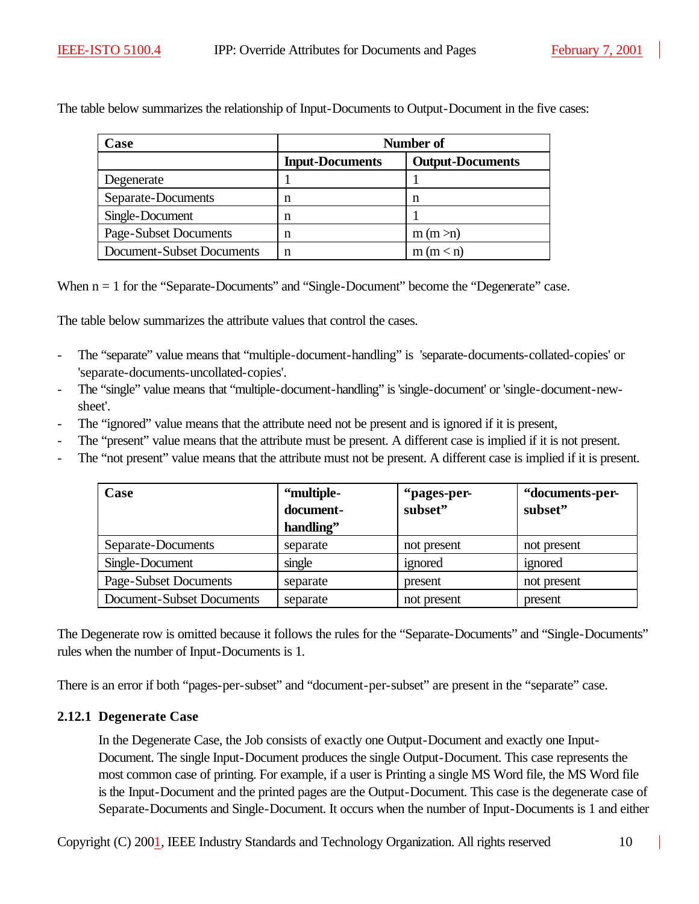The table below summarizes the relationship of Input-Documents to Output-Document in the five cases:

| Case | Number of | |
|---|---|---|
| | **Input-Documents** | **Output-Documents** |
| Degenerate | 1 | 1 |
| Separate-Documents | n | n |
| Single-Document | n | 1 |
| Page-Subset Documents | n | m (m >n) |
| Document-Subset Documents | n | m (m < n) |

When n = 1 for the "Separate-Documents" and "Single-Document" become the "Degenerate" case.

The table below summarizes the attribute values that control the cases.

- The "separate" value means that "multiple-document-handling" is 'separate-documents-collated-copies' or 'separate-documents-uncollated-copies'.
- The "single" value means that "multiple-document-handling" is 'single-document' or 'single-document-new-sheet'.
- The "ignored" value means that the attribute need not be present and is ignored if it is present,
- The "present" value means that the attribute must be present. A different case is implied if it is not present.
- The "not present" value means that the attribute must not be present. A different case is implied if it is present.

| Case | "multiple-document-handling" | "pages-per-subset" | "documents-per-subset" |
|---|---|---|---|
| Separate-Documents | separate | not present | not present |
| Single-Document | single | ignored | ignored |
| Page-Subset Documents | separate | present | not present |
| Document-Subset Documents | separate | not present | present |

The Degenerate row is omitted because it follows the rules for the "Separate-Documents" and "Single-Documents" rules when the number of Input-Documents is 1.

There is an error if both "pages-per-subset" and "document-per-subset" are present in the "separate" case.

### 2.12.1 Degenerate Case

In the Degenerate Case, the Job consists of exactly one Output-Document and exactly one Input-Document. The single Input-Document produces the single Output-Document. This case represents the most common case of printing. For example, if a user is Printing a single MS Word file, the MS Word file is the Input-Document and the printed pages are the Output-Document. This case is the degenerate case of Separate-Documents and Single-Document. It occurs when the number of Input-Documents is 1 and either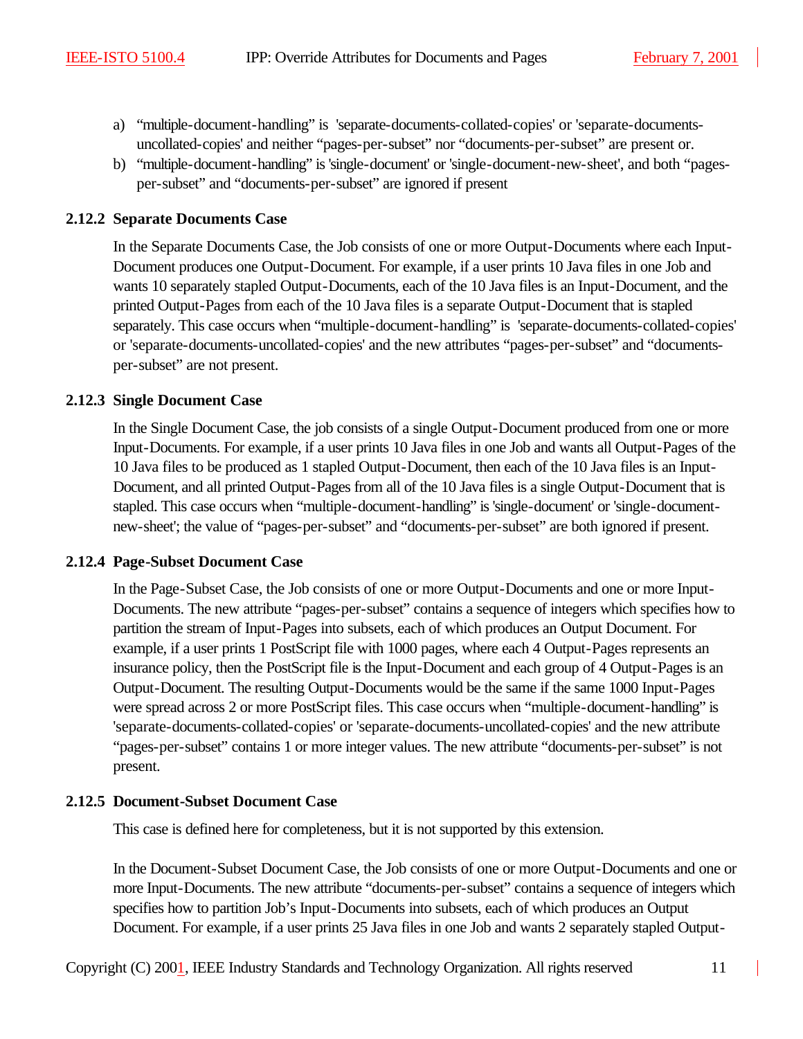a) "multiple-document-handling" is 'separate-documents-collated-copies' or 'separate-documents-uncollated-copies' and neither "pages-per-subset" nor "documents-per-subset" are present or.
b) "multiple-document-handling" is 'single-document' or 'single-document-new-sheet', and both "pages-per-subset" and "documents-per-subset" are ignored if present

### 2.12.2 Separate Documents Case

In the Separate Documents Case, the Job consists of one or more Output-Documents where each Input-Document produces one Output-Document. For example, if a user prints 10 Java files in one Job and wants 10 separately stapled Output-Documents, each of the 10 Java files is an Input-Document, and the printed Output-Pages from each of the 10 Java files is a separate Output-Document that is stapled separately. This case occurs when "multiple-document-handling" is 'separate-documents-collated-copies' or 'separate-documents-uncollated-copies' and the new attributes "pages-per-subset" and "documents-per-subset" are not present.

### 2.12.3 Single Document Case

In the Single Document Case, the job consists of a single Output-Document produced from one or more Input-Documents. For example, if a user prints 10 Java files in one Job and wants all Output-Pages of the 10 Java files to be produced as 1 stapled Output-Document, then each of the 10 Java files is an Input-Document, and all printed Output-Pages from all of the 10 Java files is a single Output-Document that is stapled. This case occurs when "multiple-document-handling" is 'single-document' or 'single-document-new-sheet'; the value of "pages-per-subset" and "documents-per-subset" are both ignored if present.

### 2.12.4 Page-Subset Document Case

In the Page-Subset Case, the Job consists of one or more Output-Documents and one or more Input-Documents. The new attribute "pages-per-subset" contains a sequence of integers which specifies how to partition the stream of Input-Pages into subsets, each of which produces an Output Document. For example, if a user prints 1 PostScript file with 1000 pages, where each 4 Output-Pages represents an insurance policy, then the PostScript file is the Input-Document and each group of 4 Output-Pages is an Output-Document. The resulting Output-Documents would be the same if the same 1000 Input-Pages were spread across 2 or more PostScript files. This case occurs when "multiple-document-handling" is 'separate-documents-collated-copies' or 'separate-documents-uncollated-copies' and the new attribute "pages-per-subset" contains 1 or more integer values. The new attribute "documents-per-subset" is not present.

### 2.12.5 Document-Subset Document Case

This case is defined here for completeness, but it is not supported by this extension.

In the Document-Subset Document Case, the Job consists of one or more Output-Documents and one or more Input-Documents. The new attribute "documents-per-subset" contains a sequence of integers which specifies how to partition Job's Input-Documents into subsets, each of which produces an Output Document. For example, if a user prints 25 Java files in one Job and wants 2 separately stapled Output-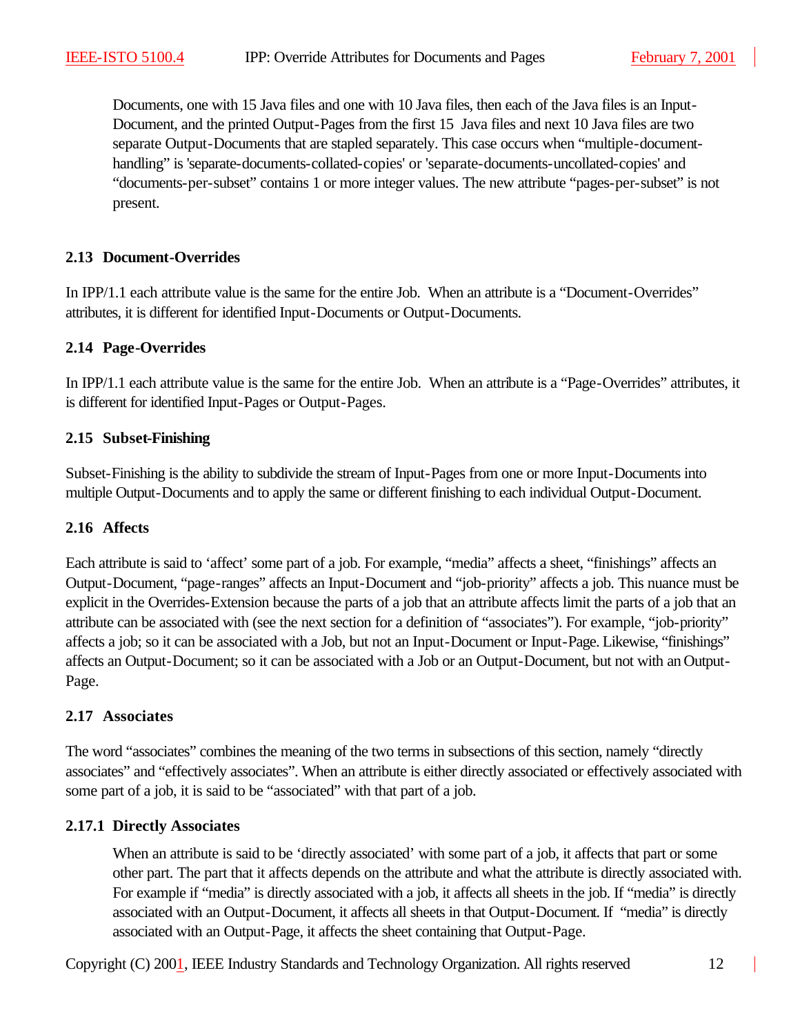Documents, one with 15 Java files and one with 10 Java files, then each of the Java files is an Input-Document, and the printed Output-Pages from the first 15 Java files and next 10 Java files are two separate Output-Documents that are stapled separately. This case occurs when "multiple-document-handling" is 'separate-documents-collated-copies' or 'separate-documents-uncollated-copies' and "documents-per-subset" contains 1 or more integer values. The new attribute "pages-per-subset" is not present.

### 2.13 Document-Overrides

In IPP/1.1 each attribute value is the same for the entire Job. When an attribute is a "Document-Overrides" attributes, it is different for identified Input-Documents or Output-Documents.

### 2.14 Page-Overrides

In IPP/1.1 each attribute value is the same for the entire Job. When an attribute is a "Page-Overrides" attributes, it is different for identified Input-Pages or Output-Pages.

### 2.15 Subset-Finishing

Subset-Finishing is the ability to subdivide the stream of Input-Pages from one or more Input-Documents into multiple Output-Documents and to apply the same or different finishing to each individual Output-Document.

### 2.16 Affects

Each attribute is said to 'affect' some part of a job. For example, "media" affects a sheet, "finishings" affects an Output-Document, "page-ranges" affects an Input-Document and "job-priority" affects a job. This nuance must be explicit in the Overrides-Extension because the parts of a job that an attribute affects limit the parts of a job that an attribute can be associated with (see the next section for a definition of "associates"). For example, "job-priority" affects a job; so it can be associated with a Job, but not an Input-Document or Input-Page. Likewise, "finishings" affects an Output-Document; so it can be associated with a Job or an Output-Document, but not with an Output-Page.

### 2.17 Associates

The word "associates" combines the meaning of the two terms in subsections of this section, namely "directly associates" and "effectively associates". When an attribute is either directly associated or effectively associated with some part of a job, it is said to be "associated" with that part of a job.

#### 2.17.1 Directly Associates

When an attribute is said to be 'directly associated' with some part of a job, it affects that part or some other part. The part that it affects depends on the attribute and what the attribute is directly associated with. For example if "media" is directly associated with a job, it affects all sheets in the job. If "media" is directly associated with an Output-Document, it affects all sheets in that Output-Document. If "media" is directly associated with an Output-Page, it affects the sheet containing that Output-Page.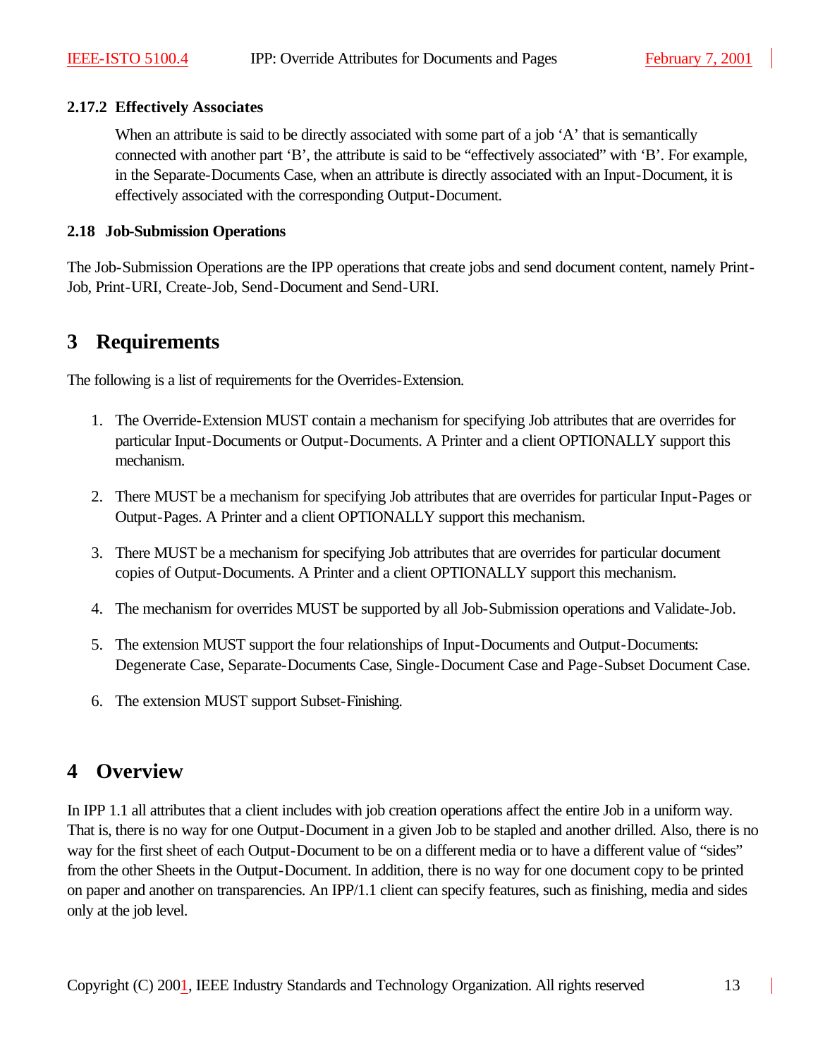### 2.17.2 Effectively Associates

When an attribute is said to be directly associated with some part of a job ‘A’ that is semantically connected with another part ‘B’, the attribute is said to be “effectively associated” with ‘B’. For example, in the Separate-Documents Case, when an attribute is directly associated with an Input-Document, it is effectively associated with the corresponding Output-Document.

### 2.18 Job-Submission Operations

The Job-Submission Operations are the IPP operations that create jobs and send document content, namely Print-Job, Print-URI, Create-Job, Send-Document and Send-URI.

# 3 Requirements

The following is a list of requirements for the Overrides-Extension.

1. The Override-Extension MUST contain a mechanism for specifying Job attributes that are overrides for particular Input-Documents or Output-Documents. A Printer and a client OPTIONALLY support this mechanism.

2. There MUST be a mechanism for specifying Job attributes that are overrides for particular Input-Pages or Output-Pages. A Printer and a client OPTIONALLY support this mechanism.

3. There MUST be a mechanism for specifying Job attributes that are overrides for particular document copies of Output-Documents. A Printer and a client OPTIONALLY support this mechanism.

4. The mechanism for overrides MUST be supported by all Job-Submission operations and Validate-Job.

5. The extension MUST support the four relationships of Input-Documents and Output-Documents: Degenerate Case, Separate-Documents Case, Single-Document Case and Page-Subset Document Case.

6. The extension MUST support Subset-Finishing.

# 4 Overview

In IPP 1.1 all attributes that a client includes with job creation operations affect the entire Job in a uniform way. That is, there is no way for one Output-Document in a given Job to be stapled and another drilled. Also, there is no way for the first sheet of each Output-Document to be on a different media or to have a different value of “sides” from the other Sheets in the Output-Document. In addition, there is no way for one document copy to be printed on paper and another on transparencies. An IPP/1.1 client can specify features, such as finishing, media and sides only at the job level.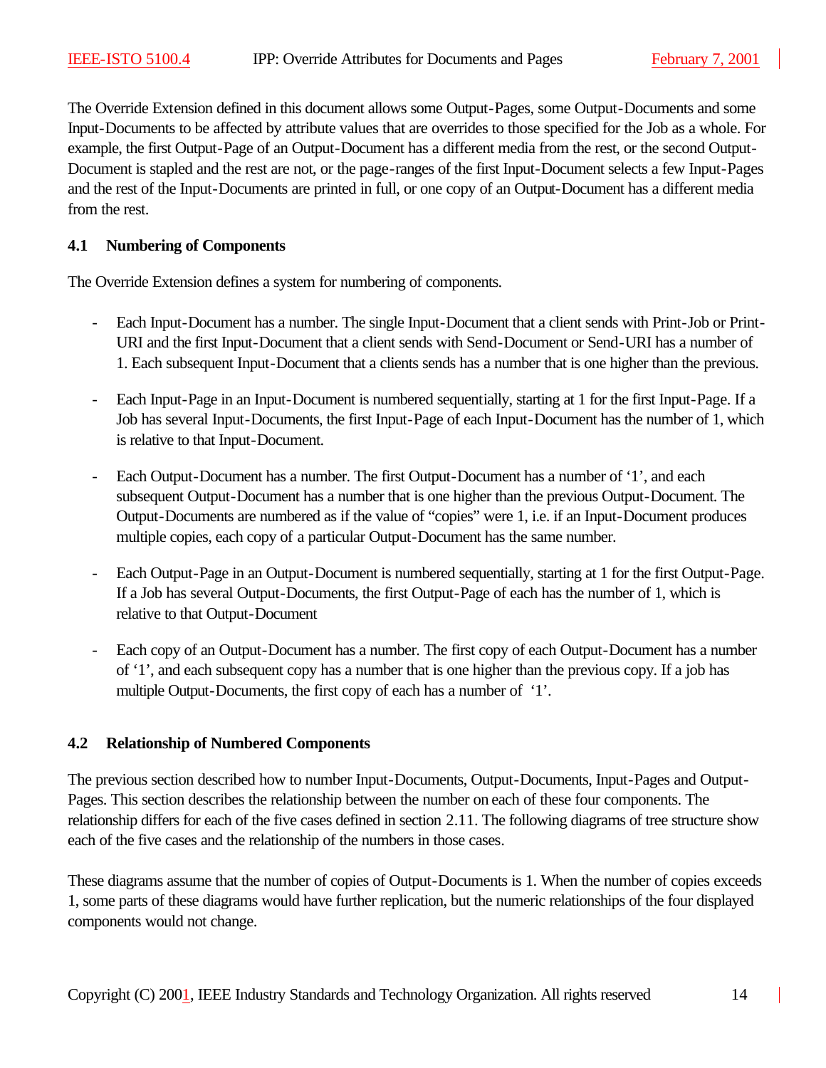The Override Extension defined in this document allows some Output-Pages, some Output-Documents and some Input-Documents to be affected by attribute values that are overrides to those specified for the Job as a whole. For example, the first Output-Page of an Output-Document has a different media from the rest, or the second Output-Document is stapled and the rest are not, or the page-ranges of the first Input-Document selects a few Input-Pages and the rest of the Input-Documents are printed in full, or one copy of an Output-Document has a different media from the rest.

### 4.1 Numbering of Components

The Override Extension defines a system for numbering of components.

- Each Input-Document has a number. The single Input-Document that a client sends with Print-Job or Print-URI and the first Input-Document that a client sends with Send-Document or Send-URI has a number of 1. Each subsequent Input-Document that a clients sends has a number that is one higher than the previous.

- Each Input-Page in an Input-Document is numbered sequentially, starting at 1 for the first Input-Page. If a Job has several Input-Documents, the first Input-Page of each Input-Document has the number of 1, which is relative to that Input-Document.

- Each Output-Document has a number. The first Output-Document has a number of '1', and each subsequent Output-Document has a number that is one higher than the previous Output-Document. The Output-Documents are numbered as if the value of "copies" were 1, i.e. if an Input-Document produces multiple copies, each copy of a particular Output-Document has the same number.

- Each Output-Page in an Output-Document is numbered sequentially, starting at 1 for the first Output-Page. If a Job has several Output-Documents, the first Output-Page of each has the number of 1, which is relative to that Output-Document

- Each copy of an Output-Document has a number. The first copy of each Output-Document has a number of '1', and each subsequent copy has a number that is one higher than the previous copy. If a job has multiple Output-Documents, the first copy of each has a number of '1'.

### 4.2 Relationship of Numbered Components

The previous section described how to number Input-Documents, Output-Documents, Input-Pages and Output-Pages. This section describes the relationship between the number on each of these four components. The relationship differs for each of the five cases defined in section 2.11. The following diagrams of tree structure show each of the five cases and the relationship of the numbers in those cases.

These diagrams assume that the number of copies of Output-Documents is 1. When the number of copies exceeds 1, some parts of these diagrams would have further replication, but the numeric relationships of the four displayed components would not change.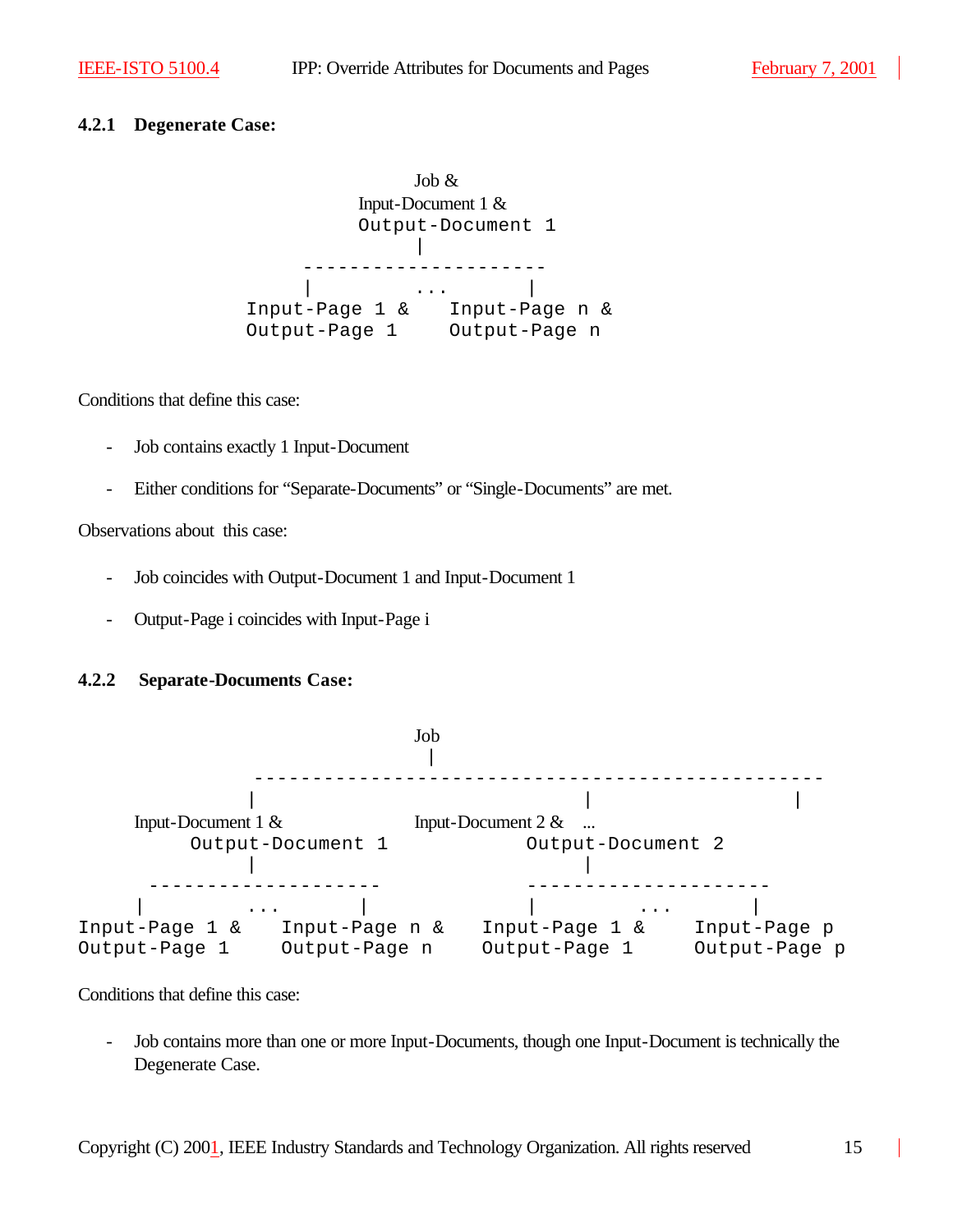### 4.2.1 Degenerate Case:

```
                      Job &
                 Input-Document 1 &
                 Output-Document 1
                         |
             ---------------------
             |         ...        |
        Input-Page 1 &     Input-Page n &
        Output-Page 1      Output-Page n
```

Conditions that define this case:

- Job contains exactly 1 Input-Document
- Either conditions for "Separate-Documents" or "Single-Documents" are met.

Observations about this case:

- Job coincides with Output-Document 1 and Input-Document 1
- Output-Page i coincides with Input-Page i

### 4.2.2 Separate-Documents Case:

```
                                  Job
                                   |
             -------------------------------------------------
             |                            |                  |
  Input-Document 1 &            Input-Document 2 &          ...
       Output-Document 1            Output-Document 2
             |                            |
    --------------------         ---------------------
    |        ...       |         |        ...        |
Input-Page 1 &   Input-Page n &   Input-Page 1 &    Input-Page p
Output-Page 1    Output-Page n    Output-Page 1     Output-Page p
```

Conditions that define this case:

- Job contains more than one or more Input-Documents, though one Input-Document is technically the Degenerate Case.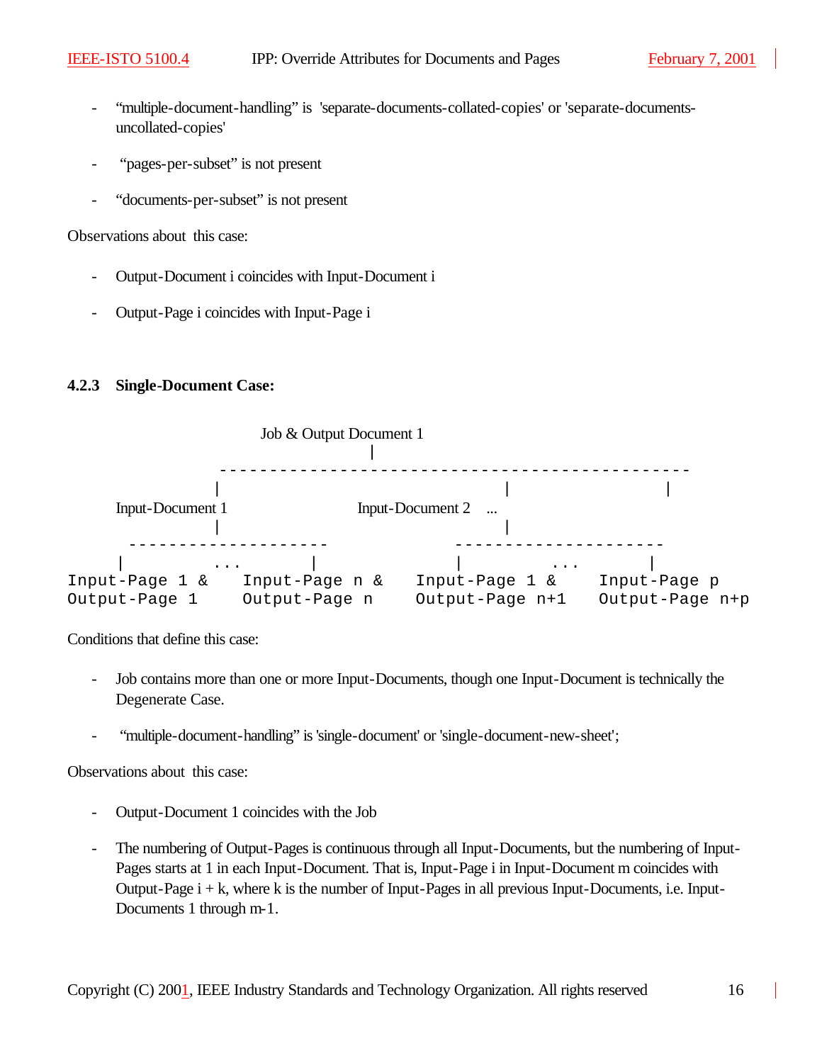- "multiple-document-handling" is 'separate-documents-collated-copies' or 'separate-documents-uncollated-copies'

- "pages-per-subset" is not present

- "documents-per-subset" is not present

Observations about this case:

- Output-Document i coincides with Input-Document i

- Output-Page i coincides with Input-Page i

### 4.2.3 Single-Document Case:

```
                        Job & Output Document 1
                                  |
                --------------------------------------------
                |                          |              |
      Input-Document 1             Input-Document 2   ...
                |                          |
     ------------------           -------------------
     |      ...       |           |      ...        |
Input-Page 1 &   Input-Page n &   Input-Page 1 &   Input-Page p
Output-Page 1    Output-Page n    Output-Page n+1  Output-Page n+p
```

Conditions that define this case:

- Job contains more than one or more Input-Documents, though one Input-Document is technically the Degenerate Case.

- "multiple-document-handling" is 'single-document' or 'single-document-new-sheet';

Observations about this case:

- Output-Document 1 coincides with the Job

- The numbering of Output-Pages is continuous through all Input-Documents, but the numbering of Input-Pages starts at 1 in each Input-Document. That is, Input-Page i in Input-Document m coincides with Output-Page i + k, where k is the number of Input-Pages in all previous Input-Documents, i.e. Input-Documents 1 through m-1.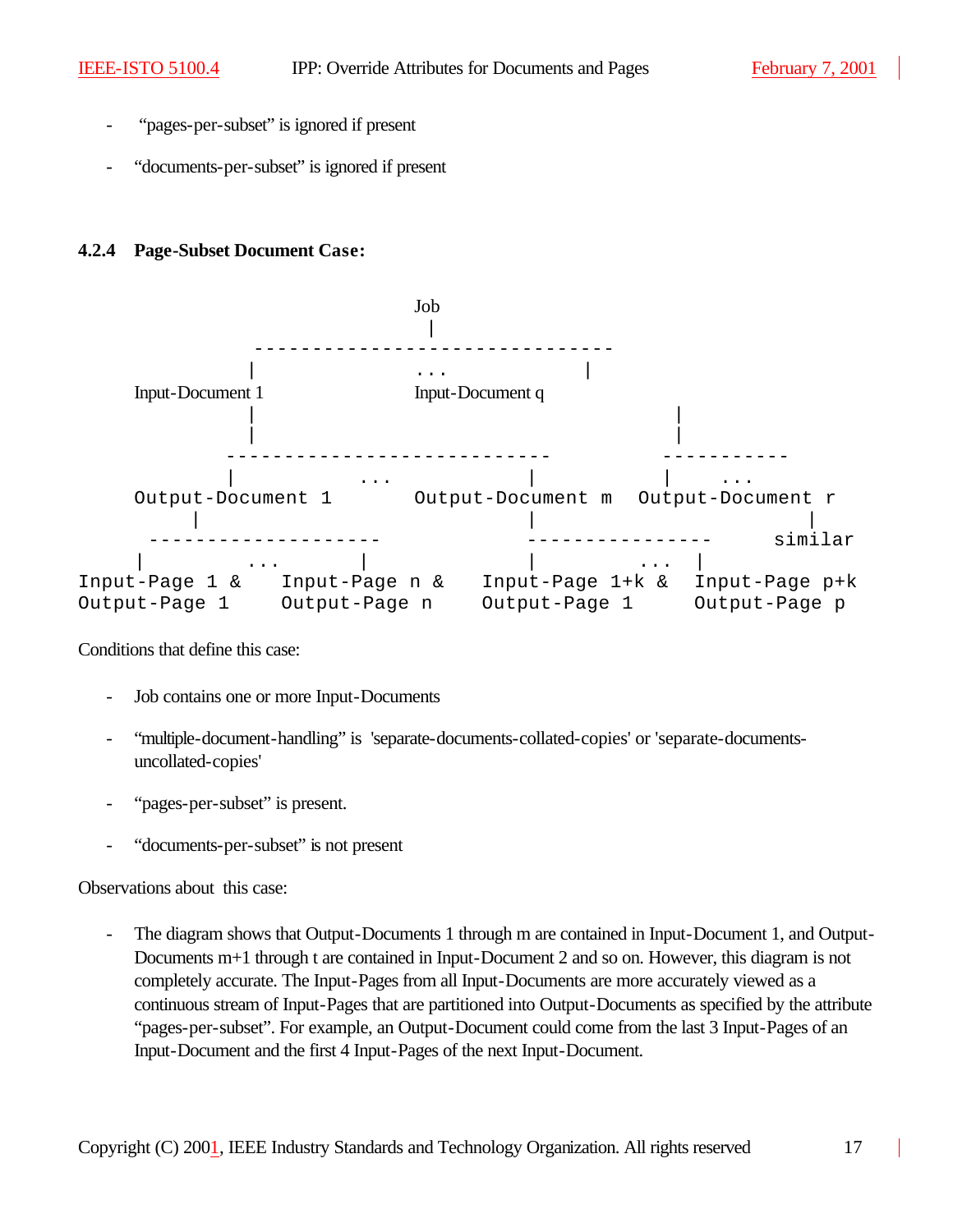- "pages-per-subset" is ignored if present

- "documents-per-subset" is ignored if present

#### 4.2.4 Page-Subset Document Case:

```
                              Job
                               |
                 ------------------------------
                |              ...             |
      Input-Document 1                Input-Document q
                |                                     |
                |                                     |
              ---------------------------         -----------
              |        ...             |          |    ...
      Output-Document 1       Output-Document m  Output-Document r
          |                            |                     |
      --------------------            ----------------     similar
      |        ...       |             |         ...  |
Input-Page 1 &    Input-Page n &   Input-Page 1+k &  Input-Page p+k
Output-Page 1     Output-Page n    Output-Page 1     Output-Page p
```

Conditions that define this case:

- Job contains one or more Input-Documents

- "multiple-document-handling" is 'separate-documents-collated-copies' or 'separate-documents-uncollated-copies'

- "pages-per-subset" is present.

- "documents-per-subset" is not present

Observations about this case:

- The diagram shows that Output-Documents 1 through m are contained in Input-Document 1, and Output-Documents m+1 through t are contained in Input-Document 2 and so on. However, this diagram is not completely accurate. The Input-Pages from all Input-Documents are more accurately viewed as a continuous stream of Input-Pages that are partitioned into Output-Documents as specified by the attribute "pages-per-subset". For example, an Output-Document could come from the last 3 Input-Pages of an Input-Document and the first 4 Input-Pages of the next Input-Document.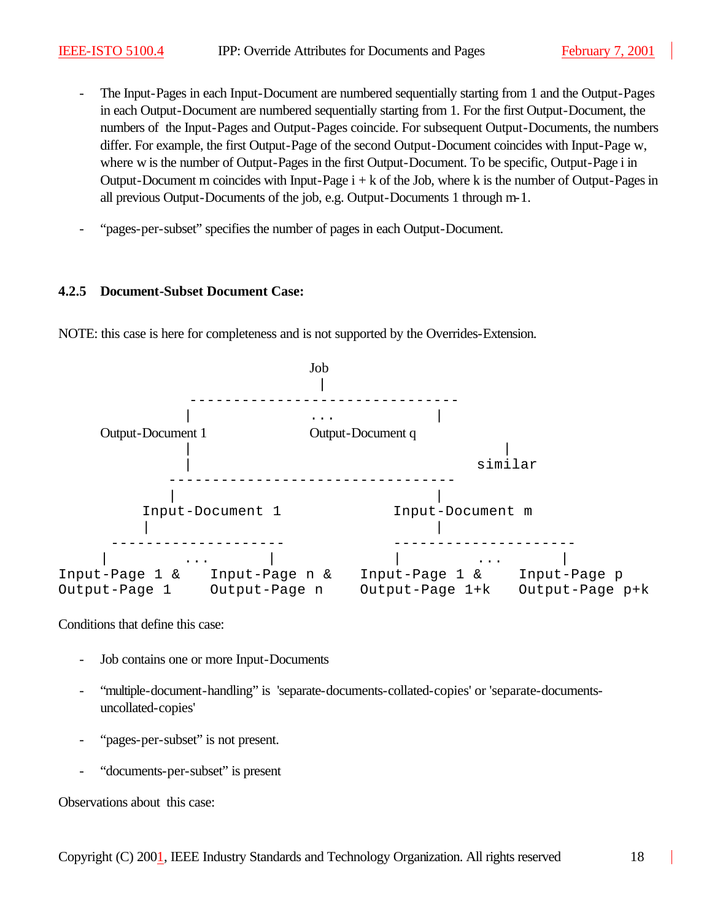- The Input-Pages in each Input-Document are numbered sequentially starting from 1 and the Output-Pages in each Output-Document are numbered sequentially starting from 1. For the first Output-Document, the numbers of the Input-Pages and Output-Pages coincide. For subsequent Output-Documents, the numbers differ. For example, the first Output-Page of the second Output-Document coincides with Input-Page w, where w is the number of Output-Pages in the first Output-Document. To be specific, Output-Page i in Output-Document m coincides with Input-Page i + k of the Job, where k is the number of Output-Pages in all previous Output-Documents of the job, e.g. Output-Documents 1 through m-1.

- "pages-per-subset" specifies the number of pages in each Output-Document.

### 4.2.5 Document-Subset Document Case:

NOTE: this case is here for completeness and is not supported by the Overrides-Extension.

```
                                Job
                                 |
              ------------------------------
             |              ...             |
      Output-Document 1         Output-Document q
             |                                     |
             |                                  similar
           --------------------------------
           |                              |
       Input-Document 1           Input-Document m
       |                                  |
    --------------------           --------------------
   |        ...        |           |         ...       |
Input-Page 1 &   Input-Page n &   Input-Page 1 &   Input-Page p
Output-Page 1    Output-Page n    Output-Page 1+k  Output-Page p+k
```

Conditions that define this case:

- Job contains one or more Input-Documents

- "multiple-document-handling" is 'separate-documents-collated-copies' or 'separate-documents-uncollated-copies'

- "pages-per-subset" is not present.

- "documents-per-subset" is present

Observations about this case: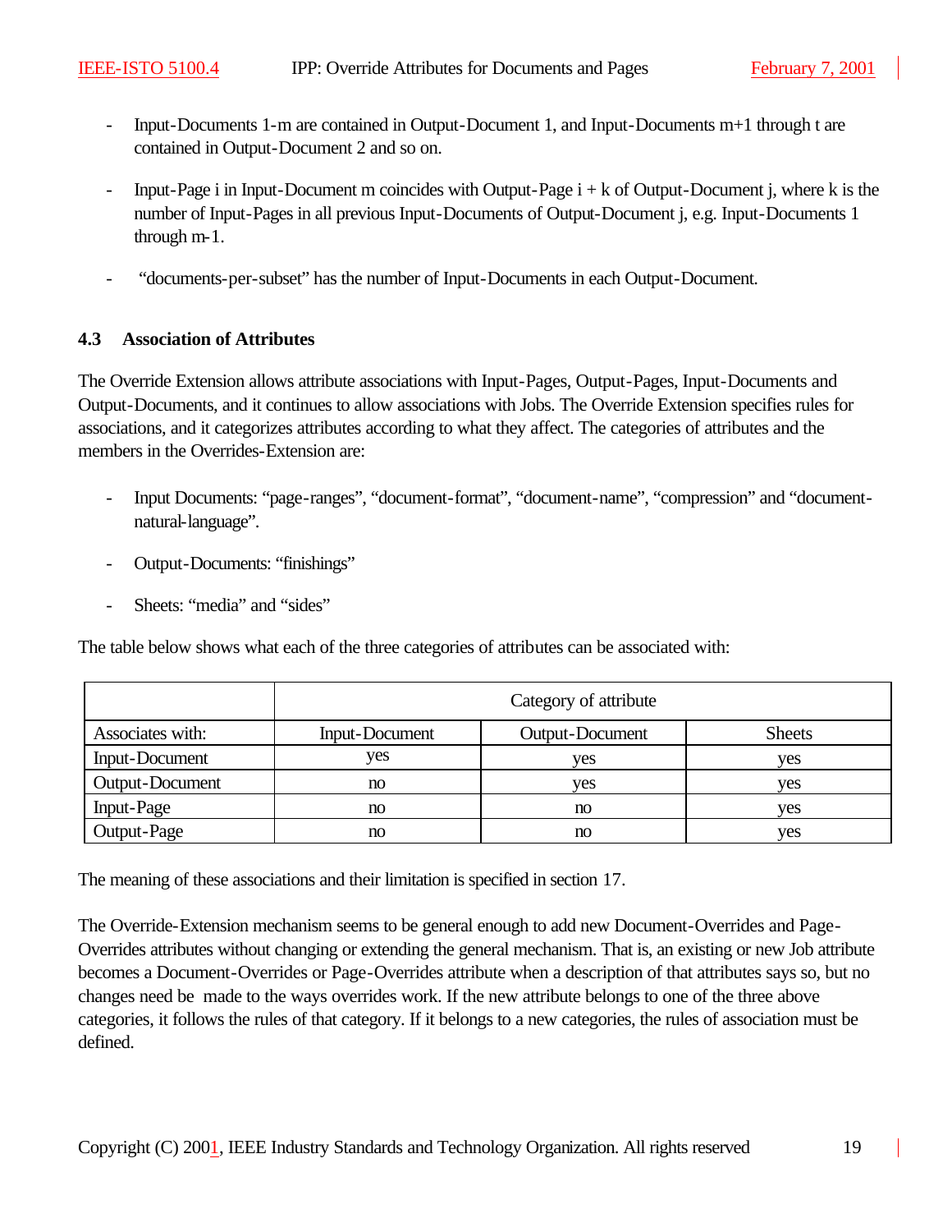- Input-Documents 1-m are contained in Output-Document 1, and Input-Documents m+1 through t are contained in Output-Document 2 and so on.

- Input-Page i in Input-Document m coincides with Output-Page i + k of Output-Document j, where k is the number of Input-Pages in all previous Input-Documents of Output-Document j, e.g. Input-Documents 1 through m-1.

- "documents-per-subset" has the number of Input-Documents in each Output-Document.

### 4.3 Association of Attributes

The Override Extension allows attribute associations with Input-Pages, Output-Pages, Input-Documents and Output-Documents, and it continues to allow associations with Jobs. The Override Extension specifies rules for associations, and it categorizes attributes according to what they affect. The categories of attributes and the members in the Overrides-Extension are:

- Input Documents: "page-ranges", "document-format", "document-name", "compression" and "document-natural-language".

- Output-Documents: "finishings"

- Sheets: "media" and "sides"

The table below shows what each of the three categories of attributes can be associated with:

| | Category of attribute | | |
|---|---|---|---|
| Associates with: | Input-Document | Output-Document | Sheets |
| Input-Document | yes | yes | yes |
| Output-Document | no | yes | yes |
| Input-Page | no | no | yes |
| Output-Page | no | no | yes |

The meaning of these associations and their limitation is specified in section 17.

The Override-Extension mechanism seems to be general enough to add new Document-Overrides and Page-Overrides attributes without changing or extending the general mechanism. That is, an existing or new Job attribute becomes a Document-Overrides or Page-Overrides attribute when a description of that attributes says so, but no changes need be made to the ways overrides work. If the new attribute belongs to one of the three above categories, it follows the rules of that category. If it belongs to a new categories, the rules of association must be defined.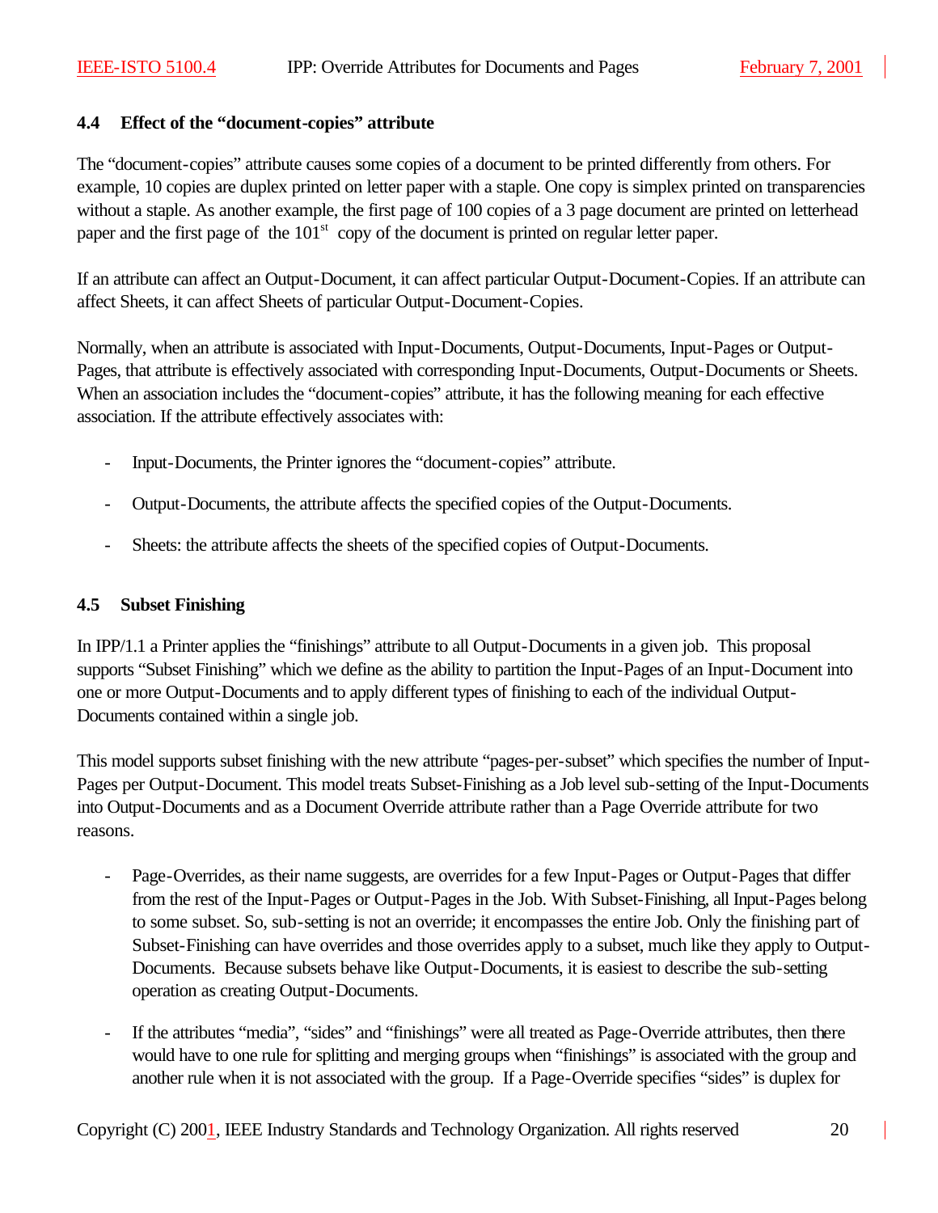### 4.4 Effect of the "document-copies" attribute

The "document-copies" attribute causes some copies of a document to be printed differently from others. For example, 10 copies are duplex printed on letter paper with a staple. One copy is simplex printed on transparencies without a staple. As another example, the first page of 100 copies of a 3 page document are printed on letterhead paper and the first page of the 101st copy of the document is printed on regular letter paper.

If an attribute can affect an Output-Document, it can affect particular Output-Document-Copies. If an attribute can affect Sheets, it can affect Sheets of particular Output-Document-Copies.

Normally, when an attribute is associated with Input-Documents, Output-Documents, Input-Pages or Output-Pages, that attribute is effectively associated with corresponding Input-Documents, Output-Documents or Sheets. When an association includes the "document-copies" attribute, it has the following meaning for each effective association. If the attribute effectively associates with:

- Input-Documents, the Printer ignores the "document-copies" attribute.

- Output-Documents, the attribute affects the specified copies of the Output-Documents.

- Sheets: the attribute affects the sheets of the specified copies of Output-Documents.

### 4.5 Subset Finishing

In IPP/1.1 a Printer applies the "finishings" attribute to all Output-Documents in a given job. This proposal supports "Subset Finishing" which we define as the ability to partition the Input-Pages of an Input-Document into one or more Output-Documents and to apply different types of finishing to each of the individual Output-Documents contained within a single job.

This model supports subset finishing with the new attribute "pages-per-subset" which specifies the number of Input-Pages per Output-Document. This model treats Subset-Finishing as a Job level sub-setting of the Input-Documents into Output-Documents and as a Document Override attribute rather than a Page Override attribute for two reasons.

- Page-Overrides, as their name suggests, are overrides for a few Input-Pages or Output-Pages that differ from the rest of the Input-Pages or Output-Pages in the Job. With Subset-Finishing, all Input-Pages belong to some subset. So, sub-setting is not an override; it encompasses the entire Job. Only the finishing part of Subset-Finishing can have overrides and those overrides apply to a subset, much like they apply to Output-Documents. Because subsets behave like Output-Documents, it is easiest to describe the sub-setting operation as creating Output-Documents.

- If the attributes "media", "sides" and "finishings" were all treated as Page-Override attributes, then there would have to one rule for splitting and merging groups when "finishings" is associated with the group and another rule when it is not associated with the group. If a Page-Override specifies "sides" is duplex for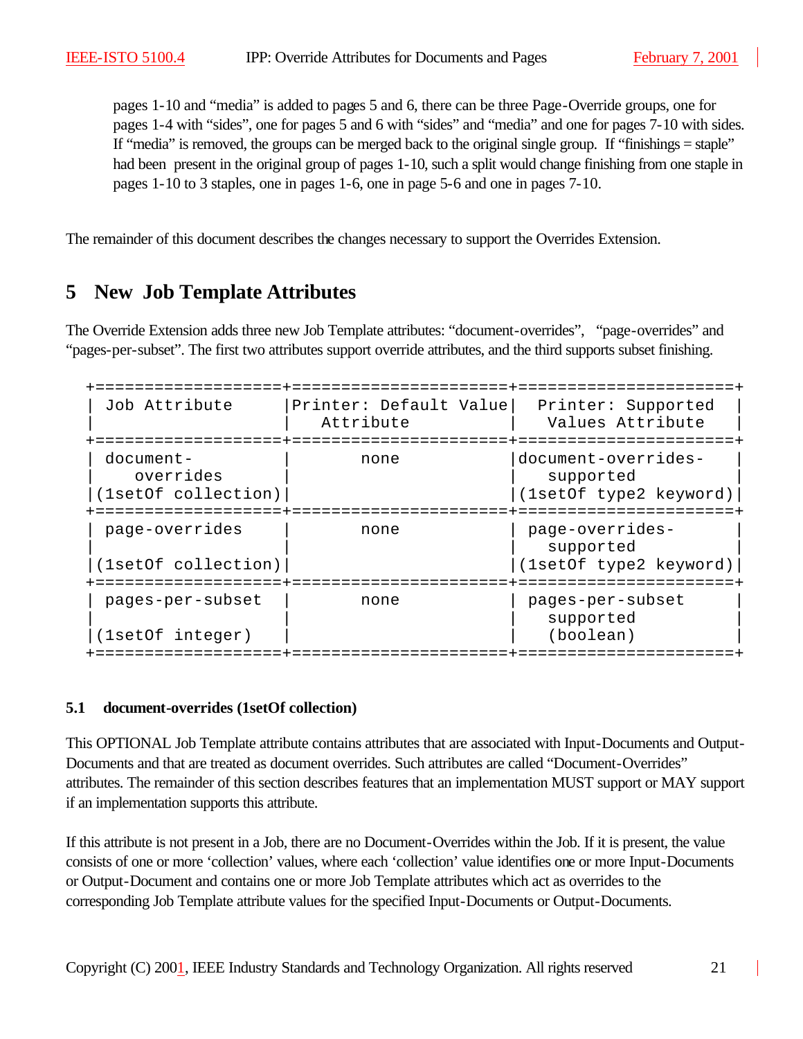pages 1-10 and "media" is added to pages 5 and 6, there can be three Page-Override groups, one for pages 1-4 with "sides", one for pages 5 and 6 with "sides" and "media" and one for pages 7-10 with sides. If "media" is removed, the groups can be merged back to the original single group. If "finishings = staple" had been present in the original group of pages 1-10, such a split would change finishing from one staple in pages 1-10 to 3 staples, one in pages 1-6, one in page 5-6 and one in pages 7-10.

The remainder of this document describes the changes necessary to support the Overrides Extension.

# 5 New Job Template Attributes

The Override Extension adds three new Job Template attributes: "document-overrides", "page-overrides" and "pages-per-subset". The first two attributes support override attributes, and the third supports subset finishing.

| Job Attribute | Printer: Default Value Attribute | Printer: Supported Values Attribute |
|---|---|---|
| document-overrides (1setOf collection) | none | document-overrides-supported (1setOf type2 keyword) |
| page-overrides (1setOf collection) | none | page-overrides-supported (1setOf type2 keyword) |
| pages-per-subset (1setOf integer) | none | pages-per-subset supported (boolean) |

### 5.1 document-overrides (1setOf collection)

This OPTIONAL Job Template attribute contains attributes that are associated with Input-Documents and Output-Documents and that are treated as document overrides. Such attributes are called "Document-Overrides" attributes. The remainder of this section describes features that an implementation MUST support or MAY support if an implementation supports this attribute.

If this attribute is not present in a Job, there are no Document-Overrides within the Job. If it is present, the value consists of one or more 'collection' values, where each 'collection' value identifies one or more Input-Documents or Output-Document and contains one or more Job Template attributes which act as overrides to the corresponding Job Template attribute values for the specified Input-Documents or Output-Documents.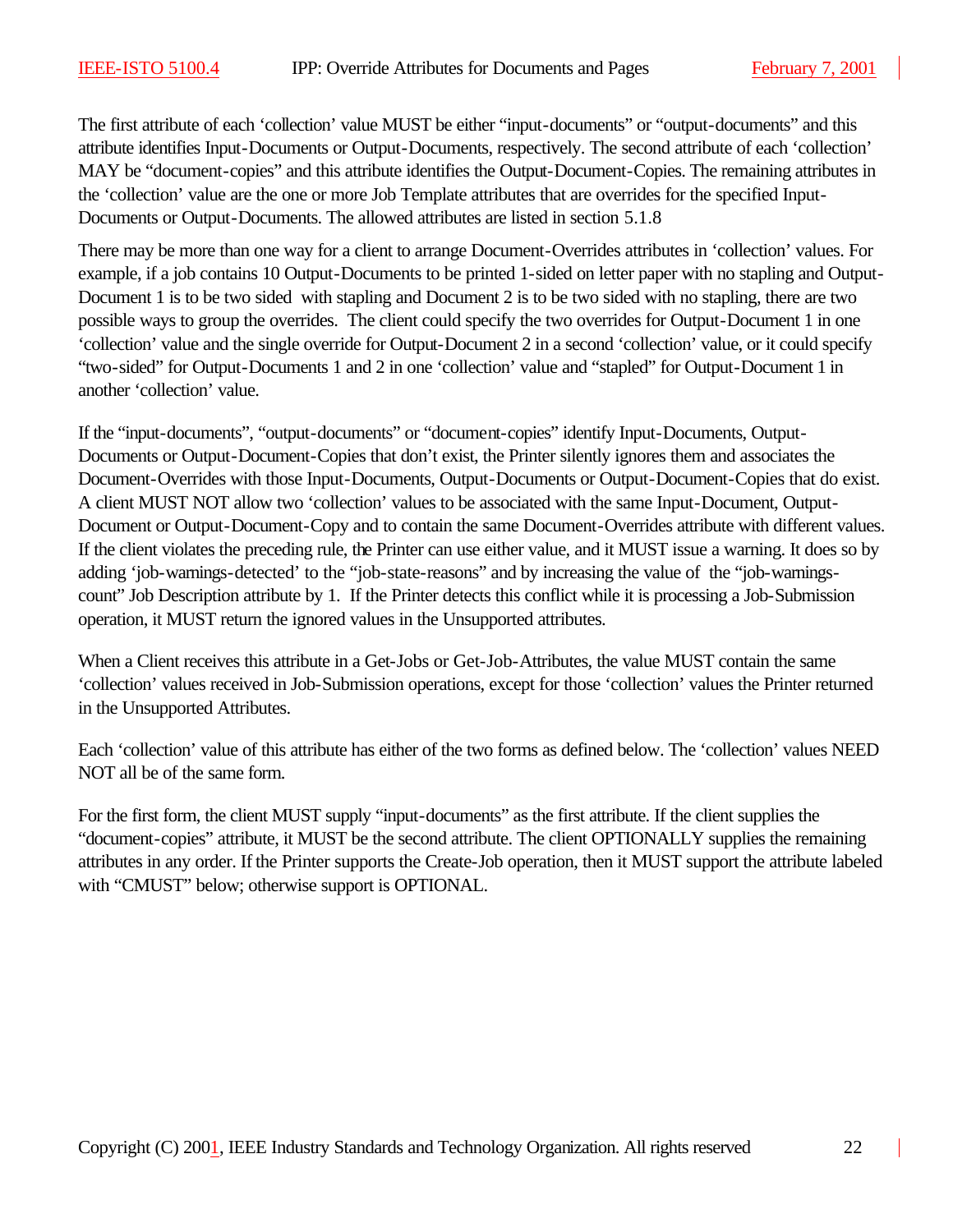The first attribute of each 'collection' value MUST be either "input-documents" or "output-documents" and this attribute identifies Input-Documents or Output-Documents, respectively. The second attribute of each 'collection' MAY be "document-copies" and this attribute identifies the Output-Document-Copies. The remaining attributes in the 'collection' value are the one or more Job Template attributes that are overrides for the specified Input-Documents or Output-Documents. The allowed attributes are listed in section 5.1.8

There may be more than one way for a client to arrange Document-Overrides attributes in 'collection' values. For example, if a job contains 10 Output-Documents to be printed 1-sided on letter paper with no stapling and Output-Document 1 is to be two sided with stapling and Document 2 is to be two sided with no stapling, there are two possible ways to group the overrides. The client could specify the two overrides for Output-Document 1 in one 'collection' value and the single override for Output-Document 2 in a second 'collection' value, or it could specify "two-sided" for Output-Documents 1 and 2 in one 'collection' value and "stapled" for Output-Document 1 in another 'collection' value.

If the "input-documents", "output-documents" or "document-copies" identify Input-Documents, Output-Documents or Output-Document-Copies that don't exist, the Printer silently ignores them and associates the Document-Overrides with those Input-Documents, Output-Documents or Output-Document-Copies that do exist. A client MUST NOT allow two 'collection' values to be associated with the same Input-Document, Output-Document or Output-Document-Copy and to contain the same Document-Overrides attribute with different values. If the client violates the preceding rule, the Printer can use either value, and it MUST issue a warning. It does so by adding 'job-warnings-detected' to the "job-state-reasons" and by increasing the value of the "job-warnings-count" Job Description attribute by 1. If the Printer detects this conflict while it is processing a Job-Submission operation, it MUST return the ignored values in the Unsupported attributes.

When a Client receives this attribute in a Get-Jobs or Get-Job-Attributes, the value MUST contain the same 'collection' values received in Job-Submission operations, except for those 'collection' values the Printer returned in the Unsupported Attributes.

Each 'collection' value of this attribute has either of the two forms as defined below. The 'collection' values NEED NOT all be of the same form.

For the first form, the client MUST supply "input-documents" as the first attribute. If the client supplies the "document-copies" attribute, it MUST be the second attribute. The client OPTIONALLY supplies the remaining attributes in any order. If the Printer supports the Create-Job operation, then it MUST support the attribute labeled with "CMUST" below; otherwise support is OPTIONAL.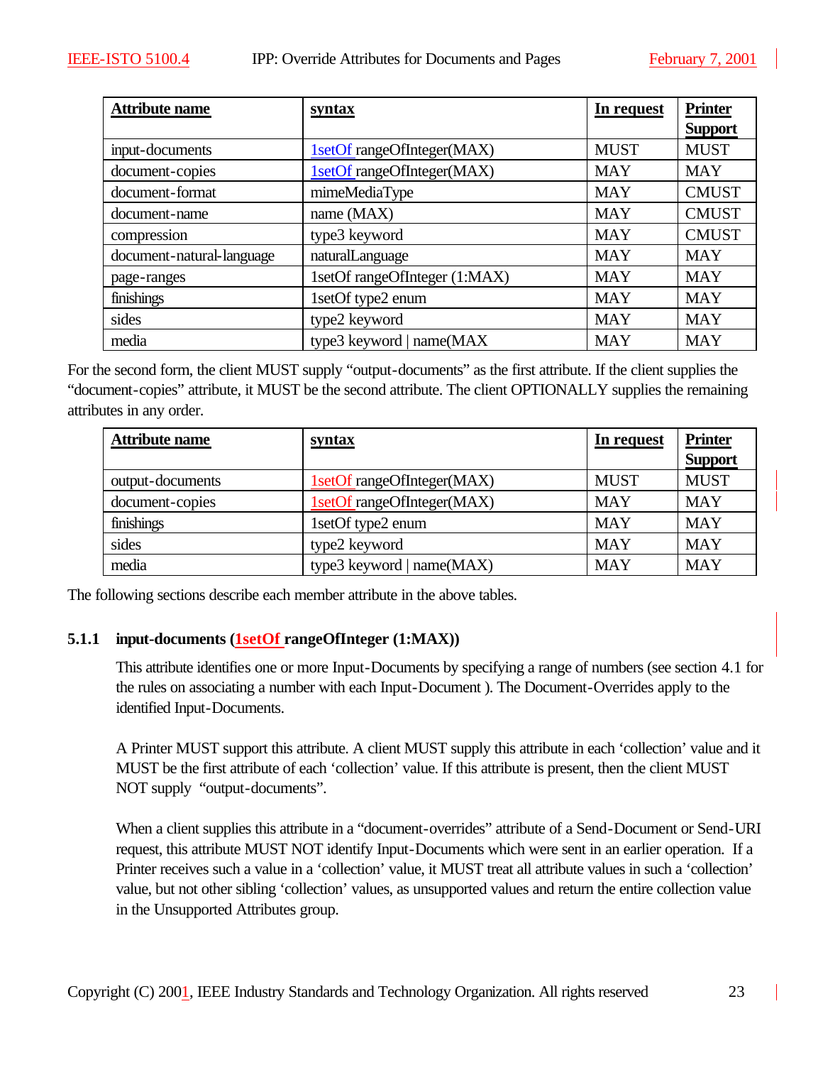| Attribute name | syntax | In request | Printer Support |
|---|---|---|---|
| input-documents | 1setOf rangeOfInteger(MAX) | MUST | MUST |
| document-copies | 1setOf rangeOfInteger(MAX) | MAY | MAY |
| document-format | mimeMediaType | MAY | CMUST |
| document-name | name (MAX) | MAY | CMUST |
| compression | type3 keyword | MAY | CMUST |
| document-natural-language | naturalLanguage | MAY | MAY |
| page-ranges | 1setOf rangeOfInteger (1:MAX) | MAY | MAY |
| finishings | 1setOf type2 enum | MAY | MAY |
| sides | type2 keyword | MAY | MAY |
| media | type3 keyword \| name(MAX | MAY | MAY |

For the second form, the client MUST supply “output-documents” as the first attribute. If the client supplies the “document-copies” attribute, it MUST be the second attribute. The client OPTIONALLY supplies the remaining attributes in any order.

| Attribute name | syntax | In request | Printer Support |
|---|---|---|---|
| output-documents | 1setOf rangeOfInteger(MAX) | MUST | MUST |
| document-copies | 1setOf rangeOfInteger(MAX) | MAY | MAY |
| finishings | 1setOf type2 enum | MAY | MAY |
| sides | type2 keyword | MAY | MAY |
| media | type3 keyword \| name(MAX) | MAY | MAY |

The following sections describe each member attribute in the above tables.

### 5.1.1 input-documents (1setOf rangeOfInteger (1:MAX))

This attribute identifies one or more Input-Documents by specifying a range of numbers (see section 4.1 for the rules on associating a number with each Input-Document ). The Document-Overrides apply to the identified Input-Documents.

A Printer MUST support this attribute. A client MUST supply this attribute in each ‘collection’ value and it MUST be the first attribute of each ‘collection’ value. If this attribute is present, then the client MUST NOT supply “output-documents”.

When a client supplies this attribute in a “document-overrides” attribute of a Send-Document or Send-URI request, this attribute MUST NOT identify Input-Documents which were sent in an earlier operation. If a Printer receives such a value in a ‘collection’ value, it MUST treat all attribute values in such a ‘collection’ value, but not other sibling ‘collection’ values, as unsupported values and return the entire collection value in the Unsupported Attributes group.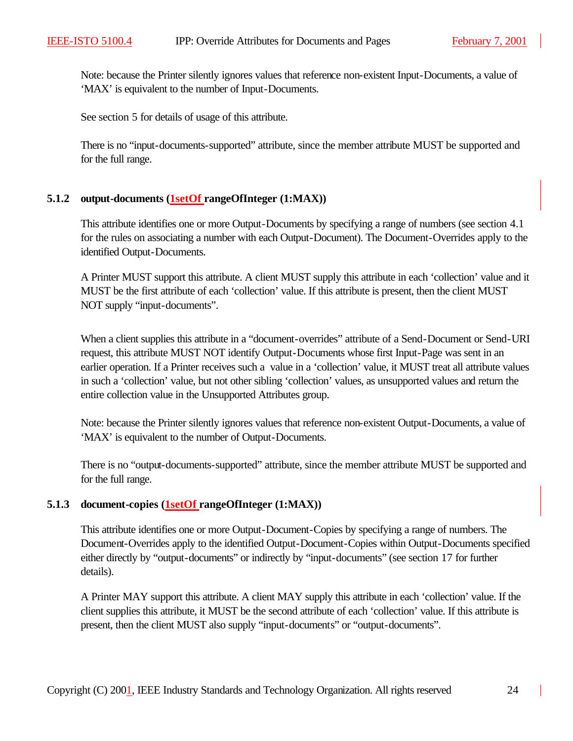Note: because the Printer silently ignores values that reference non-existent Input-Documents, a value of 'MAX' is equivalent to the number of Input-Documents.

See section 5 for details of usage of this attribute.

There is no "input-documents-supported" attribute, since the member attribute MUST be supported and for the full range.

### 5.1.2 output-documents (1setOf rangeOfInteger (1:MAX))

This attribute identifies one or more Output-Documents by specifying a range of numbers (see section 4.1 for the rules on associating a number with each Output-Document). The Document-Overrides apply to the identified Output-Documents.

A Printer MUST support this attribute. A client MUST supply this attribute in each 'collection' value and it MUST be the first attribute of each 'collection' value. If this attribute is present, then the client MUST NOT supply "input-documents".

When a client supplies this attribute in a "document-overrides" attribute of a Send-Document or Send-URI request, this attribute MUST NOT identify Output-Documents whose first Input-Page was sent in an earlier operation. If a Printer receives such a value in a 'collection' value, it MUST treat all attribute values in such a 'collection' value, but not other sibling 'collection' values, as unsupported values and return the entire collection value in the Unsupported Attributes group.

Note: because the Printer silently ignores values that reference non-existent Output-Documents, a value of 'MAX' is equivalent to the number of Output-Documents.

There is no "output-documents-supported" attribute, since the member attribute MUST be supported and for the full range.

### 5.1.3 document-copies (1setOf rangeOfInteger (1:MAX))

This attribute identifies one or more Output-Document-Copies by specifying a range of numbers. The Document-Overrides apply to the identified Output-Document-Copies within Output-Documents specified either directly by "output-documents" or indirectly by "input-documents" (see section 17 for further details).

A Printer MAY support this attribute. A client MAY supply this attribute in each 'collection' value. If the client supplies this attribute, it MUST be the second attribute of each 'collection' value. If this attribute is present, then the client MUST also supply "input-documents" or "output-documents".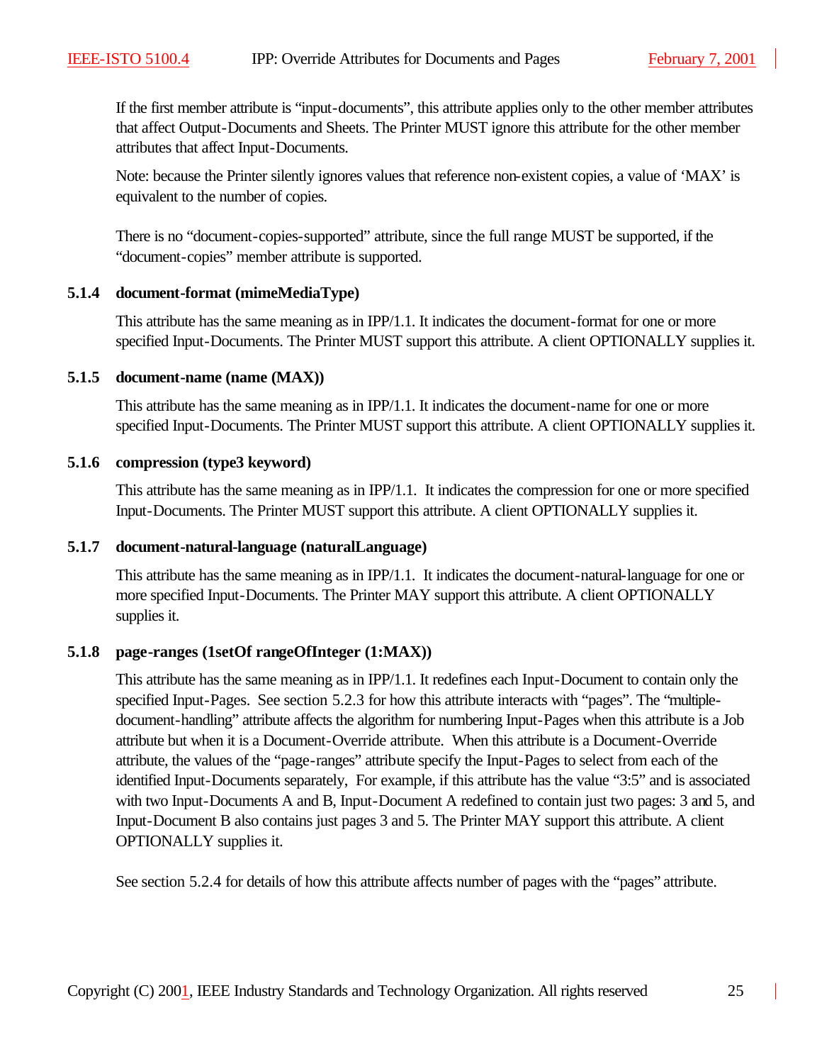If the first member attribute is "input-documents", this attribute applies only to the other member attributes that affect Output-Documents and Sheets. The Printer MUST ignore this attribute for the other member attributes that affect Input-Documents.

Note: because the Printer silently ignores values that reference non-existent copies, a value of 'MAX' is equivalent to the number of copies.

There is no "document-copies-supported" attribute, since the full range MUST be supported, if the "document-copies" member attribute is supported.

### 5.1.4 document-format (mimeMediaType)

This attribute has the same meaning as in IPP/1.1. It indicates the document-format for one or more specified Input-Documents. The Printer MUST support this attribute. A client OPTIONALLY supplies it.

### 5.1.5 document-name (name (MAX))

This attribute has the same meaning as in IPP/1.1. It indicates the document-name for one or more specified Input-Documents. The Printer MUST support this attribute. A client OPTIONALLY supplies it.

### 5.1.6 compression (type3 keyword)

This attribute has the same meaning as in IPP/1.1. It indicates the compression for one or more specified Input-Documents. The Printer MUST support this attribute. A client OPTIONALLY supplies it.

### 5.1.7 document-natural-language (naturalLanguage)

This attribute has the same meaning as in IPP/1.1. It indicates the document-natural-language for one or more specified Input-Documents. The Printer MAY support this attribute. A client OPTIONALLY supplies it.

### 5.1.8 page-ranges (1setOf rangeOfInteger (1:MAX))

This attribute has the same meaning as in IPP/1.1. It redefines each Input-Document to contain only the specified Input-Pages. See section 5.2.3 for how this attribute interacts with "pages". The "multiple-document-handling" attribute affects the algorithm for numbering Input-Pages when this attribute is a Job attribute but when it is a Document-Override attribute. When this attribute is a Document-Override attribute, the values of the "page-ranges" attribute specify the Input-Pages to select from each of the identified Input-Documents separately, For example, if this attribute has the value "3:5" and is associated with two Input-Documents A and B, Input-Document A redefined to contain just two pages: 3 and 5, and Input-Document B also contains just pages 3 and 5. The Printer MAY support this attribute. A client OPTIONALLY supplies it.

See section 5.2.4 for details of how this attribute affects number of pages with the "pages" attribute.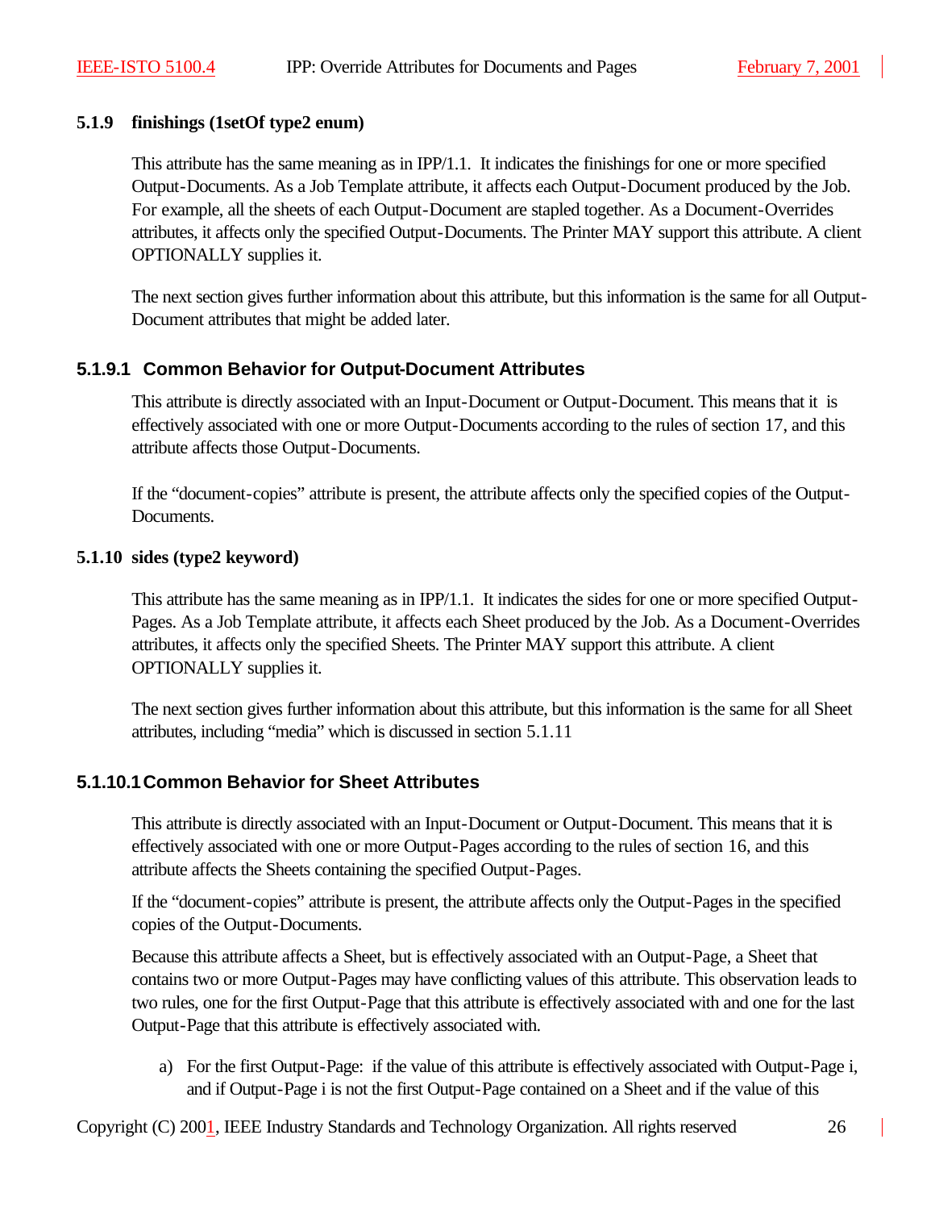#### 5.1.9 finishings (1setOf type2 enum)

This attribute has the same meaning as in IPP/1.1. It indicates the finishings for one or more specified Output-Documents. As a Job Template attribute, it affects each Output-Document produced by the Job. For example, all the sheets of each Output-Document are stapled together. As a Document-Overrides attributes, it affects only the specified Output-Documents. The Printer MAY support this attribute. A client OPTIONALLY supplies it.

The next section gives further information about this attribute, but this information is the same for all Output-Document attributes that might be added later.

##### 5.1.9.1 Common Behavior for Output-Document Attributes

This attribute is directly associated with an Input-Document or Output-Document. This means that it is effectively associated with one or more Output-Documents according to the rules of section 17, and this attribute affects those Output-Documents.

If the “document-copies” attribute is present, the attribute affects only the specified copies of the Output-Documents.

#### 5.1.10 sides (type2 keyword)

This attribute has the same meaning as in IPP/1.1. It indicates the sides for one or more specified Output-Pages. As a Job Template attribute, it affects each Sheet produced by the Job. As a Document-Overrides attributes, it affects only the specified Sheets. The Printer MAY support this attribute. A client OPTIONALLY supplies it.

The next section gives further information about this attribute, but this information is the same for all Sheet attributes, including “media” which is discussed in section 5.1.11

##### 5.1.10.1 Common Behavior for Sheet Attributes

This attribute is directly associated with an Input-Document or Output-Document. This means that it is effectively associated with one or more Output-Pages according to the rules of section 16, and this attribute affects the Sheets containing the specified Output-Pages.

If the “document-copies” attribute is present, the attribute affects only the Output-Pages in the specified copies of the Output-Documents.

Because this attribute affects a Sheet, but is effectively associated with an Output-Page, a Sheet that contains two or more Output-Pages may have conflicting values of this attribute. This observation leads to two rules, one for the first Output-Page that this attribute is effectively associated with and one for the last Output-Page that this attribute is effectively associated with.

a) For the first Output-Page: if the value of this attribute is effectively associated with Output-Page i, and if Output-Page i is not the first Output-Page contained on a Sheet and if the value of this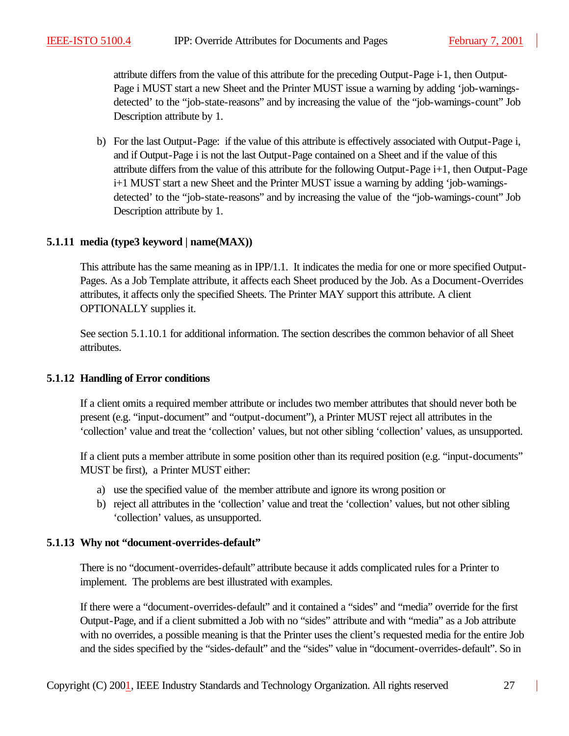attribute differs from the value of this attribute for the preceding Output-Page i-1, then Output-Page i MUST start a new Sheet and the Printer MUST issue a warning by adding 'job-warnings-detected' to the "job-state-reasons" and by increasing the value of the "job-warnings-count" Job Description attribute by 1.

b) For the last Output-Page: if the value of this attribute is effectively associated with Output-Page i, and if Output-Page i is not the last Output-Page contained on a Sheet and if the value of this attribute differs from the value of this attribute for the following Output-Page i+1, then Output-Page i+1 MUST start a new Sheet and the Printer MUST issue a warning by adding 'job-warnings-detected' to the "job-state-reasons" and by increasing the value of the "job-warnings-count" Job Description attribute by 1.

### 5.1.11 media (type3 keyword | name(MAX))

This attribute has the same meaning as in IPP/1.1. It indicates the media for one or more specified Output-Pages. As a Job Template attribute, it affects each Sheet produced by the Job. As a Document-Overrides attributes, it affects only the specified Sheets. The Printer MAY support this attribute. A client OPTIONALLY supplies it.

See section 5.1.10.1 for additional information. The section describes the common behavior of all Sheet attributes.

### 5.1.12 Handling of Error conditions

If a client omits a required member attribute or includes two member attributes that should never both be present (e.g. "input-document" and "output-document"), a Printer MUST reject all attributes in the 'collection' value and treat the 'collection' values, but not other sibling 'collection' values, as unsupported.

If a client puts a member attribute in some position other than its required position (e.g. "input-documents" MUST be first), a Printer MUST either:

a) use the specified value of the member attribute and ignore its wrong position or
b) reject all attributes in the 'collection' value and treat the 'collection' values, but not other sibling 'collection' values, as unsupported.

### 5.1.13 Why not "document-overrides-default"

There is no "document-overrides-default" attribute because it adds complicated rules for a Printer to implement. The problems are best illustrated with examples.

If there were a "document-overrides-default" and it contained a "sides" and "media" override for the first Output-Page, and if a client submitted a Job with no "sides" attribute and with "media" as a Job attribute with no overrides, a possible meaning is that the Printer uses the client's requested media for the entire Job and the sides specified by the "sides-default" and the "sides" value in "document-overrides-default". So in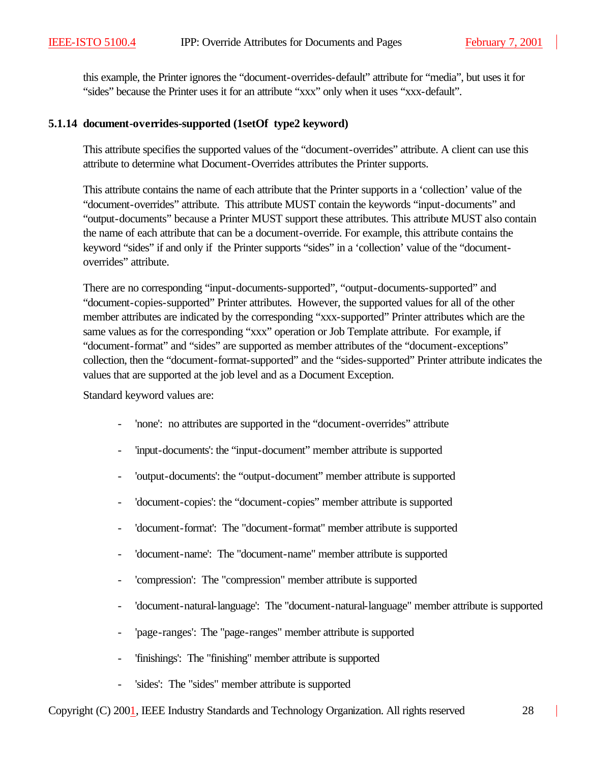this example, the Printer ignores the “document-overrides-default” attribute for “media”, but uses it for “sides” because the Printer uses it for an attribute “xxx” only when it uses “xxx-default”.

### 5.1.14 document-overrides-supported (1setOf type2 keyword)

This attribute specifies the supported values of the “document-overrides” attribute. A client can use this attribute to determine what Document-Overrides attributes the Printer supports.

This attribute contains the name of each attribute that the Printer supports in a ‘collection’ value of the “document-overrides” attribute. This attribute MUST contain the keywords “input-documents” and “output-documents” because a Printer MUST support these attributes. This attribute MUST also contain the name of each attribute that can be a document-override. For example, this attribute contains the keyword “sides” if and only if the Printer supports “sides” in a ‘collection’ value of the “document-overrides” attribute.

There are no corresponding “input-documents-supported”, “output-documents-supported” and “document-copies-supported” Printer attributes. However, the supported values for all of the other member attributes are indicated by the corresponding “xxx-supported” Printer attributes which are the same values as for the corresponding “xxx” operation or Job Template attribute. For example, if “document-format” and “sides” are supported as member attributes of the “document-exceptions” collection, then the “document-format-supported” and the “sides-supported” Printer attribute indicates the values that are supported at the job level and as a Document Exception.

Standard keyword values are:

- 'none': no attributes are supported in the “document-overrides” attribute
- 'input-documents': the “input-document” member attribute is supported
- 'output-documents': the “output-document” member attribute is supported
- 'document-copies': the “document-copies” member attribute is supported
- 'document-format': The "document-format" member attribute is supported
- 'document-name': The "document-name" member attribute is supported
- 'compression': The "compression" member attribute is supported
- 'document-natural-language': The "document-natural-language" member attribute is supported
- 'page-ranges': The "page-ranges" member attribute is supported
- 'finishings': The "finishing" member attribute is supported
- 'sides': The "sides" member attribute is supported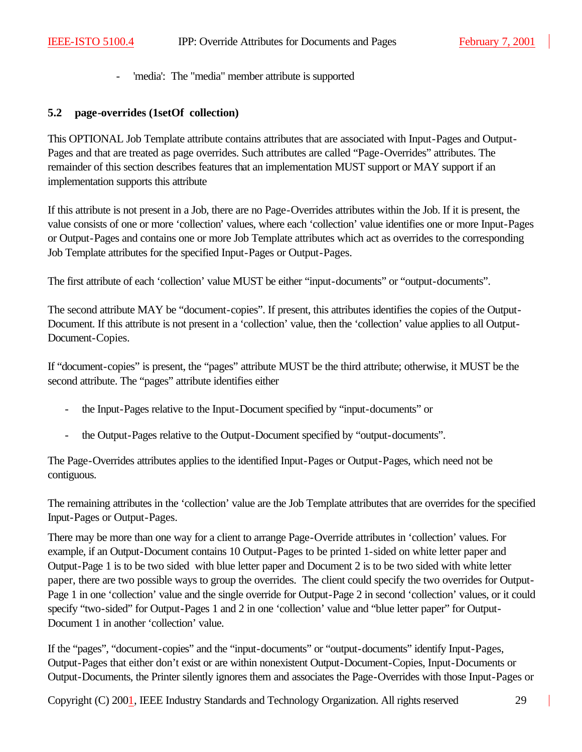- 'media': The "media" member attribute is supported

### 5.2 page-overrides (1setOf collection)

This OPTIONAL Job Template attribute contains attributes that are associated with Input-Pages and Output-Pages and that are treated as page overrides. Such attributes are called "Page-Overrides" attributes. The remainder of this section describes features that an implementation MUST support or MAY support if an implementation supports this attribute

If this attribute is not present in a Job, there are no Page-Overrides attributes within the Job. If it is present, the value consists of one or more 'collection' values, where each 'collection' value identifies one or more Input-Pages or Output-Pages and contains one or more Job Template attributes which act as overrides to the corresponding Job Template attributes for the specified Input-Pages or Output-Pages.

The first attribute of each 'collection' value MUST be either "input-documents" or "output-documents".

The second attribute MAY be "document-copies". If present, this attributes identifies the copies of the Output-Document. If this attribute is not present in a 'collection' value, then the 'collection' value applies to all Output-Document-Copies.

If "document-copies" is present, the "pages" attribute MUST be the third attribute; otherwise, it MUST be the second attribute. The "pages" attribute identifies either

- the Input-Pages relative to the Input-Document specified by "input-documents" or
- the Output-Pages relative to the Output-Document specified by "output-documents".

The Page-Overrides attributes applies to the identified Input-Pages or Output-Pages, which need not be contiguous.

The remaining attributes in the 'collection' value are the Job Template attributes that are overrides for the specified Input-Pages or Output-Pages.

There may be more than one way for a client to arrange Page-Override attributes in 'collection' values. For example, if an Output-Document contains 10 Output-Pages to be printed 1-sided on white letter paper and Output-Page 1 is to be two sided with blue letter paper and Document 2 is to be two sided with white letter paper, there are two possible ways to group the overrides. The client could specify the two overrides for Output-Page 1 in one 'collection' value and the single override for Output-Page 2 in second 'collection' values, or it could specify "two-sided" for Output-Pages 1 and 2 in one 'collection' value and "blue letter paper" for Output-Document 1 in another 'collection' value.

If the "pages", "document-copies" and the "input-documents" or "output-documents" identify Input-Pages, Output-Pages that either don't exist or are within nonexistent Output-Document-Copies, Input-Documents or Output-Documents, the Printer silently ignores them and associates the Page-Overrides with those Input-Pages or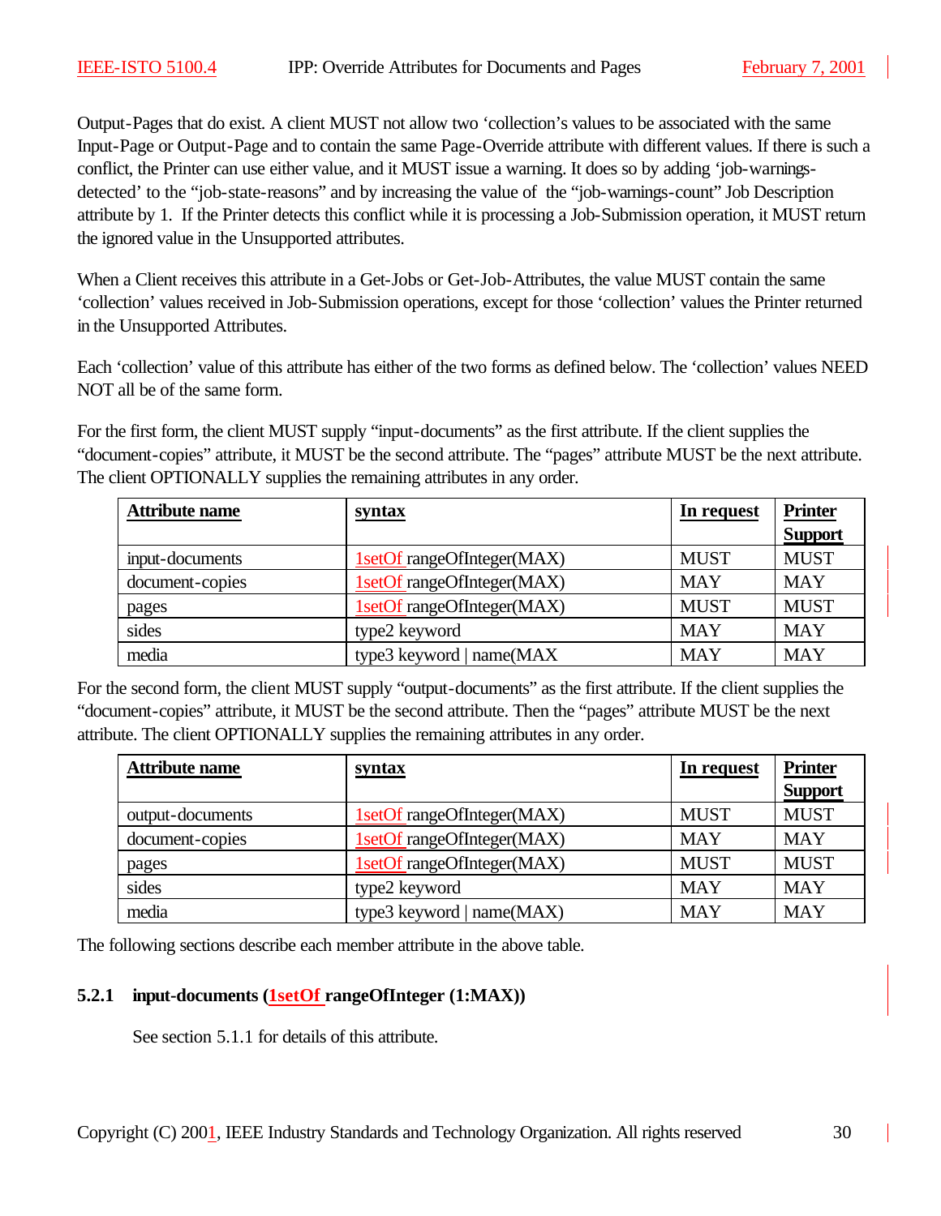Output-Pages that do exist. A client MUST not allow two 'collection's values to be associated with the same Input-Page or Output-Page and to contain the same Page-Override attribute with different values. If there is such a conflict, the Printer can use either value, and it MUST issue a warning. It does so by adding 'job-warnings-detected' to the "job-state-reasons" and by increasing the value of the "job-warnings-count" Job Description attribute by 1. If the Printer detects this conflict while it is processing a Job-Submission operation, it MUST return the ignored value in the Unsupported attributes.

When a Client receives this attribute in a Get-Jobs or Get-Job-Attributes, the value MUST contain the same 'collection' values received in Job-Submission operations, except for those 'collection' values the Printer returned in the Unsupported Attributes.

Each 'collection' value of this attribute has either of the two forms as defined below. The 'collection' values NEED NOT all be of the same form.

For the first form, the client MUST supply "input-documents" as the first attribute. If the client supplies the "document-copies" attribute, it MUST be the second attribute. The "pages" attribute MUST be the next attribute. The client OPTIONALLY supplies the remaining attributes in any order.

| **Attribute name** | **syntax** | **In request** | **Printer Support** |
|---|---|---|---|
| input-documents | 1setOf rangeOfInteger(MAX) | MUST | MUST |
| document-copies | 1setOf rangeOfInteger(MAX) | MAY | MAY |
| pages | 1setOf rangeOfInteger(MAX) | MUST | MUST |
| sides | type2 keyword | MAY | MAY |
| media | type3 keyword \| name(MAX | MAY | MAY |

For the second form, the client MUST supply "output-documents" as the first attribute. If the client supplies the "document-copies" attribute, it MUST be the second attribute. Then the "pages" attribute MUST be the next attribute. The client OPTIONALLY supplies the remaining attributes in any order.

| **Attribute name** | **syntax** | **In request** | **Printer Support** |
|---|---|---|---|
| output-documents | 1setOf rangeOfInteger(MAX) | MUST | MUST |
| document-copies | 1setOf rangeOfInteger(MAX) | MAY | MAY |
| pages | 1setOf rangeOfInteger(MAX) | MUST | MUST |
| sides | type2 keyword | MAY | MAY |
| media | type3 keyword \| name(MAX) | MAY | MAY |

The following sections describe each member attribute in the above table.

### 5.2.1 input-documents (1setOf rangeOfInteger (1:MAX))

See section 5.1.1 for details of this attribute.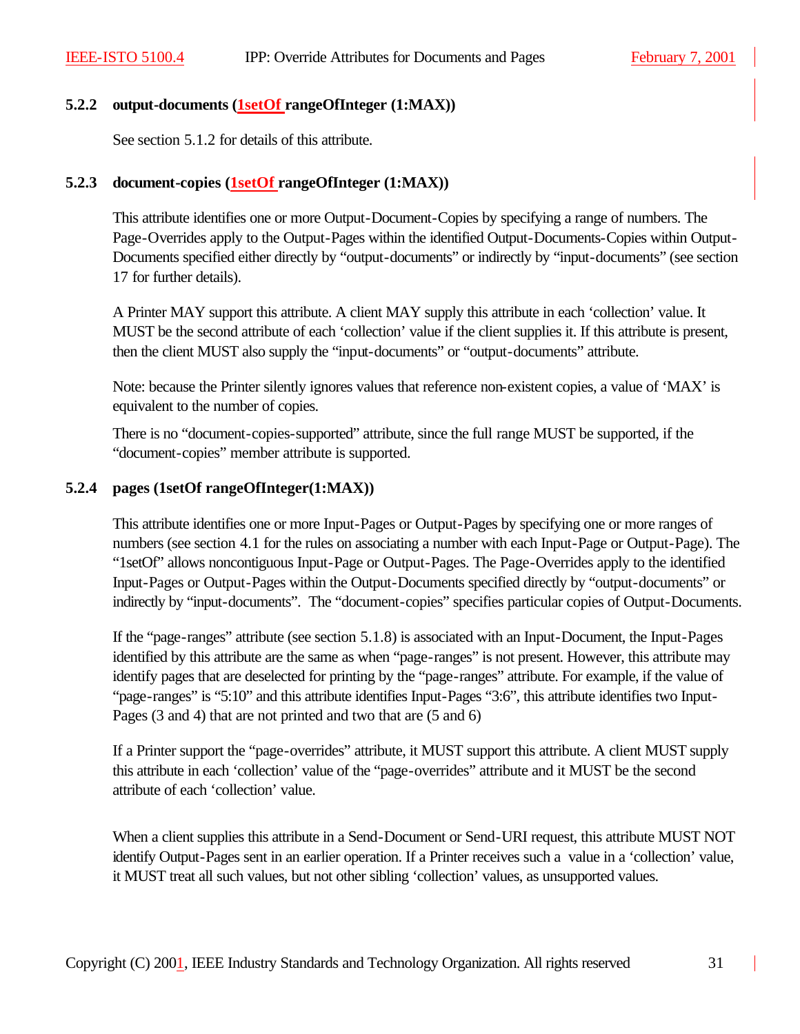### 5.2.2 output-documents (1setOf rangeOfInteger (1:MAX))

See section 5.1.2 for details of this attribute.

### 5.2.3 document-copies (1setOf rangeOfInteger (1:MAX))

This attribute identifies one or more Output-Document-Copies by specifying a range of numbers. The Page-Overrides apply to the Output-Pages within the identified Output-Documents-Copies within Output-Documents specified either directly by "output-documents" or indirectly by "input-documents" (see section 17 for further details).

A Printer MAY support this attribute. A client MAY supply this attribute in each 'collection' value. It MUST be the second attribute of each 'collection' value if the client supplies it. If this attribute is present, then the client MUST also supply the "input-documents" or "output-documents" attribute.

Note: because the Printer silently ignores values that reference non-existent copies, a value of 'MAX' is equivalent to the number of copies.

There is no "document-copies-supported" attribute, since the full range MUST be supported, if the "document-copies" member attribute is supported.

### 5.2.4 pages (1setOf rangeOfInteger(1:MAX))

This attribute identifies one or more Input-Pages or Output-Pages by specifying one or more ranges of numbers (see section 4.1 for the rules on associating a number with each Input-Page or Output-Page). The "1setOf" allows noncontiguous Input-Page or Output-Pages. The Page-Overrides apply to the identified Input-Pages or Output-Pages within the Output-Documents specified directly by "output-documents" or indirectly by "input-documents". The "document-copies" specifies particular copies of Output-Documents.

If the "page-ranges" attribute (see section 5.1.8) is associated with an Input-Document, the Input-Pages identified by this attribute are the same as when "page-ranges" is not present. However, this attribute may identify pages that are deselected for printing by the "page-ranges" attribute. For example, if the value of "page-ranges" is "5:10" and this attribute identifies Input-Pages "3:6", this attribute identifies two Input-Pages (3 and 4) that are not printed and two that are (5 and 6)

If a Printer support the "page-overrides" attribute, it MUST support this attribute. A client MUST supply this attribute in each 'collection' value of the "page-overrides" attribute and it MUST be the second attribute of each 'collection' value.

When a client supplies this attribute in a Send-Document or Send-URI request, this attribute MUST NOT identify Output-Pages sent in an earlier operation. If a Printer receives such a value in a 'collection' value, it MUST treat all such values, but not other sibling 'collection' values, as unsupported values.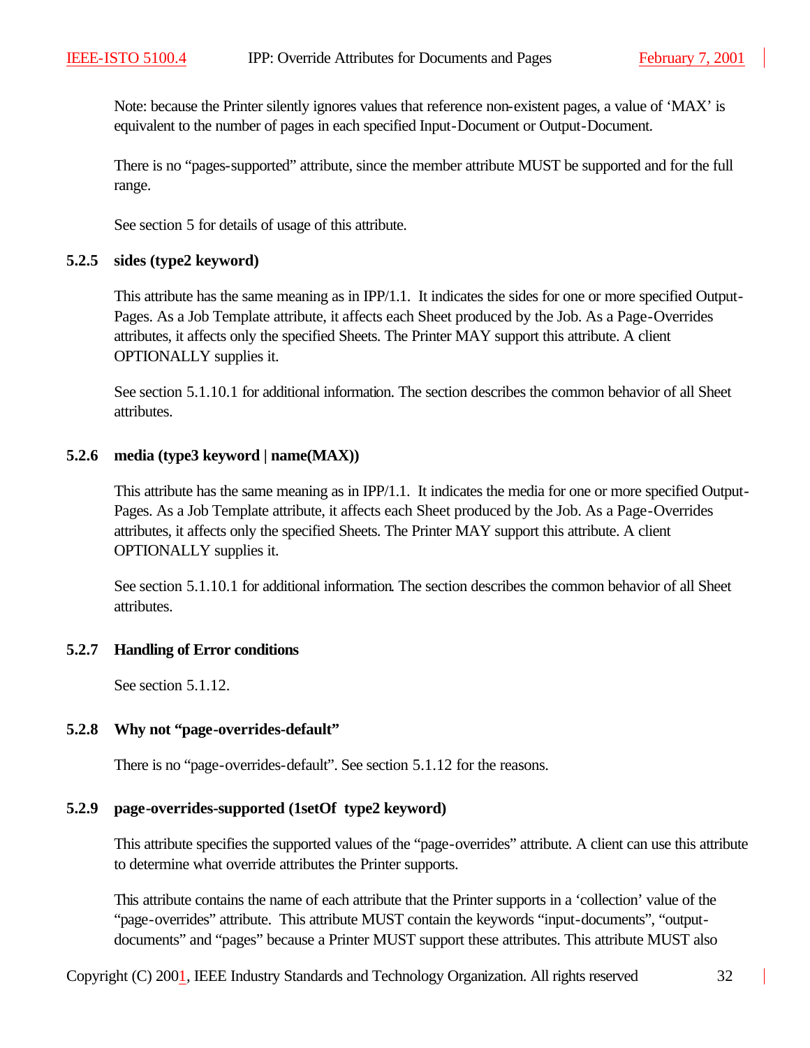Note: because the Printer silently ignores values that reference non-existent pages, a value of 'MAX' is equivalent to the number of pages in each specified Input-Document or Output-Document.

There is no "pages-supported" attribute, since the member attribute MUST be supported and for the full range.

See section 5 for details of usage of this attribute.

### 5.2.5 sides (type2 keyword)

This attribute has the same meaning as in IPP/1.1. It indicates the sides for one or more specified Output-Pages. As a Job Template attribute, it affects each Sheet produced by the Job. As a Page-Overrides attributes, it affects only the specified Sheets. The Printer MAY support this attribute. A client OPTIONALLY supplies it.

See section 5.1.10.1 for additional information. The section describes the common behavior of all Sheet attributes.

### 5.2.6 media (type3 keyword | name(MAX))

This attribute has the same meaning as in IPP/1.1. It indicates the media for one or more specified Output-Pages. As a Job Template attribute, it affects each Sheet produced by the Job. As a Page-Overrides attributes, it affects only the specified Sheets. The Printer MAY support this attribute. A client OPTIONALLY supplies it.

See section 5.1.10.1 for additional information. The section describes the common behavior of all Sheet attributes.

### 5.2.7 Handling of Error conditions

See section 5.1.12.

### 5.2.8 Why not "page-overrides-default"

There is no "page-overrides-default". See section 5.1.12 for the reasons.

### 5.2.9 page-overrides-supported (1setOf type2 keyword)

This attribute specifies the supported values of the "page-overrides" attribute. A client can use this attribute to determine what override attributes the Printer supports.

This attribute contains the name of each attribute that the Printer supports in a 'collection' value of the "page-overrides" attribute. This attribute MUST contain the keywords "input-documents", "output-documents" and "pages" because a Printer MUST support these attributes. This attribute MUST also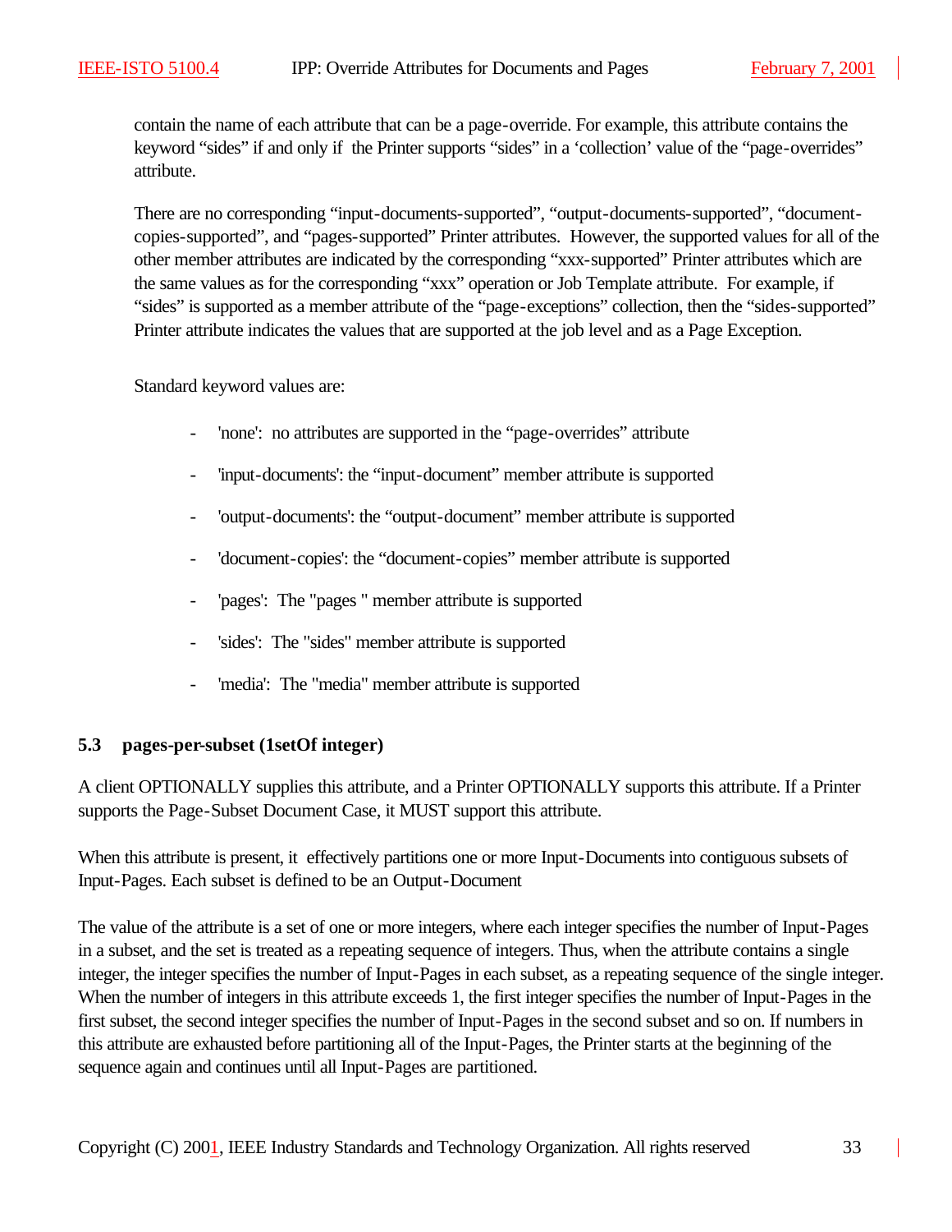contain the name of each attribute that can be a page-override. For example, this attribute contains the keyword "sides" if and only if the Printer supports "sides" in a 'collection' value of the "page-overrides" attribute.

There are no corresponding "input-documents-supported", "output-documents-supported", "document-copies-supported", and "pages-supported" Printer attributes. However, the supported values for all of the other member attributes are indicated by the corresponding "xxx-supported" Printer attributes which are the same values as for the corresponding "xxx" operation or Job Template attribute. For example, if "sides" is supported as a member attribute of the "page-exceptions" collection, then the "sides-supported" Printer attribute indicates the values that are supported at the job level and as a Page Exception.

Standard keyword values are:

- 'none': no attributes are supported in the "page-overrides" attribute
- 'input-documents': the "input-document" member attribute is supported
- 'output-documents': the "output-document" member attribute is supported
- 'document-copies': the "document-copies" member attribute is supported
- 'pages': The "pages " member attribute is supported
- 'sides': The "sides" member attribute is supported
- 'media': The "media" member attribute is supported

### 5.3 pages-per-subset (1setOf integer)

A client OPTIONALLY supplies this attribute, and a Printer OPTIONALLY supports this attribute. If a Printer supports the Page-Subset Document Case, it MUST support this attribute.

When this attribute is present, it effectively partitions one or more Input-Documents into contiguous subsets of Input-Pages. Each subset is defined to be an Output-Document

The value of the attribute is a set of one or more integers, where each integer specifies the number of Input-Pages in a subset, and the set is treated as a repeating sequence of integers. Thus, when the attribute contains a single integer, the integer specifies the number of Input-Pages in each subset, as a repeating sequence of the single integer. When the number of integers in this attribute exceeds 1, the first integer specifies the number of Input-Pages in the first subset, the second integer specifies the number of Input-Pages in the second subset and so on. If numbers in this attribute are exhausted before partitioning all of the Input-Pages, the Printer starts at the beginning of the sequence again and continues until all Input-Pages are partitioned.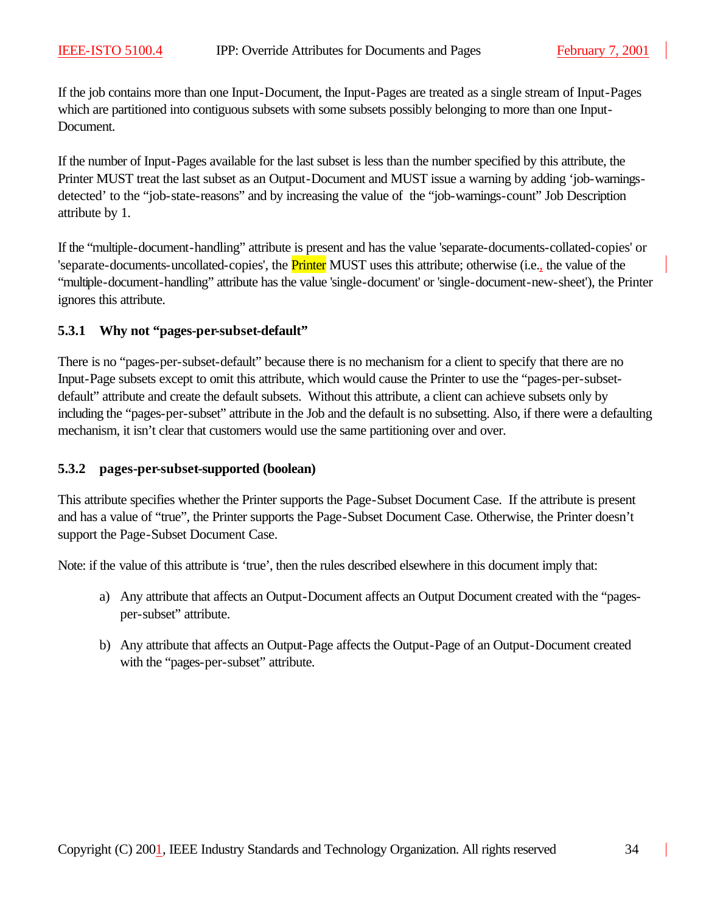If the job contains more than one Input-Document, the Input-Pages are treated as a single stream of Input-Pages which are partitioned into contiguous subsets with some subsets possibly belonging to more than one Input-Document.

If the number of Input-Pages available for the last subset is less than the number specified by this attribute, the Printer MUST treat the last subset as an Output-Document and MUST issue a warning by adding 'job-warnings-detected' to the "job-state-reasons" and by increasing the value of the "job-warnings-count" Job Description attribute by 1.

If the "multiple-document-handling" attribute is present and has the value 'separate-documents-collated-copies' or 'separate-documents-uncollated-copies', the Printer MUST uses this attribute; otherwise (i.e., the value of the "multiple-document-handling" attribute has the value 'single-document' or 'single-document-new-sheet'), the Printer ignores this attribute.

### 5.3.1 Why not "pages-per-subset-default"

There is no "pages-per-subset-default" because there is no mechanism for a client to specify that there are no Input-Page subsets except to omit this attribute, which would cause the Printer to use the "pages-per-subset-default" attribute and create the default subsets. Without this attribute, a client can achieve subsets only by including the "pages-per-subset" attribute in the Job and the default is no subsetting. Also, if there were a defaulting mechanism, it isn't clear that customers would use the same partitioning over and over.

### 5.3.2 pages-per-subset-supported (boolean)

This attribute specifies whether the Printer supports the Page-Subset Document Case. If the attribute is present and has a value of "true", the Printer supports the Page-Subset Document Case. Otherwise, the Printer doesn't support the Page-Subset Document Case.

Note: if the value of this attribute is 'true', then the rules described elsewhere in this document imply that:

a) Any attribute that affects an Output-Document affects an Output Document created with the "pages-per-subset" attribute.

b) Any attribute that affects an Output-Page affects the Output-Page of an Output-Document created with the "pages-per-subset" attribute.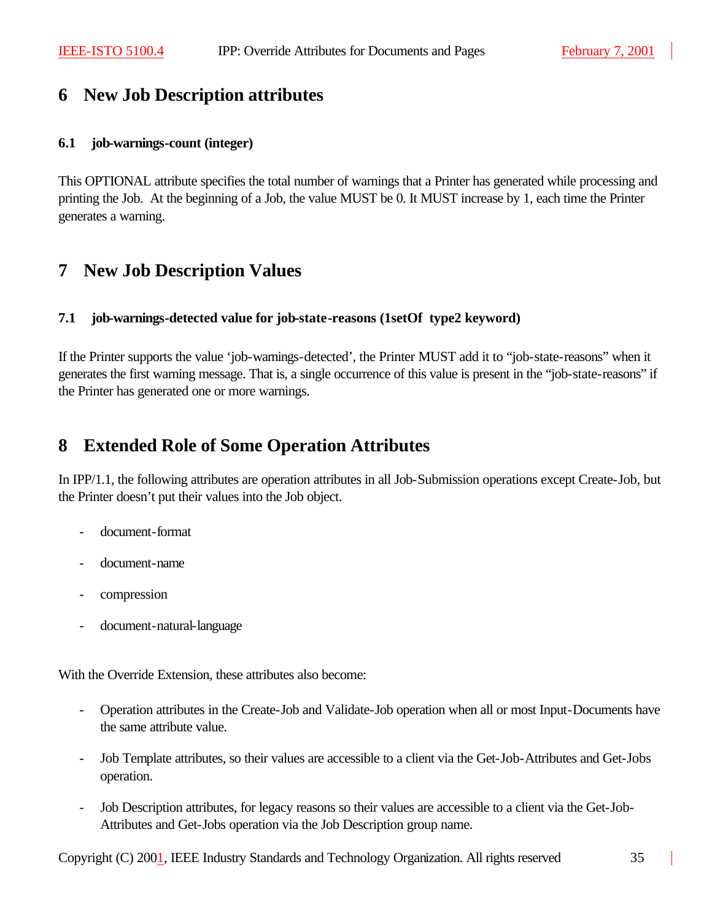# 6 New Job Description attributes

### 6.1 job-warnings-count (integer)

This OPTIONAL attribute specifies the total number of warnings that a Printer has generated while processing and printing the Job. At the beginning of a Job, the value MUST be 0. It MUST increase by 1, each time the Printer generates a warning.

# 7 New Job Description Values

### 7.1 job-warnings-detected value for job-state-reasons (1setOf type2 keyword)

If the Printer supports the value 'job-warnings-detected', the Printer MUST add it to "job-state-reasons" when it generates the first warning message. That is, a single occurrence of this value is present in the "job-state-reasons" if the Printer has generated one or more warnings.

# 8 Extended Role of Some Operation Attributes

In IPP/1.1, the following attributes are operation attributes in all Job-Submission operations except Create-Job, but the Printer doesn't put their values into the Job object.

- document-format
- document-name
- compression
- document-natural-language

With the Override Extension, these attributes also become:

- Operation attributes in the Create-Job and Validate-Job operation when all or most Input-Documents have the same attribute value.
- Job Template attributes, so their values are accessible to a client via the Get-Job-Attributes and Get-Jobs operation.
- Job Description attributes, for legacy reasons so their values are accessible to a client via the Get-Job-Attributes and Get-Jobs operation via the Job Description group name.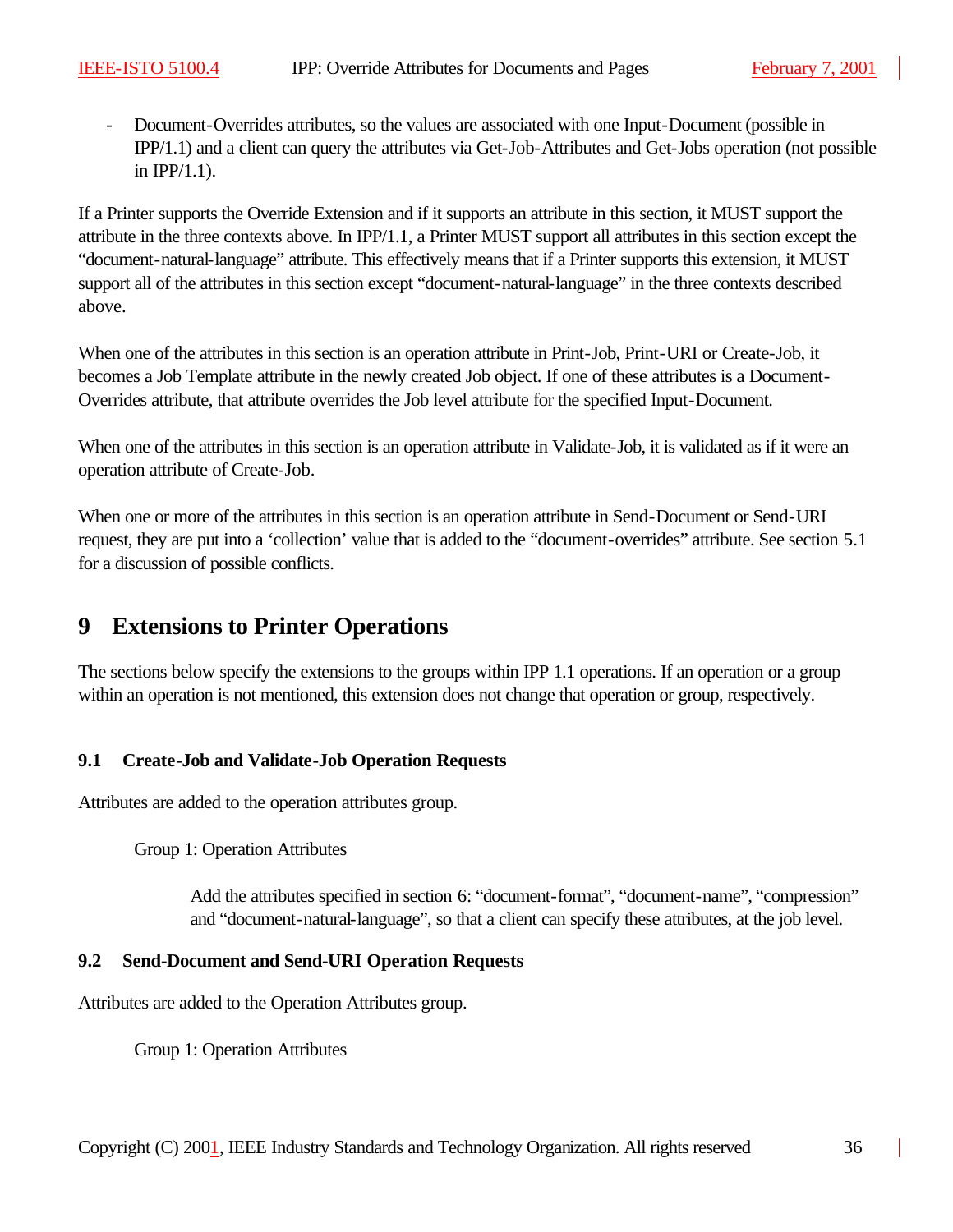- Document-Overrides attributes, so the values are associated with one Input-Document (possible in IPP/1.1) and a client can query the attributes via Get-Job-Attributes and Get-Jobs operation (not possible in IPP/1.1).

If a Printer supports the Override Extension and if it supports an attribute in this section, it MUST support the attribute in the three contexts above. In IPP/1.1, a Printer MUST support all attributes in this section except the "document-natural-language" attribute. This effectively means that if a Printer supports this extension, it MUST support all of the attributes in this section except "document-natural-language" in the three contexts described above.

When one of the attributes in this section is an operation attribute in Print-Job, Print-URI or Create-Job, it becomes a Job Template attribute in the newly created Job object. If one of these attributes is a Document-Overrides attribute, that attribute overrides the Job level attribute for the specified Input-Document.

When one of the attributes in this section is an operation attribute in Validate-Job, it is validated as if it were an operation attribute of Create-Job.

When one or more of the attributes in this section is an operation attribute in Send-Document or Send-URI request, they are put into a 'collection' value that is added to the "document-overrides" attribute. See section 5.1 for a discussion of possible conflicts.

# 9 Extensions to Printer Operations

The sections below specify the extensions to the groups within IPP 1.1 operations. If an operation or a group within an operation is not mentioned, this extension does not change that operation or group, respectively.

### 9.1 Create-Job and Validate-Job Operation Requests

Attributes are added to the operation attributes group.

Group 1: Operation Attributes

Add the attributes specified in section 6: "document-format", "document-name", "compression" and "document-natural-language", so that a client can specify these attributes, at the job level.

### 9.2 Send-Document and Send-URI Operation Requests

Attributes are added to the Operation Attributes group.

Group 1: Operation Attributes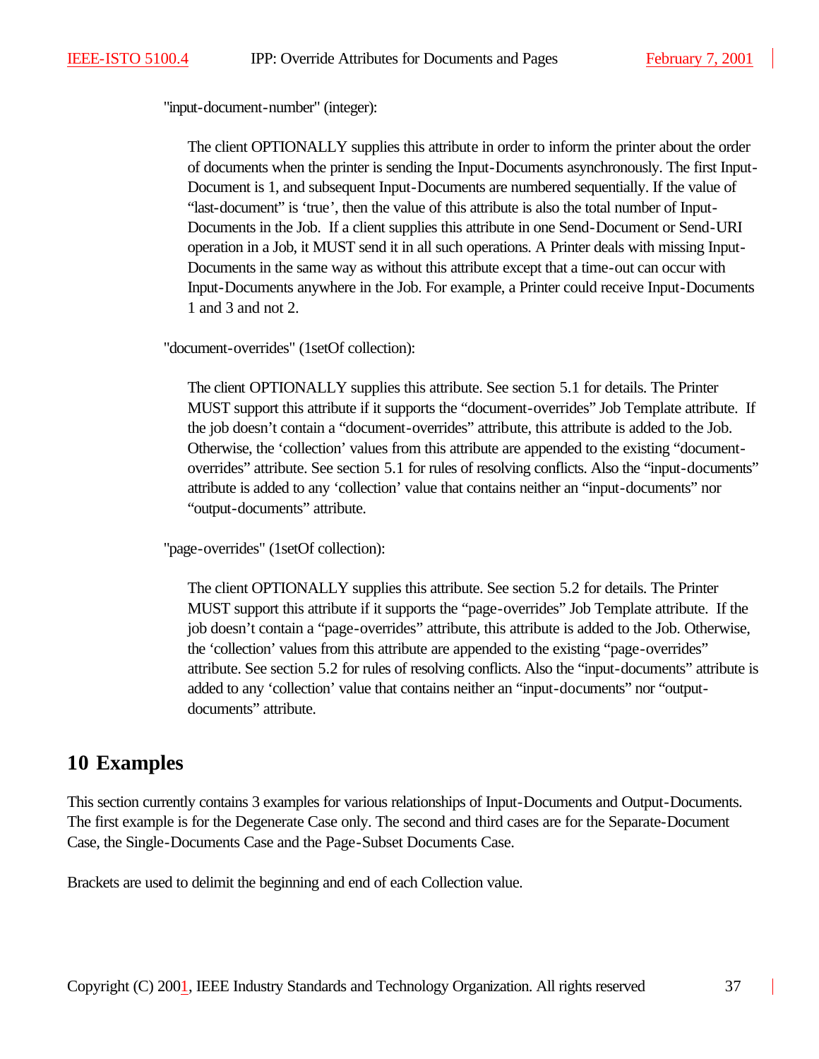"input-document-number" (integer):

The client OPTIONALLY supplies this attribute in order to inform the printer about the order of documents when the printer is sending the Input-Documents asynchronously. The first Input-Document is 1, and subsequent Input-Documents are numbered sequentially. If the value of "last-document" is 'true', then the value of this attribute is also the total number of Input-Documents in the Job. If a client supplies this attribute in one Send-Document or Send-URI operation in a Job, it MUST send it in all such operations. A Printer deals with missing Input-Documents in the same way as without this attribute except that a time-out can occur with Input-Documents anywhere in the Job. For example, a Printer could receive Input-Documents 1 and 3 and not 2.

"document-overrides" (1setOf collection):

The client OPTIONALLY supplies this attribute. See section 5.1 for details. The Printer MUST support this attribute if it supports the "document-overrides" Job Template attribute. If the job doesn't contain a "document-overrides" attribute, this attribute is added to the Job. Otherwise, the 'collection' values from this attribute are appended to the existing "document-overrides" attribute. See section 5.1 for rules of resolving conflicts. Also the "input-documents" attribute is added to any 'collection' value that contains neither an "input-documents" nor "output-documents" attribute.

"page-overrides" (1setOf collection):

The client OPTIONALLY supplies this attribute. See section 5.2 for details. The Printer MUST support this attribute if it supports the "page-overrides" Job Template attribute. If the job doesn't contain a "page-overrides" attribute, this attribute is added to the Job. Otherwise, the 'collection' values from this attribute are appended to the existing "page-overrides" attribute. See section 5.2 for rules of resolving conflicts. Also the "input-documents" attribute is added to any 'collection' value that contains neither an "input-documents" nor "output-documents" attribute.

# 10 Examples

This section currently contains 3 examples for various relationships of Input-Documents and Output-Documents. The first example is for the Degenerate Case only. The second and third cases are for the Separate-Document Case, the Single-Documents Case and the Page-Subset Documents Case.

Brackets are used to delimit the beginning and end of each Collection value.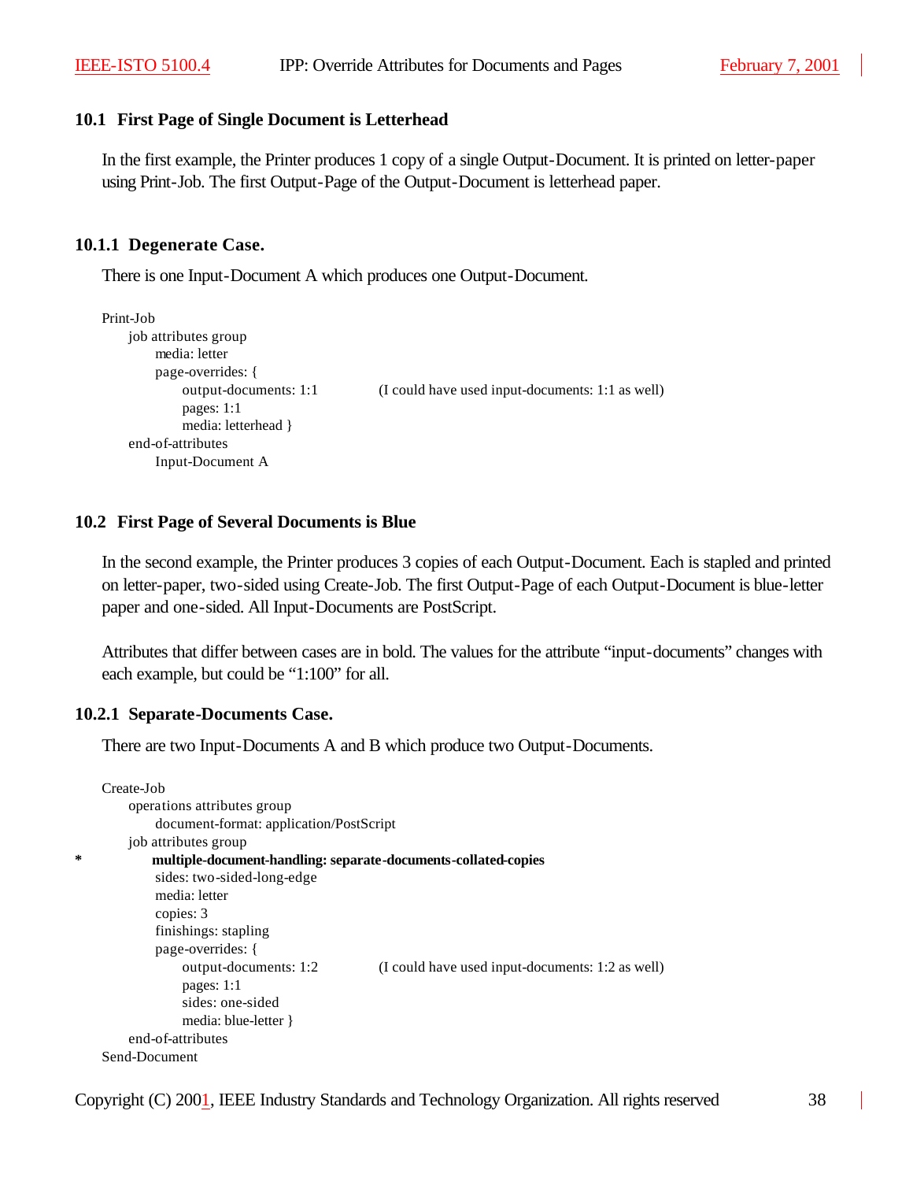## 10.1 First Page of Single Document is Letterhead

In the first example, the Printer produces 1 copy of a single Output-Document. It is printed on letter-paper using Print-Job. The first Output-Page of the Output-Document is letterhead paper.

### 10.1.1 Degenerate Case.

There is one Input-Document A which produces one Output-Document.

```
Print-Job
    job attributes group
        media: letter
        page-overrides: {
            output-documents: 1:1          (I could have used input-documents: 1:1 as well)
            pages: 1:1
            media: letterhead }
    end-of-attributes
        Input-Document A
```

## 10.2 First Page of Several Documents is Blue

In the second example, the Printer produces 3 copies of each Output-Document. Each is stapled and printed on letter-paper, two-sided using Create-Job. The first Output-Page of each Output-Document is blue-letter paper and one-sided. All Input-Documents are PostScript.

Attributes that differ between cases are in bold. The values for the attribute "input-documents" changes with each example, but could be "1:100" for all.

### 10.2.1 Separate-Documents Case.

There are two Input-Documents A and B which produce two Output-Documents.

```
Create-Job
    operations attributes group
        document-format: application/PostScript
    job attributes group
*       multiple-document-handling: separate-documents-collated-copies
        sides: two-sided-long-edge
        media: letter
        copies: 3
        finishings: stapling
        page-overrides: {
            output-documents: 1:2          (I could have used input-documents: 1:2 as well)
            pages: 1:1
            sides: one-sided
            media: blue-letter }
    end-of-attributes
Send-Document
```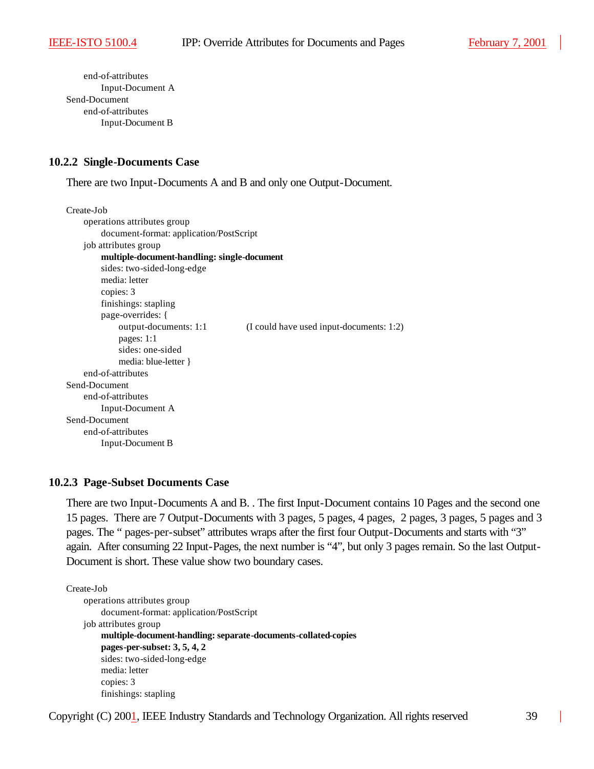```
        end-of-attributes
            Input-Document A
Send-Document
        end-of-attributes
            Input-Document B
```

### 10.2.2 Single-Documents Case

There are two Input-Documents A and B and only one Output-Document.

```
Create-Job
    operations attributes group
        document-format: application/PostScript
    job attributes group
        multiple-document-handling: single-document
        sides: two-sided-long-edge
        media: letter
        copies: 3
        finishings: stapling
        page-overrides: {
            output-documents: 1:1          (I could have used input-documents: 1:2)
            pages: 1:1
            sides: one-sided
            media: blue-letter }
    end-of-attributes
Send-Document
    end-of-attributes
        Input-Document A
Send-Document
    end-of-attributes
        Input-Document B
```

### 10.2.3 Page-Subset Documents Case

There are two Input-Documents A and B. . The first Input-Document contains 10 Pages and the second one 15 pages. There are 7 Output-Documents with 3 pages, 5 pages, 4 pages, 2 pages, 3 pages, 5 pages and 3 pages. The " pages-per-subset" attributes wraps after the first four Output-Documents and starts with "3" again. After consuming 22 Input-Pages, the next number is "4", but only 3 pages remain. So the last Output-Document is short. These value show two boundary cases.

```
Create-Job
    operations attributes group
        document-format: application/PostScript
    job attributes group
        multiple-document-handling: separate-documents-collated-copies
        pages-per-subset: 3, 5, 4, 2
        sides: two-sided-long-edge
        media: letter
        copies: 3
        finishings: stapling
```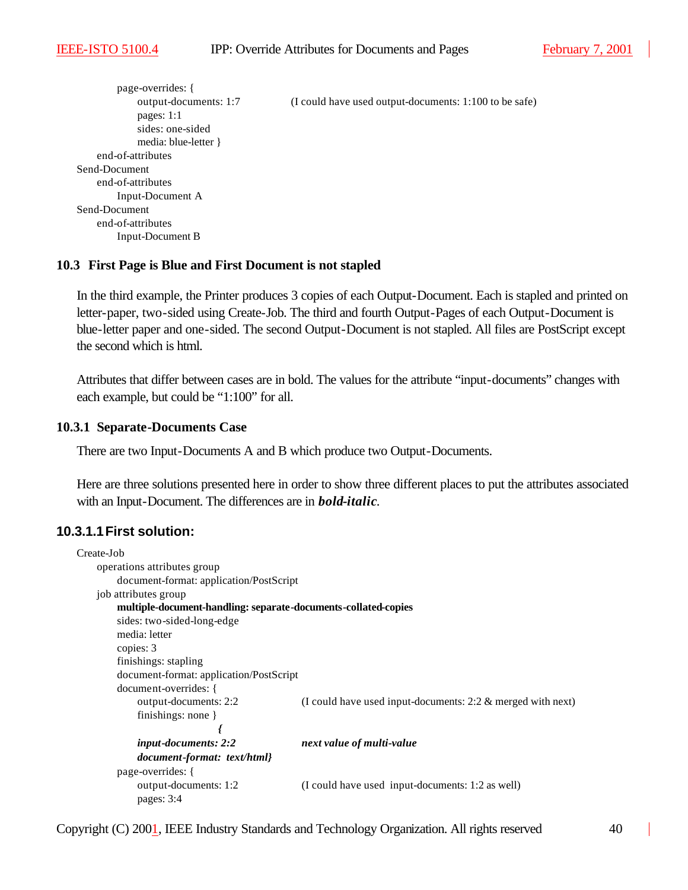```
        page-overrides: {
            output-documents: 1:7           (I could have used output-documents: 1:100 to be safe)
            pages: 1:1
            sides: one-sided
            media: blue-letter }
    end-of-attributes
Send-Document
    end-of-attributes
        Input-Document A
Send-Document
    end-of-attributes
        Input-Document B
```

### 10.3 First Page is Blue and First Document is not stapled

In the third example, the Printer produces 3 copies of each Output-Document. Each is stapled and printed on letter-paper, two-sided using Create-Job. The third and fourth Output-Pages of each Output-Document is blue-letter paper and one-sided. The second Output-Document is not stapled. All files are PostScript except the second which is html.

Attributes that differ between cases are in bold. The values for the attribute "input-documents" changes with each example, but could be "1:100" for all.

#### 10.3.1 Separate-Documents Case

There are two Input-Documents A and B which produce two Output-Documents.

Here are three solutions presented here in order to show three different places to put the attributes associated with an Input-Document. The differences are in ***bold-italic***.

##### 10.3.1.1 First solution:

```
Create-Job
    operations attributes group
        document-format: application/PostScript
    job attributes group
        multiple-document-handling: separate-documents-collated-copies
        sides: two-sided-long-edge
        media: letter
        copies: 3
        finishings: stapling
        document-format: application/PostScript
        document-overrides: {
            output-documents: 2:2           (I could have used input-documents: 2:2 & merged with next)
            finishings: none }
                              {
            input-documents: 2:2            next value of multi-value
            document-format:  text/html}
        page-overrides: {
            output-documents: 1:2           (I could have used  input-documents: 1:2 as well)
            pages: 3:4
```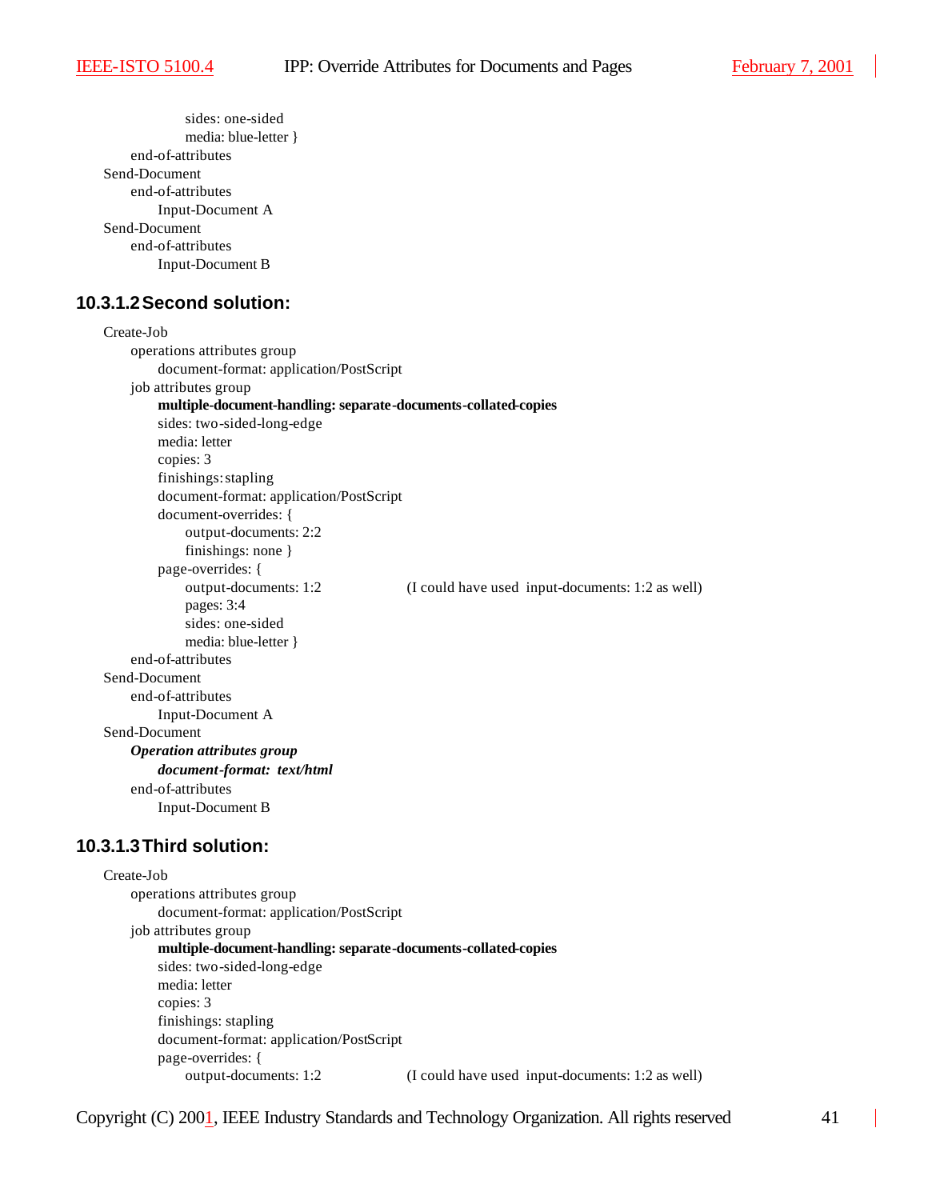```
            sides: one-sided
            media: blue-letter }
    end-of-attributes
Send-Document
    end-of-attributes
        Input-Document A
Send-Document
    end-of-attributes
        Input-Document B
```

#### 10.3.1.2 Second solution:

```
Create-Job
    operations attributes group
        document-format: application/PostScript
    job attributes group
        multiple-document-handling: separate-documents-collated-copies
        sides: two-sided-long-edge
        media: letter
        copies: 3
        finishings: stapling
        document-format: application/PostScript
        document-overrides: {
            output-documents: 2:2
            finishings: none }
        page-overrides: {
            output-documents: 1:2          (I could have used  input-documents: 1:2 as well)
            pages: 3:4
            sides: one-sided
            media: blue-letter }
    end-of-attributes
Send-Document
    end-of-attributes
        Input-Document A
Send-Document
    Operation attributes group
        document-format:  text/html
    end-of-attributes
        Input-Document B
```

#### 10.3.1.3 Third solution:

```
Create-Job
    operations attributes group
        document-format: application/PostScript
    job attributes group
        multiple-document-handling: separate-documents-collated-copies
        sides: two-sided-long-edge
        media: letter
        copies: 3
        finishings: stapling
        document-format: application/PostScript
        page-overrides: {
            output-documents: 1:2          (I could have used  input-documents: 1:2 as well)
```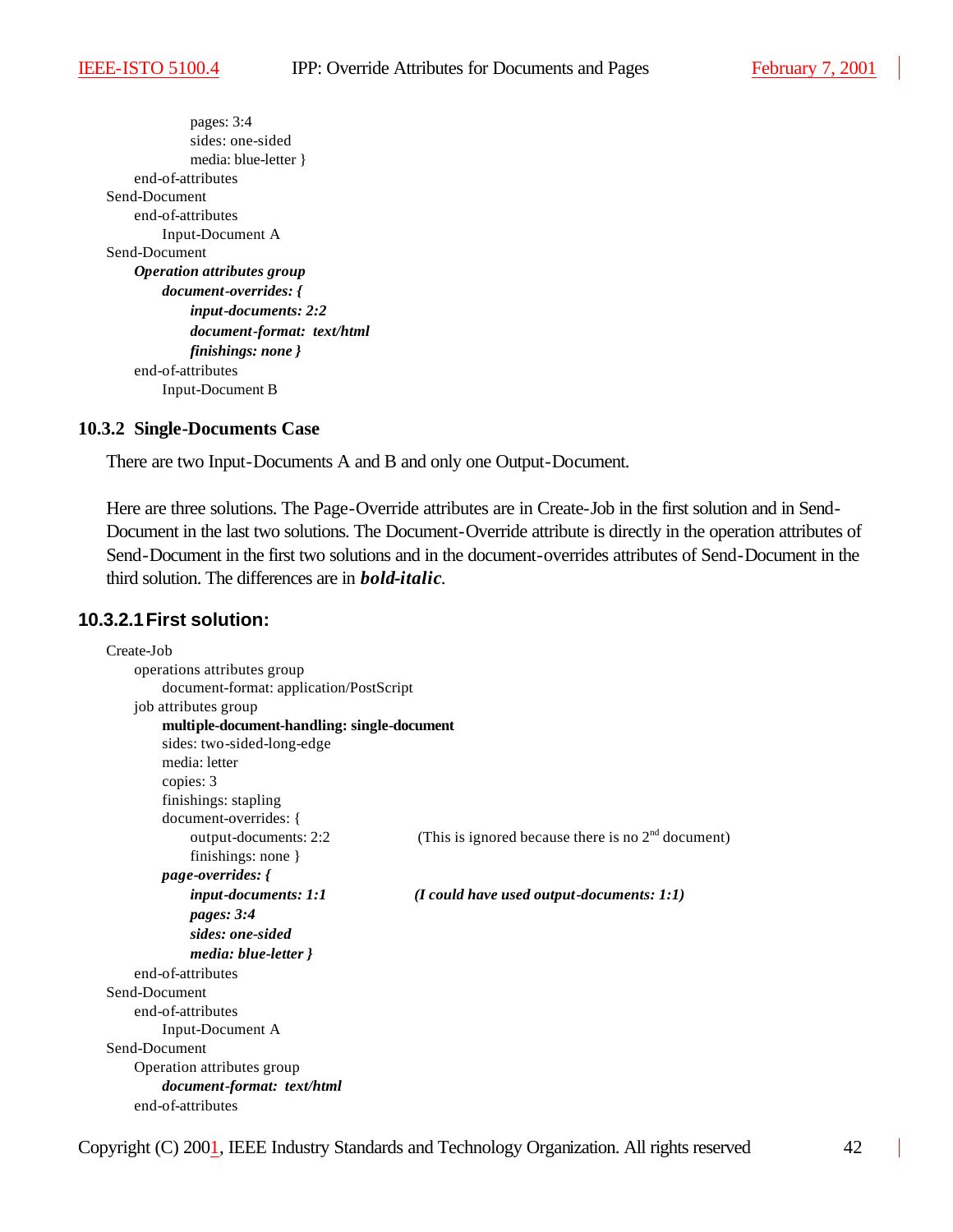```
            pages: 3:4
            sides: one-sided
            media: blue-letter }
    end-of-attributes
Send-Document
    end-of-attributes
        Input-Document A
Send-Document
    Operation attributes group
        document-overrides: {
            input-documents: 2:2
            document-format:  text/html
            finishings: none }
    end-of-attributes
        Input-Document B
```

### 10.3.2 Single-Documents Case

There are two Input-Documents A and B and only one Output-Document.

Here are three solutions. The Page-Override attributes are in Create-Job in the first solution and in Send-Document in the last two solutions. The Document-Override attribute is directly in the operation attributes of Send-Document in the first two solutions and in the document-overrides attributes of Send-Document in the third solution. The differences are in ***bold-italic***.

#### 10.3.2.1 First solution:

```
Create-Job
    operations attributes group
        document-format: application/PostScript
    job attributes group
        multiple-document-handling: single-document
        sides: two-sided-long-edge
        media: letter
        copies: 3
        finishings: stapling
        document-overrides: {
            output-documents: 2:2          (This is ignored because there is no 2nd document)
            finishings: none }
        page-overrides: {
            input-documents: 1:1           (I could have used output-documents: 1:1)
            pages: 3:4
            sides: one-sided
            media: blue-letter }
    end-of-attributes
Send-Document
    end-of-attributes
        Input-Document A
Send-Document
    Operation attributes group
        document-format:  text/html
    end-of-attributes
```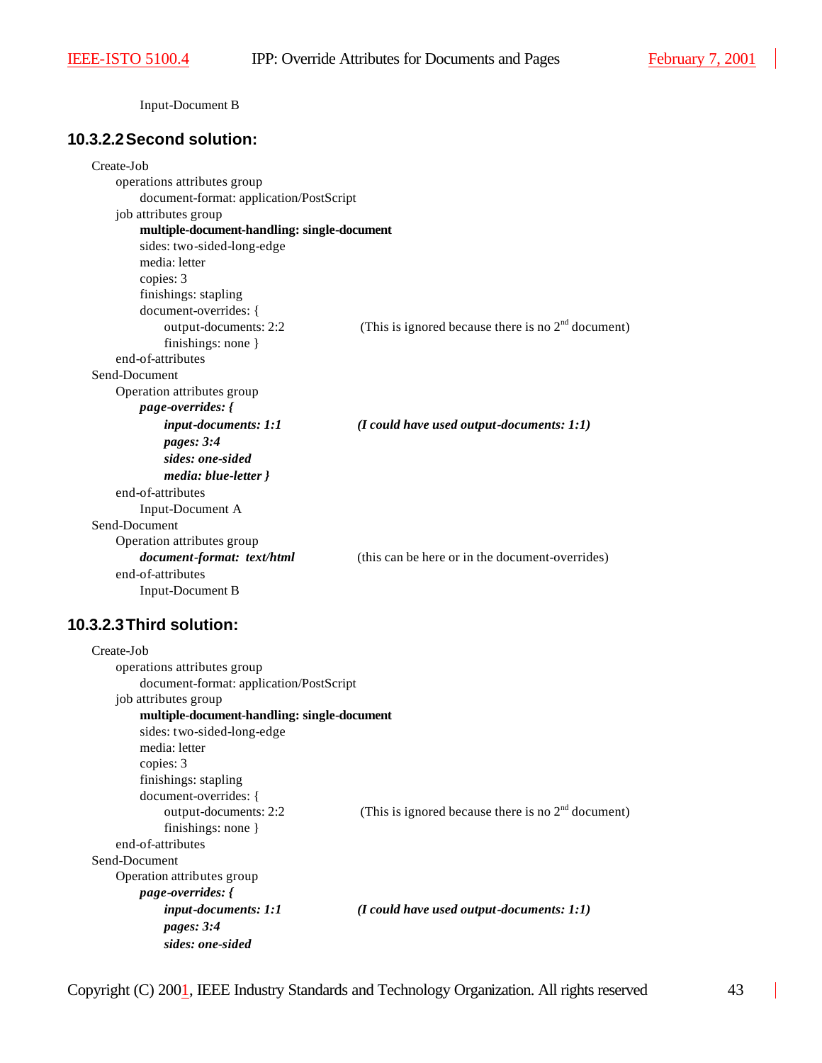Input-Document B

#### 10.3.2.2 Second solution:

```
Create-Job
    operations attributes group
        document-format: application/PostScript
    job attributes group
        multiple-document-handling: single-document
        sides: two-sided-long-edge
        media: letter
        copies: 3
        finishings: stapling
        document-overrides: {
            output-documents: 2:2           (This is ignored because there is no 2nd document)
            finishings: none }
    end-of-attributes
Send-Document
    Operation attributes group
        page-overrides: {
            input-documents: 1:1            (I could have used output-documents: 1:1)
            pages: 3:4
            sides: one-sided
            media: blue-letter }
    end-of-attributes
        Input-Document A
Send-Document
    Operation attributes group
        document-format:  text/html         (this can be here or in the document-overrides)
    end-of-attributes
        Input-Document B
```

#### 10.3.2.3 Third solution:

```
Create-Job
    operations attributes group
        document-format: application/PostScript
    job attributes group
        multiple-document-handling: single-document
        sides: two-sided-long-edge
        media: letter
        copies: 3
        finishings: stapling
        document-overrides: {
            output-documents: 2:2           (This is ignored because there is no 2nd document)
            finishings: none }
    end-of-attributes
Send-Document
    Operation attributes group
        page-overrides: {
            input-documents: 1:1            (I could have used output-documents: 1:1)
            pages: 3:4
            sides: one-sided
```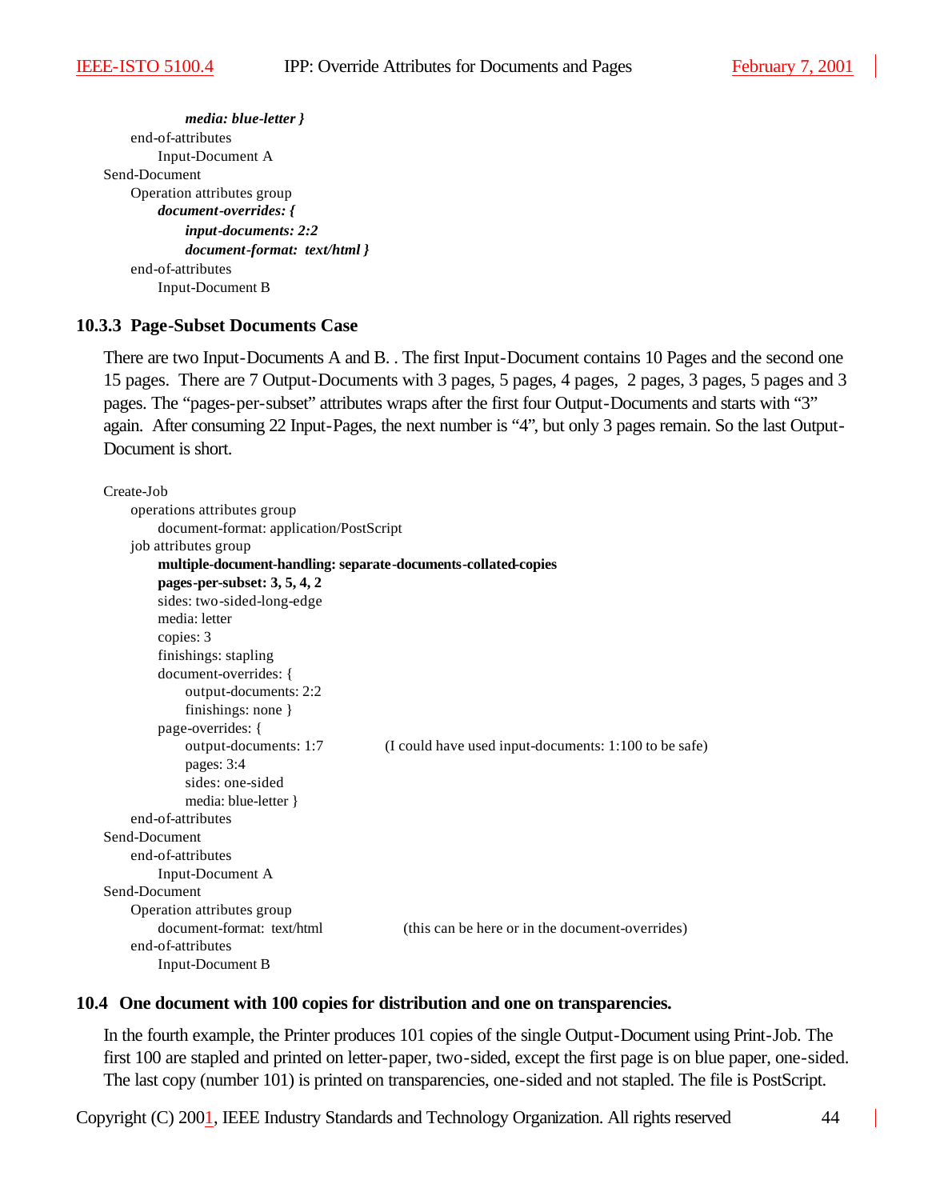```
            media: blue-letter }
    end-of-attributes
        Input-Document A
Send-Document
    Operation attributes group
        document-overrides: {
            input-documents: 2:2
            document-format:  text/html }
    end-of-attributes
        Input-Document B
```

### 10.3.3 Page-Subset Documents Case

There are two Input-Documents A and B. . The first Input-Document contains 10 Pages and the second one 15 pages. There are 7 Output-Documents with 3 pages, 5 pages, 4 pages, 2 pages, 3 pages, 5 pages and 3 pages. The "pages-per-subset" attributes wraps after the first four Output-Documents and starts with "3" again. After consuming 22 Input-Pages, the next number is "4", but only 3 pages remain. So the last Output-Document is short.

```
Create-Job
    operations attributes group
        document-format: application/PostScript
    job attributes group
        multiple-document-handling: separate-documents-collated-copies
        pages-per-subset: 3, 5, 4, 2
        sides: two-sided-long-edge
        media: letter
        copies: 3
        finishings: stapling
        document-overrides: {
            output-documents: 2:2
            finishings: none }
        page-overrides: {
            output-documents: 1:7          (I could have used input-documents: 1:100 to be safe)
            pages: 3:4
            sides: one-sided
            media: blue-letter }
    end-of-attributes
Send-Document
    end-of-attributes
        Input-Document A
Send-Document
    Operation attributes group
        document-format:  text/html          (this can be here or in the document-overrides)
    end-of-attributes
        Input-Document B
```

## 10.4 One document with 100 copies for distribution and one on transparencies.

In the fourth example, the Printer produces 101 copies of the single Output-Document using Print-Job. The first 100 are stapled and printed on letter-paper, two-sided, except the first page is on blue paper, one-sided. The last copy (number 101) is printed on transparencies, one-sided and not stapled. The file is PostScript.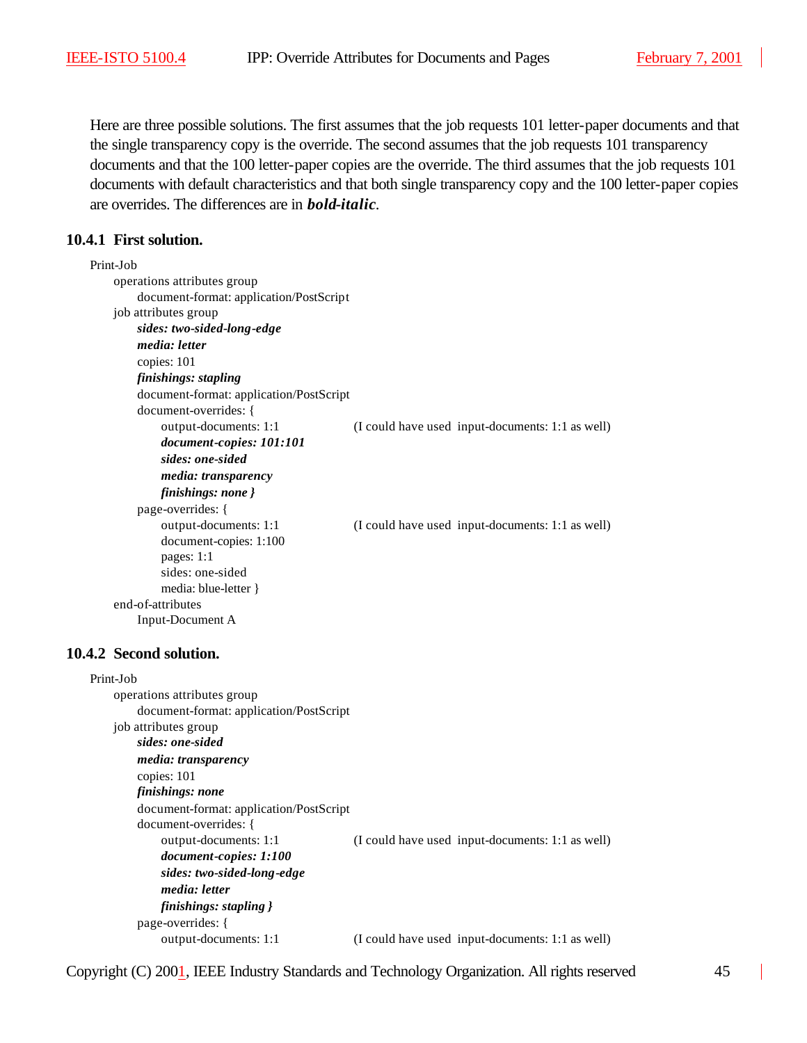Here are three possible solutions. The first assumes that the job requests 101 letter-paper documents and that the single transparency copy is the override. The second assumes that the job requests 101 transparency documents and that the 100 letter-paper copies are the override. The third assumes that the job requests 101 documents with default characteristics and that both single transparency copy and the 100 letter-paper copies are overrides. The differences are in ***bold-italic***.

### 10.4.1 First solution.

Print-Job
&nbsp;&nbsp;&nbsp;&nbsp;operations attributes group
&nbsp;&nbsp;&nbsp;&nbsp;&nbsp;&nbsp;&nbsp;&nbsp;document-format: application/PostScript
&nbsp;&nbsp;&nbsp;&nbsp;job attributes group
&nbsp;&nbsp;&nbsp;&nbsp;&nbsp;&nbsp;&nbsp;&nbsp;***sides: two-sided-long-edge***
&nbsp;&nbsp;&nbsp;&nbsp;&nbsp;&nbsp;&nbsp;&nbsp;***media: letter***
&nbsp;&nbsp;&nbsp;&nbsp;&nbsp;&nbsp;&nbsp;&nbsp;copies: 101
&nbsp;&nbsp;&nbsp;&nbsp;&nbsp;&nbsp;&nbsp;&nbsp;***finishings: stapling***
&nbsp;&nbsp;&nbsp;&nbsp;&nbsp;&nbsp;&nbsp;&nbsp;document-format: application/PostScript
&nbsp;&nbsp;&nbsp;&nbsp;&nbsp;&nbsp;&nbsp;&nbsp;document-overrides: {
&nbsp;&nbsp;&nbsp;&nbsp;&nbsp;&nbsp;&nbsp;&nbsp;&nbsp;&nbsp;&nbsp;&nbsp;output-documents: 1:1 &nbsp;&nbsp;&nbsp;&nbsp;&nbsp;&nbsp;&nbsp;&nbsp;(I could have used input-documents: 1:1 as well)
&nbsp;&nbsp;&nbsp;&nbsp;&nbsp;&nbsp;&nbsp;&nbsp;&nbsp;&nbsp;&nbsp;&nbsp;***document-copies: 101:101***
&nbsp;&nbsp;&nbsp;&nbsp;&nbsp;&nbsp;&nbsp;&nbsp;&nbsp;&nbsp;&nbsp;&nbsp;***sides: one-sided***
&nbsp;&nbsp;&nbsp;&nbsp;&nbsp;&nbsp;&nbsp;&nbsp;&nbsp;&nbsp;&nbsp;&nbsp;***media: transparency***
&nbsp;&nbsp;&nbsp;&nbsp;&nbsp;&nbsp;&nbsp;&nbsp;&nbsp;&nbsp;&nbsp;&nbsp;***finishings: none }***
&nbsp;&nbsp;&nbsp;&nbsp;&nbsp;&nbsp;&nbsp;&nbsp;page-overrides: {
&nbsp;&nbsp;&nbsp;&nbsp;&nbsp;&nbsp;&nbsp;&nbsp;&nbsp;&nbsp;&nbsp;&nbsp;output-documents: 1:1 &nbsp;&nbsp;&nbsp;&nbsp;&nbsp;&nbsp;&nbsp;&nbsp;(I could have used input-documents: 1:1 as well)
&nbsp;&nbsp;&nbsp;&nbsp;&nbsp;&nbsp;&nbsp;&nbsp;&nbsp;&nbsp;&nbsp;&nbsp;document-copies: 1:100
&nbsp;&nbsp;&nbsp;&nbsp;&nbsp;&nbsp;&nbsp;&nbsp;&nbsp;&nbsp;&nbsp;&nbsp;pages: 1:1
&nbsp;&nbsp;&nbsp;&nbsp;&nbsp;&nbsp;&nbsp;&nbsp;&nbsp;&nbsp;&nbsp;&nbsp;sides: one-sided
&nbsp;&nbsp;&nbsp;&nbsp;&nbsp;&nbsp;&nbsp;&nbsp;&nbsp;&nbsp;&nbsp;&nbsp;media: blue-letter }
&nbsp;&nbsp;&nbsp;&nbsp;end-of-attributes
&nbsp;&nbsp;&nbsp;&nbsp;&nbsp;&nbsp;&nbsp;&nbsp;Input-Document A

### 10.4.2 Second solution.

Print-Job
&nbsp;&nbsp;&nbsp;&nbsp;operations attributes group
&nbsp;&nbsp;&nbsp;&nbsp;&nbsp;&nbsp;&nbsp;&nbsp;document-format: application/PostScript
&nbsp;&nbsp;&nbsp;&nbsp;job attributes group
&nbsp;&nbsp;&nbsp;&nbsp;&nbsp;&nbsp;&nbsp;&nbsp;***sides: one-sided***
&nbsp;&nbsp;&nbsp;&nbsp;&nbsp;&nbsp;&nbsp;&nbsp;***media: transparency***
&nbsp;&nbsp;&nbsp;&nbsp;&nbsp;&nbsp;&nbsp;&nbsp;copies: 101
&nbsp;&nbsp;&nbsp;&nbsp;&nbsp;&nbsp;&nbsp;&nbsp;***finishings: none***
&nbsp;&nbsp;&nbsp;&nbsp;&nbsp;&nbsp;&nbsp;&nbsp;document-format: application/PostScript
&nbsp;&nbsp;&nbsp;&nbsp;&nbsp;&nbsp;&nbsp;&nbsp;document-overrides: {
&nbsp;&nbsp;&nbsp;&nbsp;&nbsp;&nbsp;&nbsp;&nbsp;&nbsp;&nbsp;&nbsp;&nbsp;output-documents: 1:1 &nbsp;&nbsp;&nbsp;&nbsp;&nbsp;&nbsp;&nbsp;&nbsp;(I could have used input-documents: 1:1 as well)
&nbsp;&nbsp;&nbsp;&nbsp;&nbsp;&nbsp;&nbsp;&nbsp;&nbsp;&nbsp;&nbsp;&nbsp;***document-copies: 1:100***
&nbsp;&nbsp;&nbsp;&nbsp;&nbsp;&nbsp;&nbsp;&nbsp;&nbsp;&nbsp;&nbsp;&nbsp;***sides: two-sided-long-edge***
&nbsp;&nbsp;&nbsp;&nbsp;&nbsp;&nbsp;&nbsp;&nbsp;&nbsp;&nbsp;&nbsp;&nbsp;***media: letter***
&nbsp;&nbsp;&nbsp;&nbsp;&nbsp;&nbsp;&nbsp;&nbsp;&nbsp;&nbsp;&nbsp;&nbsp;***finishings: stapling }***
&nbsp;&nbsp;&nbsp;&nbsp;&nbsp;&nbsp;&nbsp;&nbsp;page-overrides: {
&nbsp;&nbsp;&nbsp;&nbsp;&nbsp;&nbsp;&nbsp;&nbsp;&nbsp;&nbsp;&nbsp;&nbsp;output-documents: 1:1 &nbsp;&nbsp;&nbsp;&nbsp;&nbsp;&nbsp;&nbsp;&nbsp;(I could have used input-documents: 1:1 as well)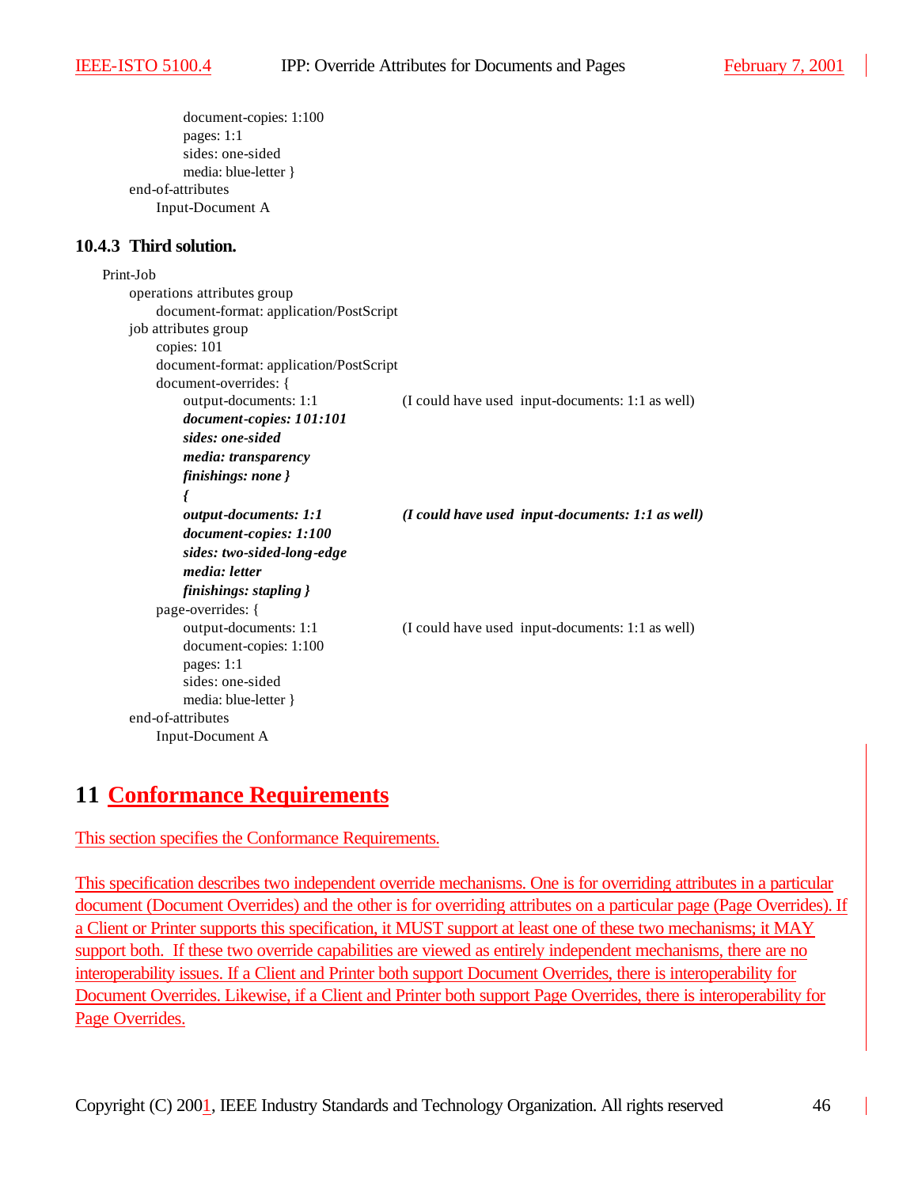```
            document-copies: 1:100
            pages: 1:1
            sides: one-sided
            media: blue-letter }
    end-of-attributes
        Input-Document A
```

### 10.4.3 Third solution.

```
Print-Job
    operations attributes group
        document-format: application/PostScript
    job attributes group
        copies: 101
        document-format: application/PostScript
        document-overrides: {
            output-documents: 1:1          (I could have used  input-documents: 1:1 as well)
            document-copies: 101:101
            sides: one-sided
            media: transparency
            finishings: none }
            {
            output-documents: 1:1          (I could have used  input-documents: 1:1 as well)
            document-copies: 1:100
            sides: two-sided-long-edge
            media: letter
            finishings: stapling }
        page-overrides: {
            output-documents: 1:1          (I could have used  input-documents: 1:1 as well)
            document-copies: 1:100
            pages: 1:1
            sides: one-sided
            media: blue-letter }
    end-of-attributes
        Input-Document A
```

# 11 Conformance Requirements

This section specifies the Conformance Requirements.

This specification describes two independent override mechanisms. One is for overriding attributes in a particular document (Document Overrides) and the other is for overriding attributes on a particular page (Page Overrides). If a Client or Printer supports this specification, it MUST support at least one of these two mechanisms; it MAY support both. If these two override capabilities are viewed as entirely independent mechanisms, there are no interoperability issues. If a Client and Printer both support Document Overrides, there is interoperability for Document Overrides. Likewise, if a Client and Printer both support Page Overrides, there is interoperability for Page Overrides.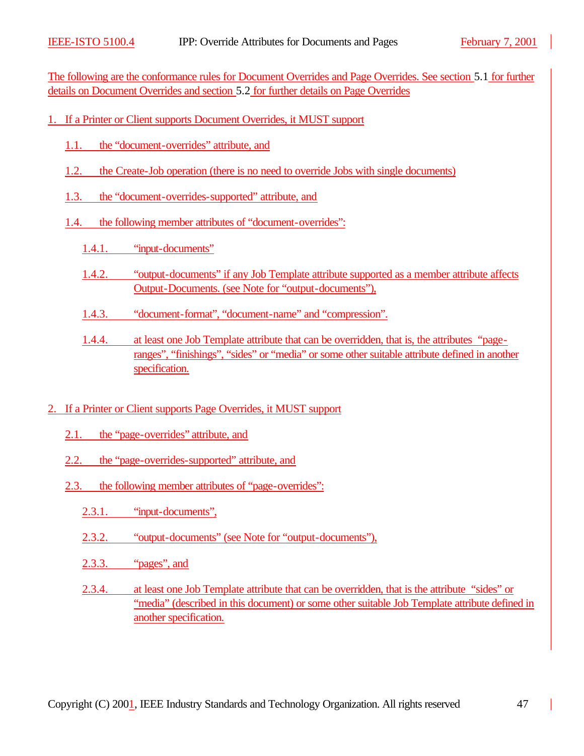The following are the conformance rules for Document Overrides and Page Overrides. See section 5.1 for further details on Document Overrides and section 5.2 for further details on Page Overrides

1. If a Printer or Client supports Document Overrides, it MUST support

    1.1. the “document-overrides” attribute, and

    1.2. the Create-Job operation (there is no need to override Jobs with single documents)

    1.3. the “document-overrides-supported” attribute, and

    1.4. the following member attributes of “document-overrides”:

        1.4.1. “input-documents”

        1.4.2. “output-documents” if any Job Template attribute supported as a member attribute affects Output-Documents. (see Note for “output-documents”),

        1.4.3. “document-format”, “document-name” and “compression”.

        1.4.4. at least one Job Template attribute that can be overridden, that is, the attributes “page-ranges”, “finishings”, “sides” or “media” or some other suitable attribute defined in another specification.

2. If a Printer or Client supports Page Overrides, it MUST support

    2.1. the “page-overrides” attribute, and

    2.2. the “page-overrides-supported” attribute, and

    2.3. the following member attributes of “page-overrides”:

        2.3.1. “input-documents”,

        2.3.2. “output-documents” (see Note for “output-documents”),

        2.3.3. “pages”, and

        2.3.4. at least one Job Template attribute that can be overridden, that is the attribute “sides” or “media” (described in this document) or some other suitable Job Template attribute defined in another specification.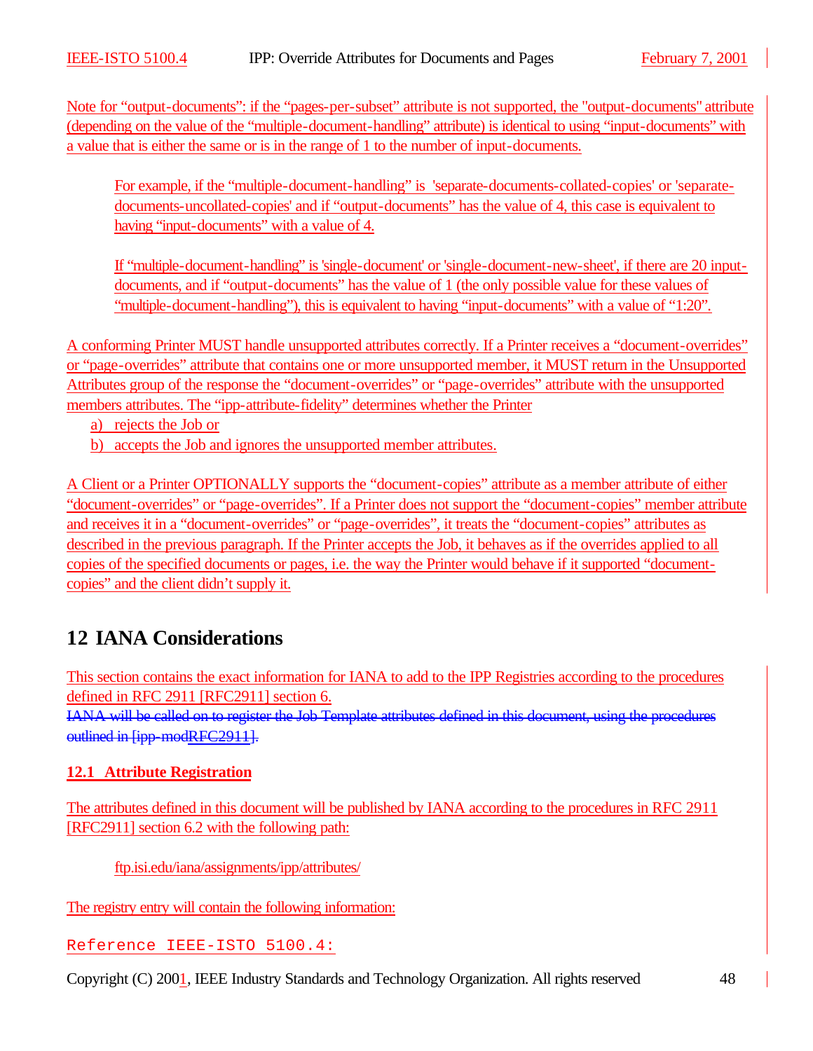Note for “output-documents”: if the “pages-per-subset” attribute is not supported, the "output-documents" attribute (depending on the value of the “multiple-document-handling” attribute) is identical to using “input-documents” with a value that is either the same or is in the range of 1 to the number of input-documents.

> For example, if the “multiple-document-handling” is 'separate-documents-collated-copies' or 'separate-documents-uncollated-copies' and if “output-documents” has the value of 4, this case is equivalent to having “input-documents” with a value of 4.
>
> If “multiple-document-handling” is 'single-document' or 'single-document-new-sheet', if there are 20 input-documents, and if “output-documents” has the value of 1 (the only possible value for these values of “multiple-document-handling”), this is equivalent to having “input-documents” with a value of “1:20”.

A conforming Printer MUST handle unsupported attributes correctly. If a Printer receives a “document-overrides” or “page-overrides” attribute that contains one or more unsupported member, it MUST return in the Unsupported Attributes group of the response the “document-overrides” or “page-overrides” attribute with the unsupported members attributes. The “ipp-attribute-fidelity” determines whether the Printer

a) rejects the Job or
b) accepts the Job and ignores the unsupported member attributes.

A Client or a Printer OPTIONALLY supports the “document-copies” attribute as a member attribute of either “document-overrides” or “page-overrides”. If a Printer does not support the “document-copies” member attribute and receives it in a “document-overrides” or “page-overrides”, it treats the “document-copies” attributes as described in the previous paragraph. If the Printer accepts the Job, it behaves as if the overrides applied to all copies of the specified documents or pages, i.e. the way the Printer would behave if it supported “document-copies” and the client didn’t supply it.

# 12 IANA Considerations

This section contains the exact information for IANA to add to the IPP Registries according to the procedures defined in RFC 2911 [RFC2911] section 6.

~~IANA will be called on to register the Job Template attributes defined in this document, using the procedures outlined in [ipp-mod~~RFC2911~~]~~.

## 12.1 Attribute Registration

The attributes defined in this document will be published by IANA according to the procedures in RFC 2911 [RFC2911] section 6.2 with the following path:

> ftp.isi.edu/iana/assignments/ipp/attributes/

The registry entry will contain the following information:

```
Reference IEEE-ISTO 5100.4:
```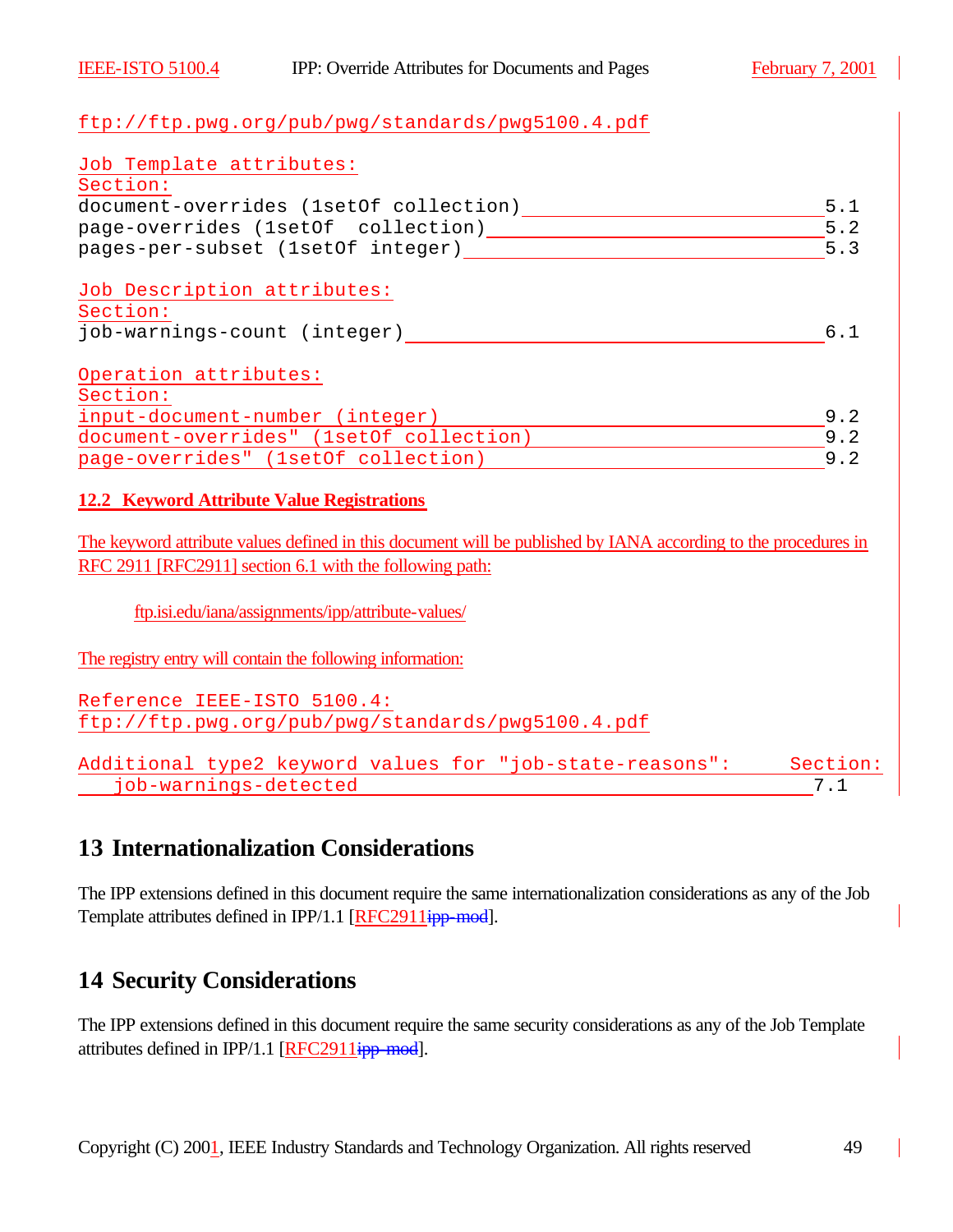```
ftp://ftp.pwg.org/pub/pwg/standards/pwg5100.4.pdf

Job Template attributes:
Section:
document-overrides (1setOf collection)________________________5.1
page-overrides (1setOf  collection)___________________________5.2
pages-per-subset (1setOf integer)_____________________________5.3

Job Description attributes:
Section:
job-warnings-count (integer)__________________________________6.1

Operation attributes:
Section:
input-document-number (integer)_______________________________9.2
document-overrides" (1setOf collection)_______________________9.2
page-overrides" (1setOf collection)___________________________9.2
```

### 12.2 Keyword Attribute Value Registrations

The keyword attribute values defined in this document will be published by IANA according to the procedures in RFC 2911 [RFC2911] section 6.1 with the following path:

ftp.isi.edu/iana/assignments/ipp/attribute-values/

The registry entry will contain the following information:

```
Reference IEEE-ISTO 5100.4:
ftp://ftp.pwg.org/pub/pwg/standards/pwg5100.4.pdf

Additional type2 keyword values for "job-state-reasons":     Section:
   job-warnings-detected______________________________________7.1
```

## 13 Internationalization Considerations

The IPP extensions defined in this document require the same internationalization considerations as any of the Job Template attributes defined in IPP/1.1 [RFC2911~~ipp-mod~~].

## 14 Security Considerations

The IPP extensions defined in this document require the same security considerations as any of the Job Template attributes defined in IPP/1.1 [RFC2911~~ipp-mod~~].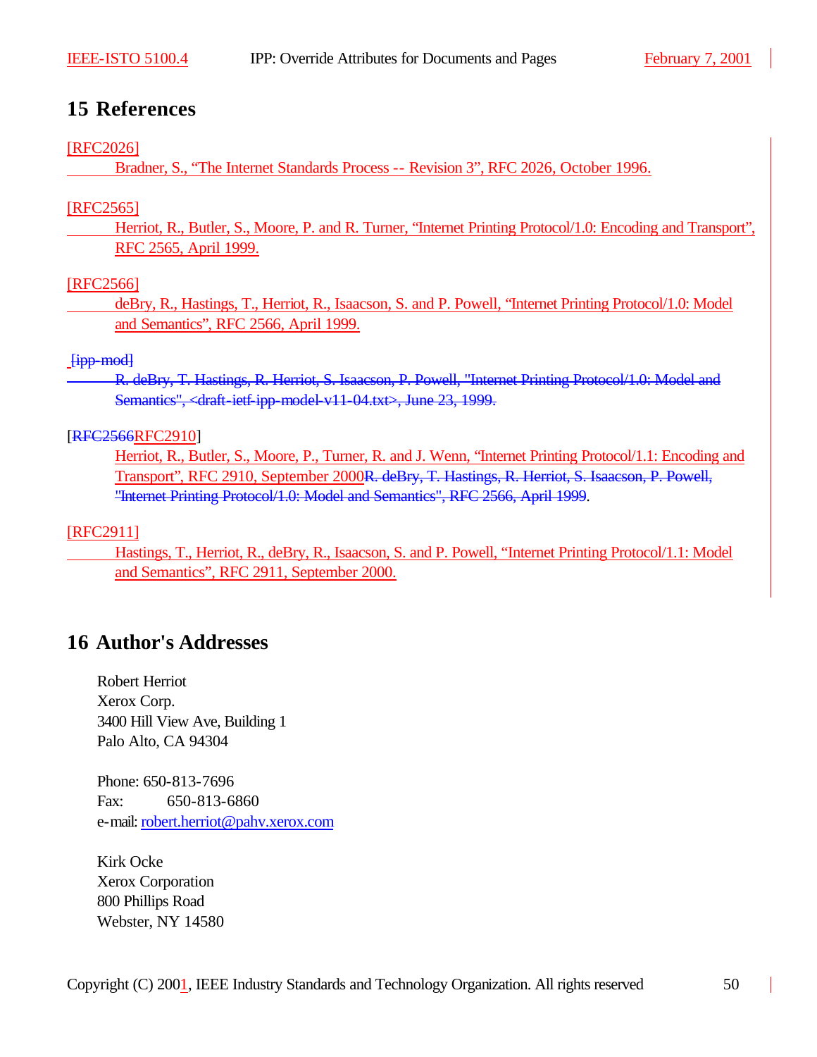## 15 References

[RFC2026]

Bradner, S., "The Internet Standards Process -- Revision 3", RFC 2026, October 1996.

[RFC2565]

Herriot, R., Butler, S., Moore, P. and R. Turner, "Internet Printing Protocol/1.0: Encoding and Transport", RFC 2565, April 1999.

[RFC2566]

deBry, R., Hastings, T., Herriot, R., Isaacson, S. and P. Powell, "Internet Printing Protocol/1.0: Model and Semantics", RFC 2566, April 1999.

~~[ipp-mod]~~

~~R. deBry, T. Hastings, R. Herriot, S. Isaacson, P. Powell, "Internet Printing Protocol/1.0: Model and Semantics", <draft-ietf-ipp-model-v11-04.txt>, June 23, 1999.~~

[~~RFC2566~~RFC2910]

Herriot, R., Butler, S., Moore, P., Turner, R. and J. Wenn, "Internet Printing Protocol/1.1: Encoding and Transport", RFC 2910, September 2000~~R. deBry, T. Hastings, R. Herriot, S. Isaacson, P. Powell, "Internet Printing Protocol/1.0: Model and Semantics", RFC 2566, April 1999~~.

[RFC2911]

Hastings, T., Herriot, R., deBry, R., Isaacson, S. and P. Powell, "Internet Printing Protocol/1.1: Model and Semantics", RFC 2911, September 2000.

## 16 Author's Addresses

Robert Herriot
Xerox Corp.
3400 Hill View Ave, Building 1
Palo Alto, CA 94304

Phone: 650-813-7696
Fax: 650-813-6860
e-mail: robert.herriot@pahv.xerox.com

Kirk Ocke
Xerox Corporation
800 Phillips Road
Webster, NY 14580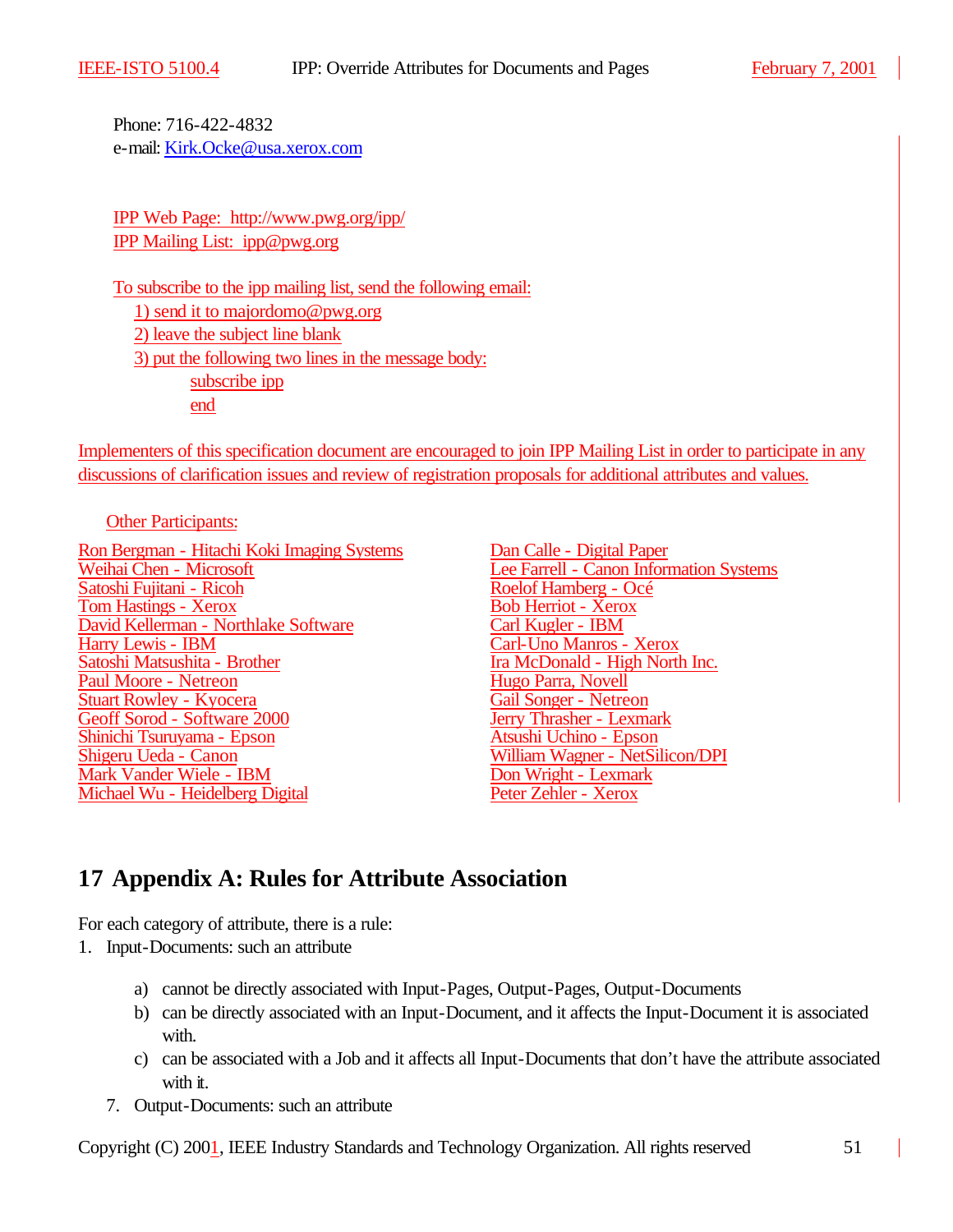Phone: 716-422-4832
e-mail: Kirk.Ocke@usa.xerox.com

IPP Web Page: http://www.pwg.org/ipp/
IPP Mailing List: ipp@pwg.org

To subscribe to the ipp mailing list, send the following email:

1) send it to majordomo@pwg.org
2) leave the subject line blank
3) put the following two lines in the message body:
   subscribe ipp
   end

Implementers of this specification document are encouraged to join IPP Mailing List in order to participate in any discussions of clarification issues and review of registration proposals for additional attributes and values.

Other Participants:

Ron Bergman - Hitachi Koki Imaging Systems
Weihai Chen - Microsoft
Satoshi Fujitani - Ricoh
Tom Hastings - Xerox
David Kellerman - Northlake Software
Harry Lewis - IBM
Satoshi Matsushita - Brother
Paul Moore - Netreon
Stuart Rowley - Kyocera
Geoff Sorod - Software 2000
Shinichi Tsuruyama - Epson
Shigeru Ueda - Canon
Mark Vander Wiele - IBM
Michael Wu - Heidelberg Digital
Dan Calle - Digital Paper
Lee Farrell - Canon Information Systems
Roelof Hamberg - Océ
Bob Herriot - Xerox
Carl Kugler - IBM
Carl-Uno Manros - Xerox
Ira McDonald - High North Inc.
Hugo Parra, Novell
Gail Songer - Netreon
Jerry Thrasher - Lexmark
Atsushi Uchino - Epson
William Wagner - NetSilicon/DPI
Don Wright - Lexmark
Peter Zehler - Xerox

# 17 Appendix A: Rules for Attribute Association

For each category of attribute, there is a rule:

1. Input-Documents: such an attribute

   a) cannot be directly associated with Input-Pages, Output-Pages, Output-Documents
   b) can be directly associated with an Input-Document, and it affects the Input-Document it is associated with.
   c) can be associated with a Job and it affects all Input-Documents that don't have the attribute associated with it.

7. Output-Documents: such an attribute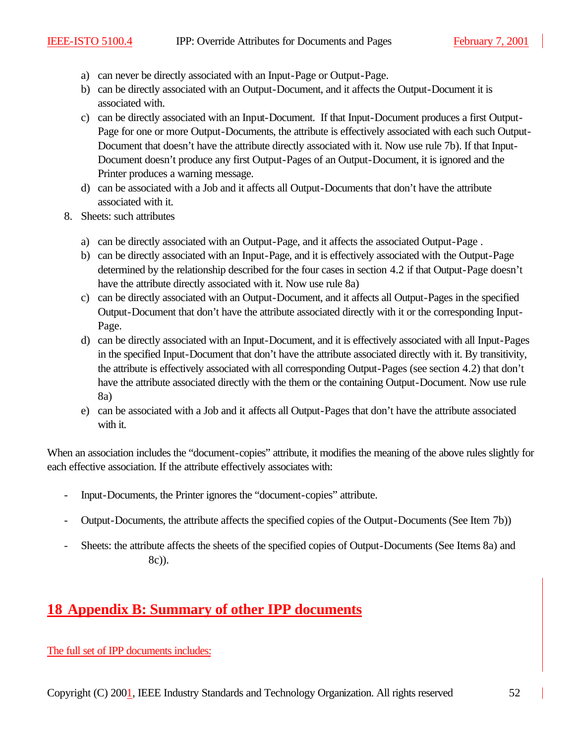a) can never be directly associated with an Input-Page or Output-Page.
b) can be directly associated with an Output-Document, and it affects the Output-Document it is associated with.
c) can be directly associated with an Input-Document. If that Input-Document produces a first Output-Page for one or more Output-Documents, the attribute is effectively associated with each such Output-Document that doesn't have the attribute directly associated with it. Now use rule 7b). If that Input-Document doesn't produce any first Output-Pages of an Output-Document, it is ignored and the Printer produces a warning message.
d) can be associated with a Job and it affects all Output-Documents that don't have the attribute associated with it.

8. Sheets: such attributes

   a) can be directly associated with an Output-Page, and it affects the associated Output-Page .
   b) can be directly associated with an Input-Page, and it is effectively associated with the Output-Page determined by the relationship described for the four cases in section 4.2 if that Output-Page doesn't have the attribute directly associated with it. Now use rule 8a)
   c) can be directly associated with an Output-Document, and it affects all Output-Pages in the specified Output-Document that don't have the attribute associated directly with it or the corresponding Input-Page.
   d) can be directly associated with an Input-Document, and it is effectively associated with all Input-Pages in the specified Input-Document that don't have the attribute associated directly with it. By transitivity, the attribute is effectively associated with all corresponding Output-Pages (see section 4.2) that don't have the attribute associated directly with the them or the containing Output-Document. Now use rule 8a)
   e) can be associated with a Job and it affects all Output-Pages that don't have the attribute associated with it.

When an association includes the "document-copies" attribute, it modifies the meaning of the above rules slightly for each effective association. If the attribute effectively associates with:

- Input-Documents, the Printer ignores the "document-copies" attribute.
- Output-Documents, the attribute affects the specified copies of the Output-Documents (See Item 7b))
- Sheets: the attribute affects the sheets of the specified copies of Output-Documents (See Items 8a) and 8c)).

# 18 Appendix B: Summary of other IPP documents

The full set of IPP documents includes: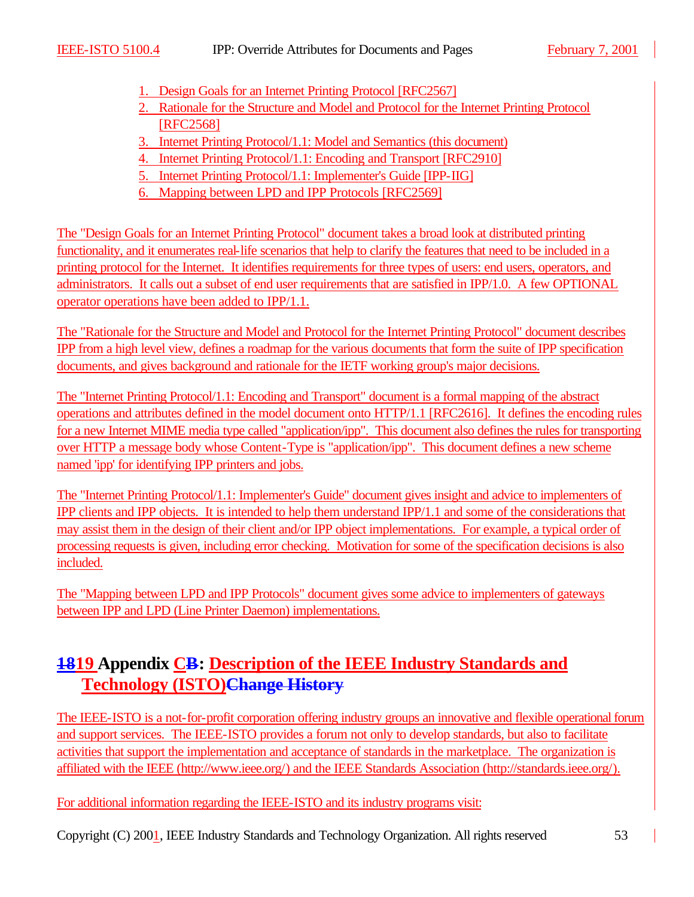1. Design Goals for an Internet Printing Protocol [RFC2567]
2. Rationale for the Structure and Model and Protocol for the Internet Printing Protocol [RFC2568]
3. Internet Printing Protocol/1.1: Model and Semantics (this document)
4. Internet Printing Protocol/1.1: Encoding and Transport [RFC2910]
5. Internet Printing Protocol/1.1: Implementer's Guide [IPP-IIG]
6. Mapping between LPD and IPP Protocols [RFC2569]

The "Design Goals for an Internet Printing Protocol" document takes a broad look at distributed printing functionality, and it enumerates real-life scenarios that help to clarify the features that need to be included in a printing protocol for the Internet. It identifies requirements for three types of users: end users, operators, and administrators. It calls out a subset of end user requirements that are satisfied in IPP/1.0. A few OPTIONAL operator operations have been added to IPP/1.1.

The "Rationale for the Structure and Model and Protocol for the Internet Printing Protocol" document describes IPP from a high level view, defines a roadmap for the various documents that form the suite of IPP specification documents, and gives background and rationale for the IETF working group's major decisions.

The "Internet Printing Protocol/1.1: Encoding and Transport" document is a formal mapping of the abstract operations and attributes defined in the model document onto HTTP/1.1 [RFC2616]. It defines the encoding rules for a new Internet MIME media type called "application/ipp". This document also defines the rules for transporting over HTTP a message body whose Content-Type is "application/ipp". This document defines a new scheme named 'ipp' for identifying IPP printers and jobs.

The "Internet Printing Protocol/1.1: Implementer's Guide" document gives insight and advice to implementers of IPP clients and IPP objects. It is intended to help them understand IPP/1.1 and some of the considerations that may assist them in the design of their client and/or IPP object implementations. For example, a typical order of processing requests is given, including error checking. Motivation for some of the specification decisions is also included.

The "Mapping between LPD and IPP Protocols" document gives some advice to implementers of gateways between IPP and LPD (Line Printer Daemon) implementations.

# ~~18~~19 Appendix ~~B~~C: ~~Change History~~ Description of the IEEE Industry Standards and Technology (ISTO)

The IEEE-ISTO is a not-for-profit corporation offering industry groups an innovative and flexible operational forum and support services. The IEEE-ISTO provides a forum not only to develop standards, but also to facilitate activities that support the implementation and acceptance of standards in the marketplace. The organization is affiliated with the IEEE (http://www.ieee.org/) and the IEEE Standards Association (http://standards.ieee.org/).

For additional information regarding the IEEE-ISTO and its industry programs visit: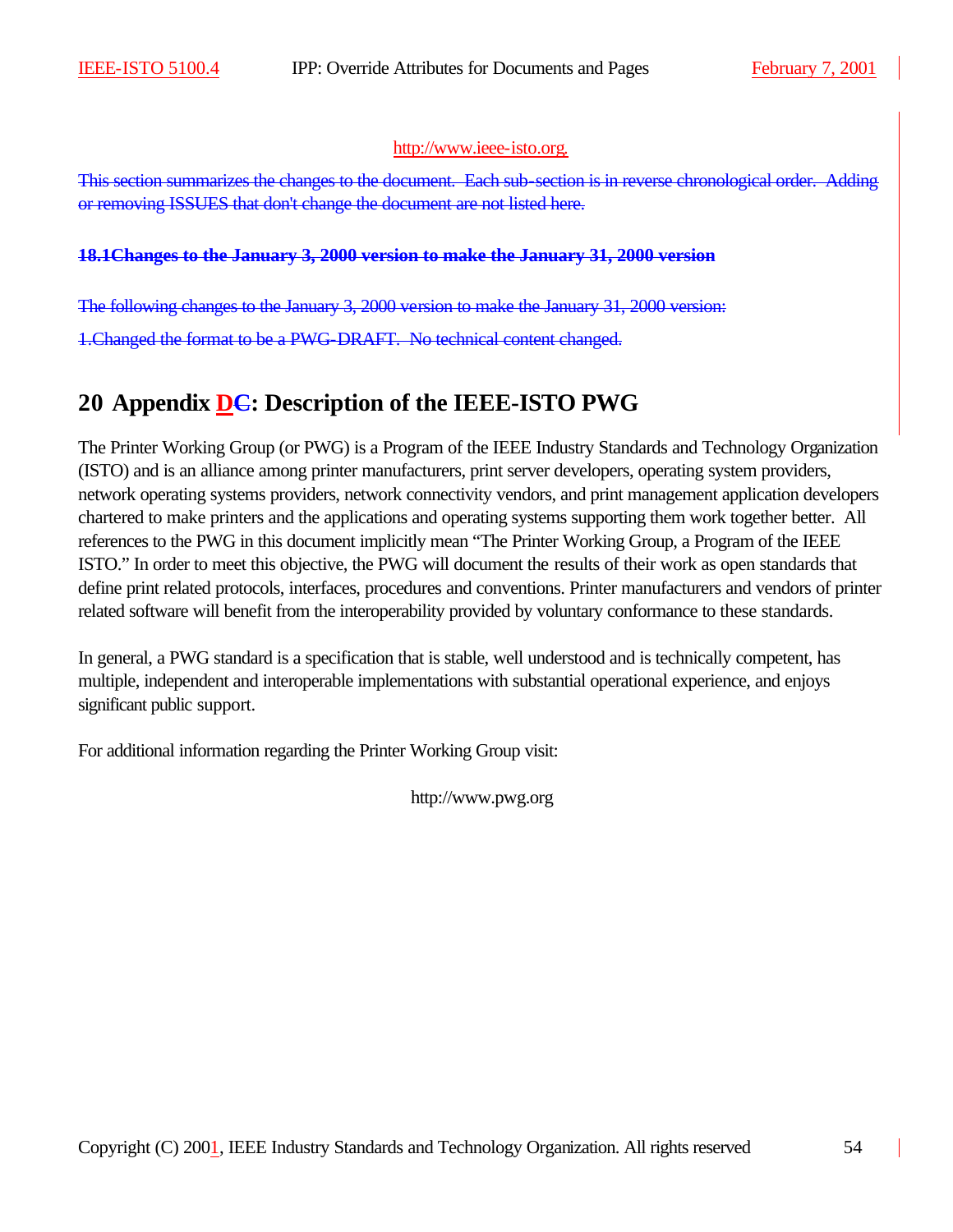http://www.ieee-isto.org.

~~This section summarizes the changes to the document. Each sub-section is in reverse chronological order. Adding or removing ISSUES that don't change the document are not listed here.~~

### ~~18.1Changes to the January 3, 2000 version to make the January 31, 2000 version~~

~~The following changes to the January 3, 2000 version to make the January 31, 2000 version:~~

~~1.Changed the format to be a PWG-DRAFT. No technical content changed.~~

## 20 Appendix D~~C~~: Description of the IEEE-ISTO PWG

The Printer Working Group (or PWG) is a Program of the IEEE Industry Standards and Technology Organization (ISTO) and is an alliance among printer manufacturers, print server developers, operating system providers, network operating systems providers, network connectivity vendors, and print management application developers chartered to make printers and the applications and operating systems supporting them work together better. All references to the PWG in this document implicitly mean "The Printer Working Group, a Program of the IEEE ISTO." In order to meet this objective, the PWG will document the results of their work as open standards that define print related protocols, interfaces, procedures and conventions. Printer manufacturers and vendors of printer related software will benefit from the interoperability provided by voluntary conformance to these standards.

In general, a PWG standard is a specification that is stable, well understood and is technically competent, has multiple, independent and interoperable implementations with substantial operational experience, and enjoys significant public support.

For additional information regarding the Printer Working Group visit:

http://www.pwg.org